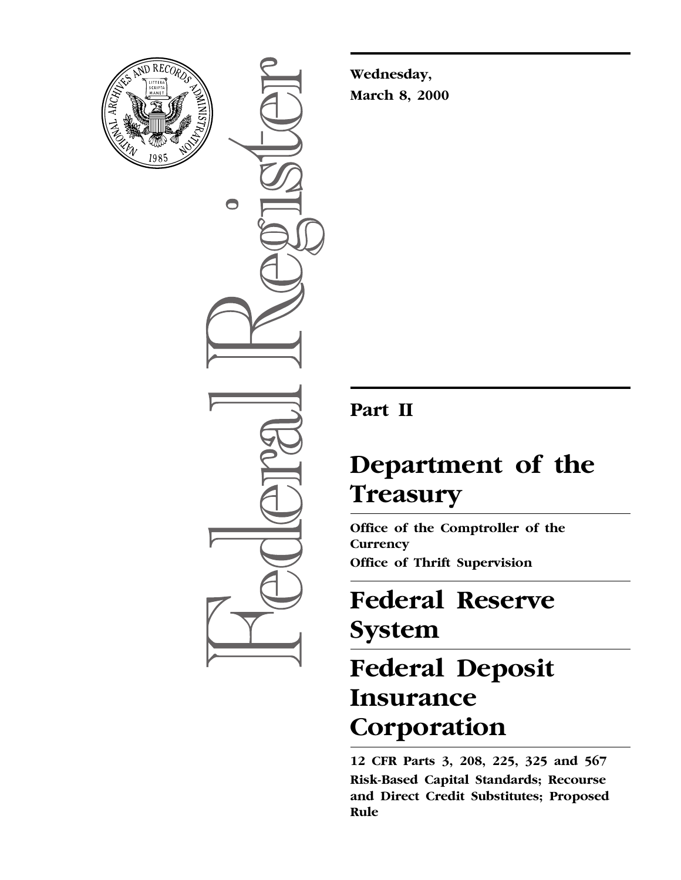**Wednesday, March 8, 2000**

## Part II

# Department of the Treasury

**Office of the Comptroller of the Currency**

**Office of Thrift Supervision**

# Federal Reserve System

# Federal Deposit Insurance Corporation

**12 CFR Parts 3, 208, 225, 325 and 567**

**Risk-Based Capital Standards; Recourse and Direct Credit Substitutes; Proposed Rule**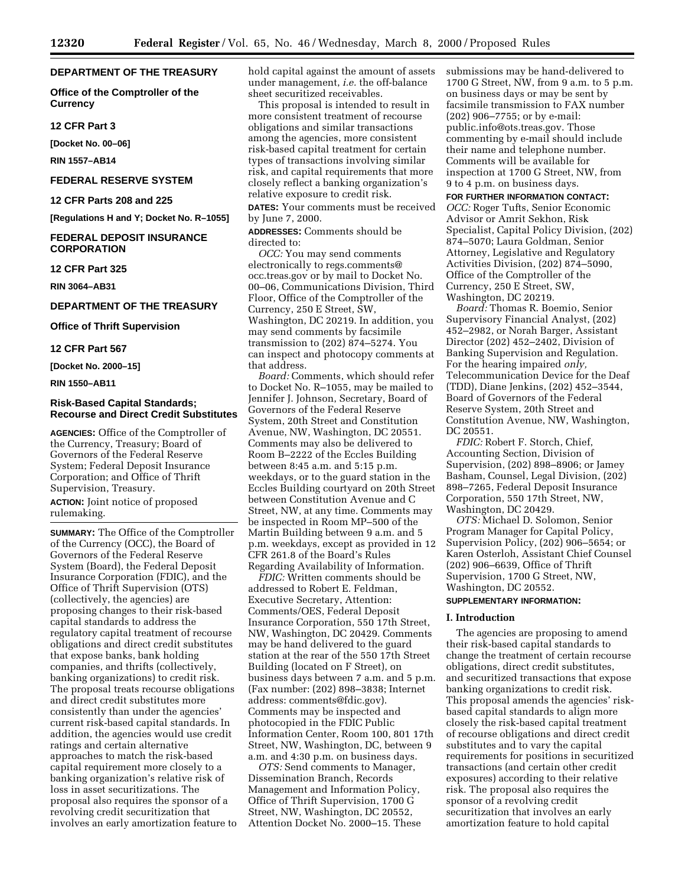## DEPARTMENT OF THE TREASURY

### Office of the Comptroller of the Currency

### 12 CFR Part 3

**[Docket No. 00–06]**

**RIN 1557–AB14**

## FEDERAL RESERVE SYSTEM

### 12 CFR Parts 208 and 225

**[Regulations H and Y; Docket No. R–1055]**

## FEDERAL DEPOSIT INSURANCE CORPORATION

### 12 CFR Part 325

**RIN 3064–AB31**

## DEPARTMENT OF THE TREASURY

### Office of Thrift Supervision

### 12 CFR Part 567

**[Docket No. 2000–15]**

**RIN 1550–AB11**

## Risk-Based Capital Standards; Recourse and Direct Credit Substitutes

**AGENCIES:** Office of the Comptroller of the Currency, Treasury; Board of Governors of the Federal Reserve System; Federal Deposit Insurance Corporation; and Office of Thrift Supervision, Treasury.

**ACTION:** Joint notice of proposed rulemaking.

**SUMMARY:** The Office of the Comptroller of the Currency (OCC), the Board of Governors of the Federal Reserve System (Board), the Federal Deposit Insurance Corporation (FDIC), and the Office of Thrift Supervision (OTS) (collectively, the agencies) are proposing changes to their risk-based capital standards to address the regulatory capital treatment of recourse obligations and direct credit substitutes that expose banks, bank holding companies, and thrifts (collectively, banking organizations) to credit risk. The proposal treats recourse obligations and direct credit substitutes more consistently than under the agencies' current risk-based capital standards. In addition, the agencies would use credit ratings and certain alternative approaches to match the risk-based capital requirement more closely to a banking organization's relative risk of loss in asset securitizations. The proposal also requires the sponsor of a revolving credit securitization that involves an early amortization feature to hold capital against the amount of assets under management, *i.e.* the off-balance sheet securitized receivables.

This proposal is intended to result in more consistent treatment of recourse obligations and similar transactions among the agencies, more consistent risk-based capital treatment for certain types of transactions involving similar risk, and capital requirements that more closely reflect a banking organization's relative exposure to credit risk.

**DATES:** Your comments must be received by June 7, 2000.

**ADDRESSES:** Comments should be directed to:

*OCC:* You may send comments electronically to regs.comments@occ.treas.gov or by mail to Docket No. 00–06, Communications Division, Third Floor, Office of the Comptroller of the Currency, 250 E Street, SW, Washington, DC 20219. In addition, you may send comments by facsimile transmission to (202) 874–5274. You can inspect and photocopy comments at that address.

*Board:* Comments, which should refer to Docket No. R–1055, may be mailed to Jennifer J. Johnson, Secretary, Board of Governors of the Federal Reserve System, 20th Street and Constitution Avenue, NW, Washington, DC 20551. Comments may also be delivered to Room B–2222 of the Eccles Building between 8:45 a.m. and 5:15 p.m. weekdays, or to the guard station in the Eccles Building courtyard on 20th Street between Constitution Avenue and C Street, NW, at any time. Comments may be inspected in Room MP–500 of the Martin Building between 9 a.m. and 5 p.m. weekdays, except as provided in 12 CFR 261.8 of the Board's Rules Regarding Availability of Information.

*FDIC:* Written comments should be addressed to Robert E. Feldman, Executive Secretary, Attention: Comments/OES, Federal Deposit Insurance Corporation, 550 17th Street, NW, Washington, DC 20429. Comments may be hand delivered to the guard station at the rear of the 550 17th Street Building (located on F Street), on business days between 7 a.m. and 5 p.m. (Fax number: (202) 898–3838; Internet address: comments@fdic.gov). Comments may be inspected and photocopied in the FDIC Public Information Center, Room 100, 801 17th Street, NW, Washington, DC, between 9 a.m. and 4:30 p.m. on business days.

*OTS:* Send comments to Manager, Dissemination Branch, Records Management and Information Policy, Office of Thrift Supervision, 1700 G Street, NW, Washington, DC 20552, Attention Docket No. 2000–15. These submissions may be hand-delivered to 1700 G Street, NW, from 9 a.m. to 5 p.m. on business days or may be sent by facsimile transmission to FAX number (202) 906–7755; or by e-mail: public.info@ots.treas.gov. Those commenting by e-mail should include their name and telephone number. Comments will be available for inspection at 1700 G Street, NW, from 9 to 4 p.m. on business days.

**FOR FURTHER INFORMATION CONTACT:**

*OCC:* Roger Tufts, Senior Economic Advisor or Amrit Sekhon, Risk Specialist, Capital Policy Division, (202) 874–5070; Laura Goldman, Senior Attorney, Legislative and Regulatory Activities Division, (202) 874–5090, Office of the Comptroller of the Currency, 250 E Street, SW, Washington, DC 20219.

*Board:* Thomas R. Boemio, Senior Supervisory Financial Analyst, (202) 452–2982, or Norah Barger, Assistant Director (202) 452–2402, Division of Banking Supervision and Regulation. For the hearing impaired *only,* Telecommunication Device for the Deaf (TDD), Diane Jenkins, (202) 452–3544, Board of Governors of the Federal Reserve System, 20th Street and Constitution Avenue, NW, Washington, DC 20551.

*FDIC:* Robert F. Storch, Chief, Accounting Section, Division of Supervision, (202) 898–8906; or Jamey Basham, Counsel, Legal Division, (202) 898–7265, Federal Deposit Insurance Corporation, 550 17th Street, NW, Washington, DC 20429.

*OTS:* Michael D. Solomon, Senior Program Manager for Capital Policy, Supervision Policy, (202) 906–5654; or Karen Osterloh, Assistant Chief Counsel (202) 906–6639, Office of Thrift Supervision, 1700 G Street, NW, Washington, DC 20552.

**SUPPLEMENTARY INFORMATION:**

### I. Introduction

The agencies are proposing to amend their risk-based capital standards to change the treatment of certain recourse obligations, direct credit substitutes, and securitized transactions that expose banking organizations to credit risk. This proposal amends the agencies' risk-based capital standards to align more closely the risk-based capital treatment of recourse obligations and direct credit substitutes and to vary the capital requirements for positions in securitized transactions (and certain other credit exposures) according to their relative risk. The proposal also requires the sponsor of a revolving credit securitization that involves an early amortization feature to hold capital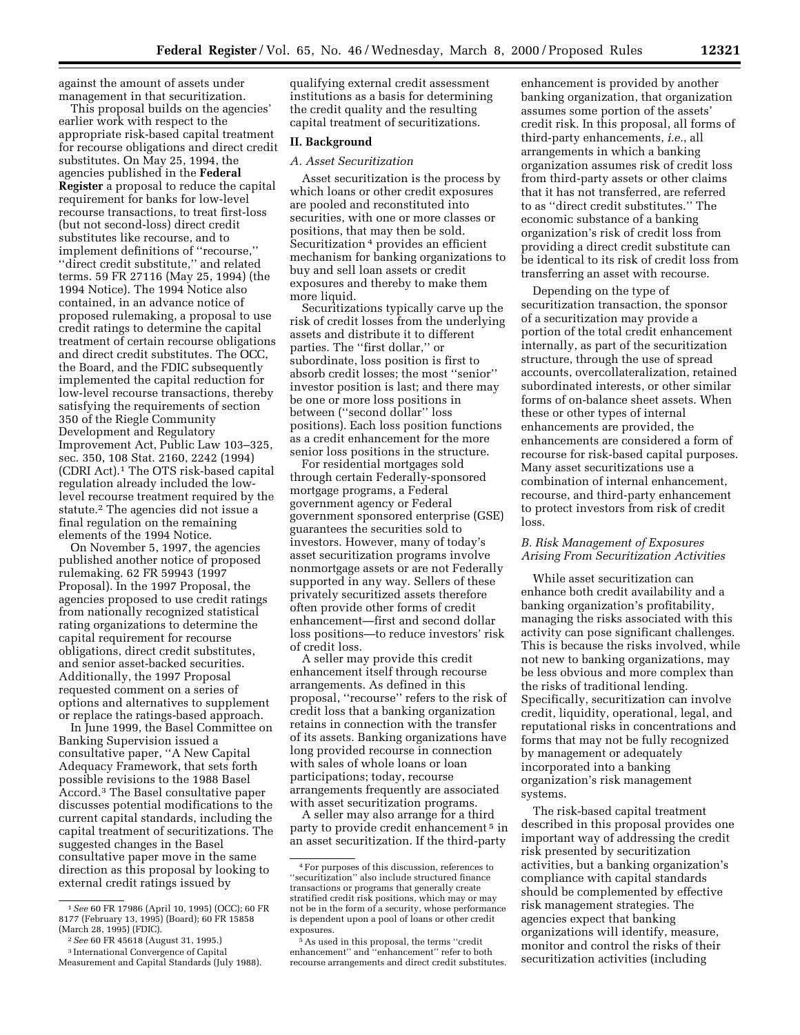against the amount of assets under management in that securitization.

This proposal builds on the agencies' earlier work with respect to the appropriate risk-based capital treatment for recourse obligations and direct credit substitutes. On May 25, 1994, the agencies published in the **Federal Register** a proposal to reduce the capital requirement for banks for low-level recourse transactions, to treat first-loss (but not second-loss) direct credit substitutes like recourse, and to implement definitions of ''recourse,'' ''direct credit substitute,'' and related terms. 59 FR 27116 (May 25, 1994) (the 1994 Notice). The 1994 Notice also contained, in an advance notice of proposed rulemaking, a proposal to use credit ratings to determine the capital treatment of certain recourse obligations and direct credit substitutes. The OCC, the Board, and the FDIC subsequently implemented the capital reduction for low-level recourse transactions, thereby satisfying the requirements of section 350 of the Riegle Community Development and Regulatory Improvement Act, Public Law 103–325, sec. 350, 108 Stat. 2160, 2242 (1994) (CDRI Act).[1] The OTS risk-based capital regulation already included the low-level recourse treatment required by the statute.[2] The agencies did not issue a final regulation on the remaining elements of the 1994 Notice.

On November 5, 1997, the agencies published another notice of proposed rulemaking. 62 FR 59943 (1997 Proposal). In the 1997 Proposal, the agencies proposed to use credit ratings from nationally recognized statistical rating organizations to determine the capital requirement for recourse obligations, direct credit substitutes, and senior asset-backed securities. Additionally, the 1997 Proposal requested comment on a series of options and alternatives to supplement or replace the ratings-based approach.

In June 1999, the Basel Committee on Banking Supervision issued a consultative paper, ''A New Capital Adequacy Framework, that sets forth possible revisions to the 1988 Basel Accord.[3] The Basel consultative paper discusses potential modifications to the current capital standards, including the capital treatment of securitizations. The suggested changes in the Basel consultative paper move in the same direction as this proposal by looking to external credit ratings issued by qualifying external credit assessment institutions as a basis for determining the credit quality and the resulting capital treatment of securitizations.

## II. Background

### A. Asset Securitization

Asset securitization is the process by which loans or other credit exposures are pooled and reconstituted into securities, with one or more classes or positions, that may then be sold. Securitization[4] provides an efficient mechanism for banking organizations to buy and sell loan assets or credit exposures and thereby to make them more liquid.

Securitizations typically carve up the risk of credit losses from the underlying assets and distribute it to different parties. The ''first dollar,'' or subordinate, loss position is first to absorb credit losses; the most ''senior'' investor position is last; and there may be one or more loss positions in between (''second dollar'' loss positions). Each loss position functions as a credit enhancement for the more senior loss positions in the structure.

For residential mortgages sold through certain Federally-sponsored mortgage programs, a Federal government agency or Federal government sponsored enterprise (GSE) guarantees the securities sold to investors. However, many of today's asset securitization programs involve nonmortgage assets or are not Federally supported in any way. Sellers of these privately securitized assets therefore often provide other forms of credit enhancement—first and second dollar loss positions—to reduce investors' risk of credit loss.

A seller may provide this credit enhancement itself through recourse arrangements. As defined in this proposal, ''recourse'' refers to the risk of credit loss that a banking organization retains in connection with the transfer of its assets. Banking organizations have long provided recourse in connection with sales of whole loans or loan participations; today, recourse arrangements frequently are associated with asset securitization programs.

A seller may also arrange for a third party to provide credit enhancement[5] in an asset securitization. If the third-party enhancement is provided by another banking organization, that organization assumes some portion of the assets' credit risk. In this proposal, all forms of third-party enhancements, *i.e.*, all arrangements in which a banking organization assumes risk of credit loss from third-party assets or other claims that it has not transferred, are referred to as ''direct credit substitutes.'' The economic substance of a banking organization's risk of credit loss from providing a direct credit substitute can be identical to its risk of credit loss from transferring an asset with recourse.

Depending on the type of securitization transaction, the sponsor of a securitization may provide a portion of the total credit enhancement internally, as part of the securitization structure, through the use of spread accounts, overcollateralization, retained subordinated interests, or other similar forms of on-balance sheet assets. When these or other types of internal enhancements are provided, the enhancements are considered a form of recourse for risk-based capital purposes. Many asset securitizations use a combination of internal enhancement, recourse, and third-party enhancement to protect investors from risk of credit loss.

### B. Risk Management of Exposures Arising From Securitization Activities

While asset securitization can enhance both credit availability and a banking organization's profitability, managing the risks associated with this activity can pose significant challenges. This is because the risks involved, while not new to banking organizations, may be less obvious and more complex than the risks of traditional lending. Specifically, securitization can involve credit, liquidity, operational, legal, and reputational risks in concentrations and forms that may not be fully recognized by management or adequately incorporated into a banking organization's risk management systems.

The risk-based capital treatment described in this proposal provides one important way of addressing the credit risk presented by securitization activities, but a banking organization's compliance with capital standards should be complemented by effective risk management strategies. The agencies expect that banking organizations will identify, measure, monitor and control the risks of their securitization activities (including

---

[1] *See* 60 FR 17986 (April 10, 1995) (OCC); 60 FR 8177 (February 13, 1995) (Board); 60 FR 15858 (March 28, 1995) (FDIC).

[2] *See* 60 FR 45618 (August 31, 1995.)

[3] International Convergence of Capital Measurement and Capital Standards (July 1988).

[4] For purposes of this discussion, references to ''securitization'' also include structured finance transactions or programs that generally create stratified credit risk positions, which may or may not be in the form of a security, whose performance is dependent upon a pool of loans or other credit exposures.

[5] As used in this proposal, the terms ''credit enhancement'' and ''enhancement'' refer to both recourse arrangements and direct credit substitutes.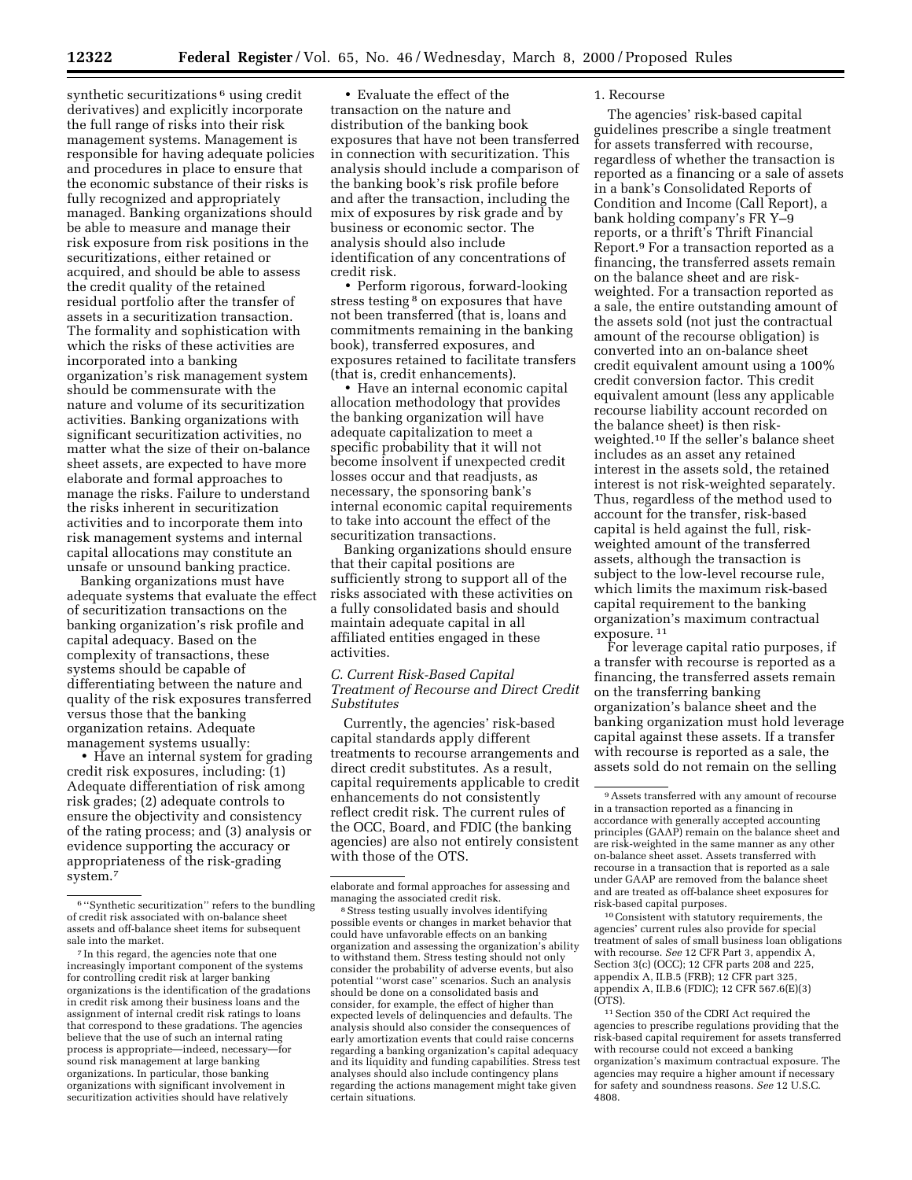synthetic securitizations[6] using credit derivatives) and explicitly incorporate the full range of risks into their risk management systems. Management is responsible for having adequate policies and procedures in place to ensure that the economic substance of their risks is fully recognized and appropriately managed. Banking organizations should be able to measure and manage their risk exposure from risk positions in the securitizations, either retained or acquired, and should be able to assess the credit quality of the retained residual portfolio after the transfer of assets in a securitization transaction. The formality and sophistication with which the risks of these activities are incorporated into a banking organization's risk management system should be commensurate with the nature and volume of its securitization activities. Banking organizations with significant securitization activities, no matter what the size of their on-balance sheet assets, are expected to have more elaborate and formal approaches to manage the risks. Failure to understand the risks inherent in securitization activities and to incorporate them into risk management systems and internal capital allocations may constitute an unsafe or unsound banking practice.

Banking organizations must have adequate systems that evaluate the effect of securitization transactions on the banking organization's risk profile and capital adequacy. Based on the complexity of transactions, these systems should be capable of differentiating between the nature and quality of the risk exposures transferred versus those that the banking organization retains. Adequate management systems usually:

- Have an internal system for grading credit risk exposures, including: (1) Adequate differentiation of risk among risk grades; (2) adequate controls to ensure the objectivity and consistency of the rating process; and (3) analysis or evidence supporting the accuracy or appropriateness of the risk-grading system.[7]
- Evaluate the effect of the transaction on the nature and distribution of the banking book exposures that have not been transferred in connection with securitization. This analysis should include a comparison of the banking book's risk profile before and after the transaction, including the mix of exposures by risk grade and by business or economic sector. The analysis should also include identification of any concentrations of credit risk.
- Perform rigorous, forward-looking stress testing[8] on exposures that have not been transferred (that is, loans and commitments remaining in the banking book), transferred exposures, and exposures retained to facilitate transfers (that is, credit enhancements).
- Have an internal economic capital allocation methodology that provides the banking organization will have adequate capitalization to meet a specific probability that it will not become insolvent if unexpected credit losses occur and that readjusts, as necessary, the sponsoring bank's internal economic capital requirements to take into account the effect of the securitization transactions.

Banking organizations should ensure that their capital positions are sufficiently strong to support all of the risks associated with these activities on a fully consolidated basis and should maintain adequate capital in all affiliated entities engaged in these activities.

### *C. Current Risk-Based Capital Treatment of Recourse and Direct Credit Substitutes*

Currently, the agencies' risk-based capital standards apply different treatments to recourse arrangements and direct credit substitutes. As a result, capital requirements applicable to credit enhancements do not consistently reflect credit risk. The current rules of the OCC, Board, and FDIC (the banking agencies) are also not entirely consistent with those of the OTS.

#### 1. Recourse

The agencies' risk-based capital guidelines prescribe a single treatment for assets transferred with recourse, regardless of whether the transaction is reported as a financing or a sale of assets in a bank's Consolidated Reports of Condition and Income (Call Report), a bank holding company's FR Y–9 reports, or a thrift's Thrift Financial Report.[9] For a transaction reported as a financing, the transferred assets remain on the balance sheet and are risk-weighted. For a transaction reported as a sale, the entire outstanding amount of the assets sold (not just the contractual amount of the recourse obligation) is converted into an on-balance sheet credit equivalent amount using a 100% credit conversion factor. This credit equivalent amount (less any applicable recourse liability account recorded on the balance sheet) is then risk-weighted.[10] If the seller's balance sheet includes as an asset any retained interest in the assets sold, the retained interest is not risk-weighted separately. Thus, regardless of the method used to account for the transfer, risk-based capital is held against the full, risk-weighted amount of the transferred assets, although the transaction is subject to the low-level recourse rule, which limits the maximum risk-based capital requirement to the banking organization's maximum contractual exposure.[11]

For leverage capital ratio purposes, if a transfer with recourse is reported as a financing, the transferred assets remain on the transferring banking organization's balance sheet and the banking organization must hold leverage capital against these assets. If a transfer with recourse is reported as a sale, the assets sold do not remain on the selling

---

[6] "Synthetic securitization" refers to the bundling of credit risk associated with on-balance sheet assets and off-balance sheet items for subsequent sale into the market.

[7] In this regard, the agencies note that one increasingly important component of the systems for controlling credit risk at larger banking organizations is the identification of the gradations in credit risk among their business loans and the assignment of internal credit risk ratings to loans that correspond to these gradations. The agencies believe that the use of such an internal rating process is appropriate—indeed, necessary—for sound risk management at large banking organizations. In particular, those banking organizations with significant involvement in securitization activities should have relatively elaborate and formal approaches for assessing and managing the associated credit risk.

[8] Stress testing usually involves identifying possible events or changes in market behavior that could have unfavorable effects on an banking organization and assessing the organization's ability to withstand them. Stress testing should not only consider the probability of adverse events, but also potential "worst case" scenarios. Such an analysis should be done on a consolidated basis and consider, for example, the effect of higher than expected levels of delinquencies and defaults. The analysis should also consider the consequences of early amortization events that could raise concerns regarding a banking organization's capital adequacy and its liquidity and funding capabilities. Stress test analyses should also include contingency plans regarding the actions management might take given certain situations.

[9] Assets transferred with any amount of recourse in a transaction reported as a financing in accordance with generally accepted accounting principles (GAAP) remain on the balance sheet and are risk-weighted in the same manner as any other on-balance sheet asset. Assets transferred with recourse in a transaction that is reported as a sale under GAAP are removed from the balance sheet and are treated as off-balance sheet exposures for risk-based capital purposes.

[10] Consistent with statutory requirements, the agencies' current rules also provide for special treatment of sales of small business loan obligations with recourse. *See* 12 CFR Part 3, appendix A, Section 3(c) (OCC); 12 CFR parts 208 and 225, appendix A, II.B.5 (FRB); 12 CFR part 325, appendix A, II.B.6 (FDIC); 12 CFR 567.6(E)(3) (OTS).

[11] Section 350 of the CDRI Act required the agencies to prescribe regulations providing that the risk-based capital requirement for assets transferred with recourse could not exceed a banking organization's maximum contractual exposure. The agencies may require a higher amount if necessary for safety and soundness reasons. *See* 12 U.S.C. 4808.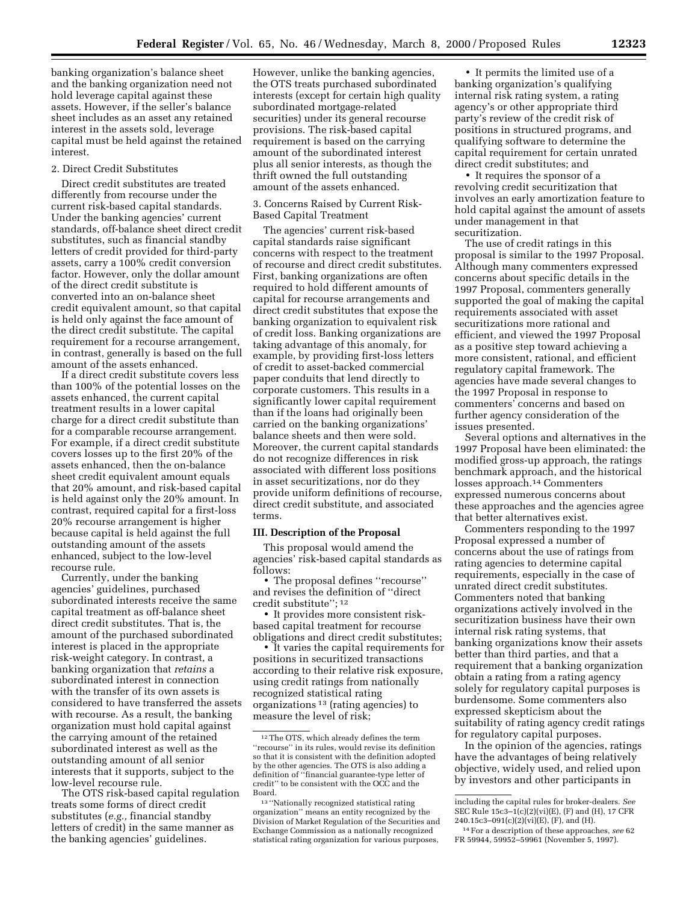banking organization's balance sheet and the banking organization need not hold leverage capital against these assets. However, if the seller's balance sheet includes as an asset any retained interest in the assets sold, leverage capital must be held against the retained interest.

2. Direct Credit Substitutes

Direct credit substitutes are treated differently from recourse under the current risk-based capital standards. Under the banking agencies' current standards, off-balance sheet direct credit substitutes, such as financial standby letters of credit provided for third-party assets, carry a 100% credit conversion factor. However, only the dollar amount of the direct credit substitute is converted into an on-balance sheet credit equivalent amount, so that capital is held only against the face amount of the direct credit substitute. The capital requirement for a recourse arrangement, in contrast, generally is based on the full amount of the assets enhanced.

If a direct credit substitute covers less than 100% of the potential losses on the assets enhanced, the current capital treatment results in a lower capital charge for a direct credit substitute than for a comparable recourse arrangement. For example, if a direct credit substitute covers losses up to the first 20% of the assets enhanced, then the on-balance sheet credit equivalent amount equals that 20% amount, and risk-based capital is held against only the 20% amount. In contrast, required capital for a first-loss 20% recourse arrangement is higher because capital is held against the full outstanding amount of the assets enhanced, subject to the low-level recourse rule.

Currently, under the banking agencies' guidelines, purchased subordinated interests receive the same capital treatment as off-balance sheet direct credit substitutes. That is, the amount of the purchased subordinated interest is placed in the appropriate risk-weight category. In contrast, a banking organization that *retains* a subordinated interest in connection with the transfer of its own assets is considered to have transferred the assets with recourse. As a result, the banking organization must hold capital against the carrying amount of the retained subordinated interest as well as the outstanding amount of all senior interests that it supports, subject to the low-level recourse rule.

The OTS risk-based capital regulation treats some forms of direct credit substitutes (*e.g.,* financial standby letters of credit) in the same manner as the banking agencies' guidelines. However, unlike the banking agencies, the OTS treats purchased subordinated interests (except for certain high quality subordinated mortgage-related securities) under its general recourse provisions. The risk-based capital requirement is based on the carrying amount of the subordinated interest plus all senior interests, as though the thrift owned the full outstanding amount of the assets enhanced.

3. Concerns Raised by Current Risk-Based Capital Treatment

The agencies' current risk-based capital standards raise significant concerns with respect to the treatment of recourse and direct credit substitutes. First, banking organizations are often required to hold different amounts of capital for recourse arrangements and direct credit substitutes that expose the banking organization to equivalent risk of credit loss. Banking organizations are taking advantage of this anomaly, for example, by providing first-loss letters of credit to asset-backed commercial paper conduits that lend directly to corporate customers. This results in a significantly lower capital requirement than if the loans had originally been carried on the banking organizations' balance sheets and then were sold. Moreover, the current capital standards do not recognize differences in risk associated with different loss positions in asset securitizations, nor do they provide uniform definitions of recourse, direct credit substitute, and associated terms.

## III. Description of the Proposal

This proposal would amend the agencies' risk-based capital standards as follows:

- The proposal defines ''recourse'' and revises the definition of ''direct credit substitute''; [12]
- It provides more consistent risk-based capital treatment for recourse obligations and direct credit substitutes;
- It varies the capital requirements for positions in securitized transactions according to their relative risk exposure, using credit ratings from nationally recognized statistical rating organizations [13] (rating agencies) to measure the level of risk;
- It permits the limited use of a banking organization's qualifying internal risk rating system, a rating agency's or other appropriate third party's review of the credit risk of positions in structured programs, and qualifying software to determine the capital requirement for certain unrated direct credit substitutes; and
- It requires the sponsor of a revolving credit securitization that involves an early amortization feature to hold capital against the amount of assets under management in that securitization.

The use of credit ratings in this proposal is similar to the 1997 Proposal. Although many commenters expressed concerns about specific details in the 1997 Proposal, commenters generally supported the goal of making the capital requirements associated with asset securitizations more rational and efficient, and viewed the 1997 Proposal as a positive step toward achieving a more consistent, rational, and efficient regulatory capital framework. The agencies have made several changes to the 1997 Proposal in response to commenters' concerns and based on further agency consideration of the issues presented.

Several options and alternatives in the 1997 Proposal have been eliminated: the modified gross-up approach, the ratings benchmark approach, and the historical losses approach.[14] Commenters expressed numerous concerns about these approaches and the agencies agree that better alternatives exist.

Commenters responding to the 1997 Proposal expressed a number of concerns about the use of ratings from rating agencies to determine capital requirements, especially in the case of unrated direct credit substitutes. Commenters noted that banking organizations actively involved in the securitization business have their own internal risk rating systems, that banking organizations know their assets better than third parties, and that a requirement that a banking organization obtain a rating from a rating agency solely for regulatory capital purposes is burdensome. Some commenters also expressed skepticism about the suitability of rating agency credit ratings for regulatory capital purposes.

In the opinion of the agencies, ratings have the advantages of being relatively objective, widely used, and relied upon by investors and other participants in

---

[12] The OTS, which already defines the term ''recourse'' in its rules, would revise its definition so that it is consistent with the definition adopted by the other agencies. The OTS is also adding a definition of ''financial guarantee-type letter of credit'' to be consistent with the OCC and the Board.

[13] ''Nationally recognized statistical rating organization'' means an entity recognized by the Division of Market Regulation of the Securities and Exchange Commission as a nationally recognized statistical rating organization for various purposes, including the capital rules for broker-dealers. *See* SEC Rule 15c3–1(c)(2)(vi)(E), (F) and (H), 17 CFR 240.15c3–091(c)(2)(vi)(E), (F), and (H).

[14] For a description of these approaches, *see* 62 FR 59944, 59952–59961 (November 5, 1997).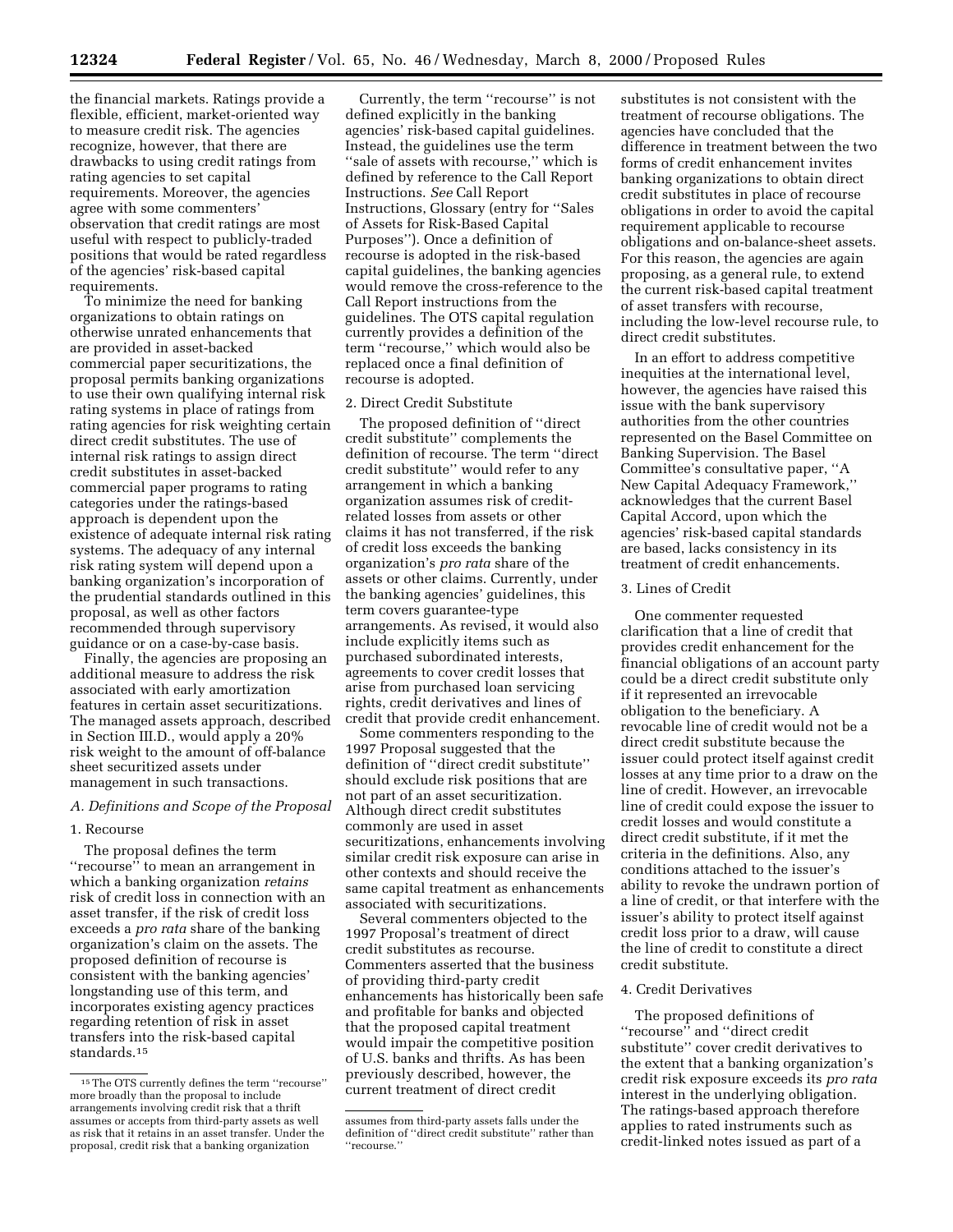the financial markets. Ratings provide a flexible, efficient, market-oriented way to measure credit risk. The agencies recognize, however, that there are drawbacks to using credit ratings from rating agencies to set capital requirements. Moreover, the agencies agree with some commenters' observation that credit ratings are most useful with respect to publicly-traded positions that would be rated regardless of the agencies' risk-based capital requirements.

To minimize the need for banking organizations to obtain ratings on otherwise unrated enhancements that are provided in asset-backed commercial paper securitizations, the proposal permits banking organizations to use their own qualifying internal risk rating systems in place of ratings from rating agencies for risk weighting certain direct credit substitutes. The use of internal risk ratings to assign direct credit substitutes in asset-backed commercial paper programs to rating categories under the ratings-based approach is dependent upon the existence of adequate internal risk rating systems. The adequacy of any internal risk rating system will depend upon a banking organization's incorporation of the prudential standards outlined in this proposal, as well as other factors recommended through supervisory guidance or on a case-by-case basis.

Finally, the agencies are proposing an additional measure to address the risk associated with early amortization features in certain asset securitizations. The managed assets approach, described in Section III.D., would apply a 20% risk weight to the amount of off-balance sheet securitized assets under management in such transactions.

### *A. Definitions and Scope of the Proposal*

#### 1. Recourse

The proposal defines the term "recourse" to mean an arrangement in which a banking organization *retains* risk of credit loss in connection with an asset transfer, if the risk of credit loss exceeds a *pro rata* share of the banking organization's claim on the assets. The proposed definition of recourse is consistent with the banking agencies' longstanding use of this term, and incorporates existing agency practices regarding retention of risk in asset transfers into the risk-based capital standards.[15]

Currently, the term "recourse" is not defined explicitly in the banking agencies' risk-based capital guidelines. Instead, the guidelines use the term "sale of assets with recourse," which is defined by reference to the Call Report Instructions. *See* Call Report Instructions, Glossary (entry for "Sales of Assets for Risk-Based Capital Purposes"). Once a definition of recourse is adopted in the risk-based capital guidelines, the banking agencies would remove the cross-reference to the Call Report instructions from the guidelines. The OTS capital regulation currently provides a definition of the term "recourse," which would also be replaced once a final definition of recourse is adopted.

#### 2. Direct Credit Substitute

The proposed definition of "direct credit substitute" complements the definition of recourse. The term "direct credit substitute" would refer to any arrangement in which a banking organization assumes risk of credit-related losses from assets or other claims it has not transferred, if the risk of credit loss exceeds the banking organization's *pro rata* share of the assets or other claims. Currently, under the banking agencies' guidelines, this term covers guarantee-type arrangements. As revised, it would also include explicitly items such as purchased subordinated interests, agreements to cover credit losses that arise from purchased loan servicing rights, credit derivatives and lines of credit that provide credit enhancement.

Some commenters responding to the 1997 Proposal suggested that the definition of "direct credit substitute" should exclude risk positions that are not part of an asset securitization. Although direct credit substitutes commonly are used in asset securitizations, enhancements involving similar credit risk exposure can arise in other contexts and should receive the same capital treatment as enhancements associated with securitizations.

Several commenters objected to the 1997 Proposal's treatment of direct credit substitutes as recourse. Commenters asserted that the business of providing third-party credit enhancements has historically been safe and profitable for banks and objected that the proposed capital treatment would impair the competitive position of U.S. banks and thrifts. As has been previously described, however, the current treatment of direct credit substitutes is not consistent with the treatment of recourse obligations. The agencies have concluded that the difference in treatment between the two forms of credit enhancement invites banking organizations to obtain direct credit substitutes in place of recourse obligations in order to avoid the capital requirement applicable to recourse obligations and on-balance-sheet assets. For this reason, the agencies are again proposing, as a general rule, to extend the current risk-based capital treatment of asset transfers with recourse, including the low-level recourse rule, to direct credit substitutes.

In an effort to address competitive inequities at the international level, however, the agencies have raised this issue with the bank supervisory authorities from the other countries represented on the Basel Committee on Banking Supervision. The Basel Committee's consultative paper, "A New Capital Adequacy Framework," acknowledges that the current Basel Capital Accord, upon which the agencies' risk-based capital standards are based, lacks consistency in its treatment of credit enhancements.

#### 3. Lines of Credit

One commenter requested clarification that a line of credit that provides credit enhancement for the financial obligations of an account party could be a direct credit substitute only if it represented an irrevocable obligation to the beneficiary. A revocable line of credit would not be a direct credit substitute because the issuer could protect itself against credit losses at any time prior to a draw on the line of credit. However, an irrevocable line of credit could expose the issuer to credit losses and would constitute a direct credit substitute, if it met the criteria in the definitions. Also, any conditions attached to the issuer's ability to revoke the undrawn portion of a line of credit, or that interfere with the issuer's ability to protect itself against credit loss prior to a draw, will cause the line of credit to constitute a direct credit substitute.

#### 4. Credit Derivatives

The proposed definitions of "recourse" and "direct credit substitute" cover credit derivatives to the extent that a banking organization's credit risk exposure exceeds its *pro rata* interest in the underlying obligation. The ratings-based approach therefore applies to rated instruments such as credit-linked notes issued as part of a

---

[15] The OTS currently defines the term "recourse" more broadly than the proposal to include arrangements involving credit risk that a thrift assumes or accepts from third-party assets as well as risk that it retains in an asset transfer. Under the proposal, credit risk that a banking organization assumes from third-party assets falls under the definition of "direct credit substitute" rather than "recourse."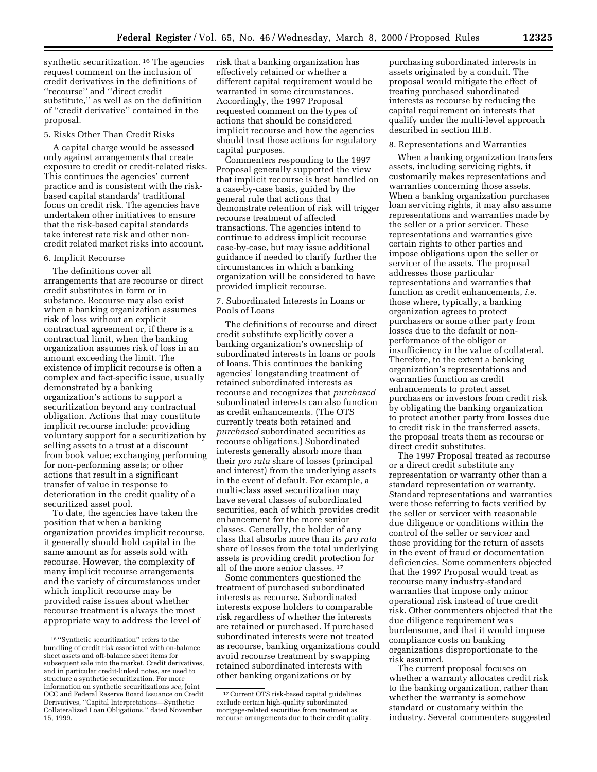synthetic securitization. [16] The agencies request comment on the inclusion of credit derivatives in the definitions of ''recourse'' and ''direct credit substitute,'' as well as on the definition of ''credit derivative'' contained in the proposal.

5. Risks Other Than Credit Risks

A capital charge would be assessed only against arrangements that create exposure to credit or credit-related risks. This continues the agencies' current practice and is consistent with the risk-based capital standards' traditional focus on credit risk. The agencies have undertaken other initiatives to ensure that the risk-based capital standards take interest rate risk and other non-credit related market risks into account.

6. Implicit Recourse

The definitions cover all arrangements that are recourse or direct credit substitutes in form or in substance. Recourse may also exist when a banking organization assumes risk of loss without an explicit contractual agreement or, if there is a contractual limit, when the banking organization assumes risk of loss in an amount exceeding the limit. The existence of implicit recourse is often a complex and fact-specific issue, usually demonstrated by a banking organization's actions to support a securitization beyond any contractual obligation. Actions that may constitute implicit recourse include: providing voluntary support for a securitization by selling assets to a trust at a discount from book value; exchanging performing for non-performing assets; or other actions that result in a significant transfer of value in response to deterioration in the credit quality of a securitized asset pool.

To date, the agencies have taken the position that when a banking organization provides implicit recourse, it generally should hold capital in the same amount as for assets sold with recourse. However, the complexity of many implicit recourse arrangements and the variety of circumstances under which implicit recourse may be provided raise issues about whether recourse treatment is always the most appropriate way to address the level of risk that a banking organization has effectively retained or whether a different capital requirement would be warranted in some circumstances. Accordingly, the 1997 Proposal requested comment on the types of actions that should be considered implicit recourse and how the agencies should treat those actions for regulatory capital purposes.

Commenters responding to the 1997 Proposal generally supported the view that implicit recourse is best handled on a case-by-case basis, guided by the general rule that actions that demonstrate retention of risk will trigger recourse treatment of affected transactions. The agencies intend to continue to address implicit recourse case-by-case, but may issue additional guidance if needed to clarify further the circumstances in which a banking organization will be considered to have provided implicit recourse.

7. Subordinated Interests in Loans or Pools of Loans

The definitions of recourse and direct credit substitute explicitly cover a banking organization's ownership of subordinated interests in loans or pools of loans. This continues the banking agencies' longstanding treatment of retained subordinated interests as recourse and recognizes that *purchased* subordinated interests can also function as credit enhancements. (The OTS currently treats both retained and *purchased* subordinated securities as recourse obligations.) Subordinated interests generally absorb more than their *pro rata* share of losses (principal and interest) from the underlying assets in the event of default. For example, a multi-class asset securitization may have several classes of subordinated securities, each of which provides credit enhancement for the more senior classes. Generally, the holder of any class that absorbs more than its *pro rata* share of losses from the total underlying assets is providing credit protection for all of the more senior classes. [17]

Some commenters questioned the treatment of purchased subordinated interests as recourse. Subordinated interests expose holders to comparable risk regardless of whether the interests are retained or purchased. If purchased subordinated interests were not treated as recourse, banking organizations could avoid recourse treatment by swapping retained subordinated interests with other banking organizations or by purchasing subordinated interests in assets originated by a conduit. The proposal would mitigate the effect of treating purchased subordinated interests as recourse by reducing the capital requirement on interests that qualify under the multi-level approach described in section III.B.

8. Representations and Warranties

When a banking organization transfers assets, including servicing rights, it customarily makes representations and warranties concerning those assets. When a banking organization purchases loan servicing rights, it may also assume representations and warranties made by the seller or a prior servicer. These representations and warranties give certain rights to other parties and impose obligations upon the seller or servicer of the assets. The proposal addresses those particular representations and warranties that function as credit enhancements, *i.e.* those where, typically, a banking organization agrees to protect purchasers or some other party from losses due to the default or non-performance of the obligor or insufficiency in the value of collateral. Therefore, to the extent a banking organization's representations and warranties function as credit enhancements to protect asset purchasers or investors from credit risk by obligating the banking organization to protect another party from losses due to credit risk in the transferred assets, the proposal treats them as recourse or direct credit substitutes.

The 1997 Proposal treated as recourse or a direct credit substitute any representation or warranty other than a standard representation or warranty. Standard representations and warranties were those referring to facts verified by the seller or servicer with reasonable due diligence or conditions within the control of the seller or servicer and those providing for the return of assets in the event of fraud or documentation deficiencies. Some commenters objected that the 1997 Proposal would treat as recourse many industry-standard warranties that impose only minor operational risk instead of true credit risk. Other commenters objected that the due diligence requirement was burdensome, and that it would impose compliance costs on banking organizations disproportionate to the risk assumed.

The current proposal focuses on whether a warranty allocates credit risk to the banking organization, rather than whether the warranty is somehow standard or customary within the industry. Several commenters suggested

---

[16] ''Synthetic securitization'' refers to the bundling of credit risk associated with on-balance sheet assets and off-balance sheet items for subsequent sale into the market. Credit derivatives, and in particular credit-linked notes, are used to structure a synthetic securitization. For more information on synthetic securitizations *see,* Joint OCC and Federal Reserve Board Issuance on Credit Derivatives, ''Capital Interpretations—Synthetic Collateralized Loan Obligations,'' dated November 15, 1999.

[17] Current OTS risk-based capital guidelines exclude certain high-quality subordinated mortgage-related securities from treatment as recourse arrangements due to their credit quality.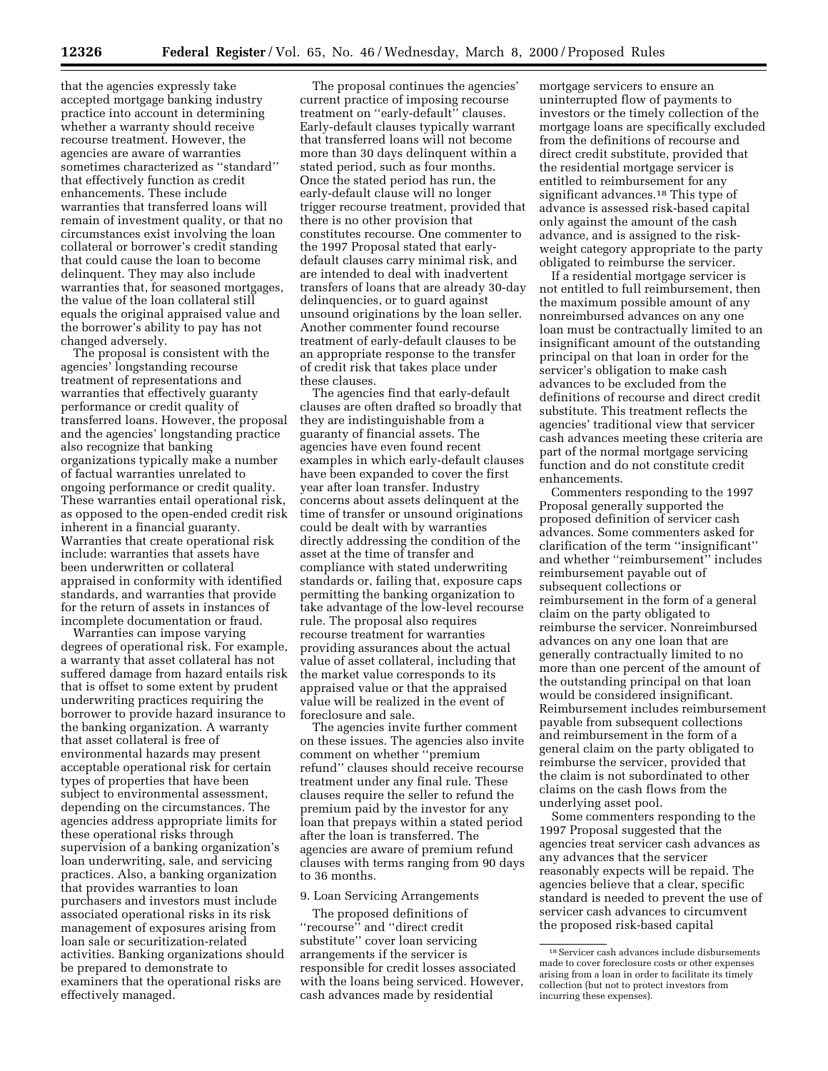that the agencies expressly take accepted mortgage banking industry practice into account in determining whether a warranty should receive recourse treatment. However, the agencies are aware of warranties sometimes characterized as ''standard'' that effectively function as credit enhancements. These include warranties that transferred loans will remain of investment quality, or that no circumstances exist involving the loan collateral or borrower's credit standing that could cause the loan to become delinquent. They may also include warranties that, for seasoned mortgages, the value of the loan collateral still equals the original appraised value and the borrower's ability to pay has not changed adversely.

The proposal is consistent with the agencies' longstanding recourse treatment of representations and warranties that effectively guaranty performance or credit quality of transferred loans. However, the proposal and the agencies' longstanding practice also recognize that banking organizations typically make a number of factual warranties unrelated to ongoing performance or credit quality. These warranties entail operational risk, as opposed to the open-ended credit risk inherent in a financial guaranty. Warranties that create operational risk include: warranties that assets have been underwritten or collateral appraised in conformity with identified standards, and warranties that provide for the return of assets in instances of incomplete documentation or fraud.

Warranties can impose varying degrees of operational risk. For example, a warranty that asset collateral has not suffered damage from hazard entails risk that is offset to some extent by prudent underwriting practices requiring the borrower to provide hazard insurance to the banking organization. A warranty that asset collateral is free of environmental hazards may present acceptable operational risk for certain types of properties that have been subject to environmental assessment, depending on the circumstances. The agencies address appropriate limits for these operational risks through supervision of a banking organization's loan underwriting, sale, and servicing practices. Also, a banking organization that provides warranties to loan purchasers and investors must include associated operational risks in its risk management of exposures arising from loan sale or securitization-related activities. Banking organizations should be prepared to demonstrate to examiners that the operational risks are effectively managed.

The proposal continues the agencies' current practice of imposing recourse treatment on ''early-default'' clauses. Early-default clauses typically warrant that transferred loans will not become more than 30 days delinquent within a stated period, such as four months. Once the stated period has run, the early-default clause will no longer trigger recourse treatment, provided that there is no other provision that constitutes recourse. One commenter to the 1997 Proposal stated that early-default clauses carry minimal risk, and are intended to deal with inadvertent transfers of loans that are already 30-day delinquencies, or to guard against unsound originations by the loan seller. Another commenter found recourse treatment of early-default clauses to be an appropriate response to the transfer of credit risk that takes place under these clauses.

The agencies find that early-default clauses are often drafted so broadly that they are indistinguishable from a guaranty of financial assets. The agencies have even found recent examples in which early-default clauses have been expanded to cover the first year after loan transfer. Industry concerns about assets delinquent at the time of transfer or unsound originations could be dealt with by warranties directly addressing the condition of the asset at the time of transfer and compliance with stated underwriting standards or, failing that, exposure caps permitting the banking organization to take advantage of the low-level recourse rule. The proposal also requires recourse treatment for warranties providing assurances about the actual value of asset collateral, including that the market value corresponds to its appraised value or that the appraised value will be realized in the event of foreclosure and sale.

The agencies invite further comment on these issues. The agencies also invite comment on whether ''premium refund'' clauses should receive recourse treatment under any final rule. These clauses require the seller to refund the premium paid by the investor for any loan that prepays within a stated period after the loan is transferred. The agencies are aware of premium refund clauses with terms ranging from 90 days to 36 months.

9. Loan Servicing Arrangements

The proposed definitions of ''recourse'' and ''direct credit substitute'' cover loan servicing arrangements if the servicer is responsible for credit losses associated with the loans being serviced. However, cash advances made by residential mortgage servicers to ensure an uninterrupted flow of payments to investors or the timely collection of the mortgage loans are specifically excluded from the definitions of recourse and direct credit substitute, provided that the residential mortgage servicer is entitled to reimbursement for any significant advances.[18] This type of advance is assessed risk-based capital only against the amount of the cash advance, and is assigned to the risk-weight category appropriate to the party obligated to reimburse the servicer.

If a residential mortgage servicer is not entitled to full reimbursement, then the maximum possible amount of any nonreimbursed advances on any one loan must be contractually limited to an insignificant amount of the outstanding principal on that loan in order for the servicer's obligation to make cash advances to be excluded from the definitions of recourse and direct credit substitute. This treatment reflects the agencies' traditional view that servicer cash advances meeting these criteria are part of the normal mortgage servicing function and do not constitute credit enhancements.

Commenters responding to the 1997 Proposal generally supported the proposed definition of servicer cash advances. Some commenters asked for clarification of the term ''insignificant'' and whether ''reimbursement'' includes reimbursement payable out of subsequent collections or reimbursement in the form of a general claim on the party obligated to reimburse the servicer. Nonreimbursed advances on any one loan that are generally contractually limited to no more than one percent of the amount of the outstanding principal on that loan would be considered insignificant. Reimbursement includes reimbursement payable from subsequent collections and reimbursement in the form of a general claim on the party obligated to reimburse the servicer, provided that the claim is not subordinated to other claims on the cash flows from the underlying asset pool.

Some commenters responding to the 1997 Proposal suggested that the agencies treat servicer cash advances as any advances that the servicer reasonably expects will be repaid. The agencies believe that a clear, specific standard is needed to prevent the use of servicer cash advances to circumvent the proposed risk-based capital

[18] Servicer cash advances include disbursements made to cover foreclosure costs or other expenses arising from a loan in order to facilitate its timely collection (but not to protect investors from incurring these expenses).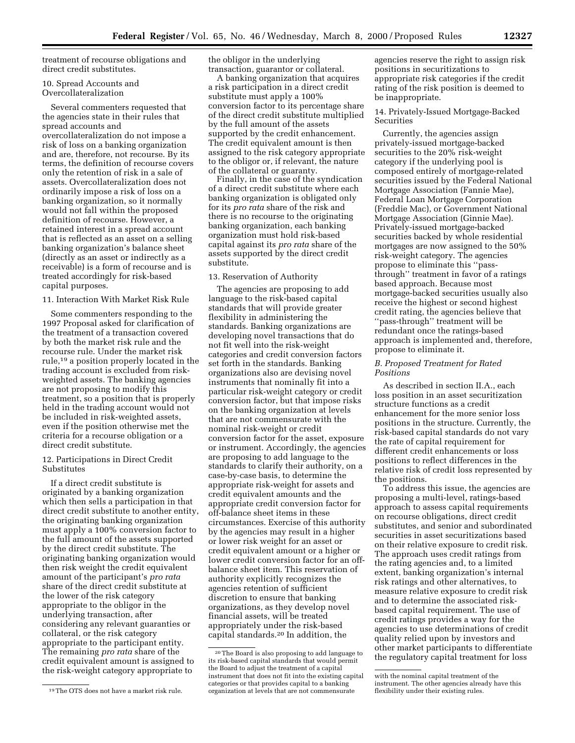treatment of recourse obligations and direct credit substitutes.

10. Spread Accounts and Overcollateralization

Several commenters requested that the agencies state in their rules that spread accounts and overcollateralization do not impose a risk of loss on a banking organization and are, therefore, not recourse. By its terms, the definition of recourse covers only the retention of risk in a sale of assets. Overcollateralization does not ordinarily impose a risk of loss on a banking organization, so it normally would not fall within the proposed definition of recourse. However, a retained interest in a spread account that is reflected as an asset on a selling banking organization's balance sheet (directly as an asset or indirectly as a receivable) is a form of recourse and is treated accordingly for risk-based capital purposes.

11. Interaction With Market Risk Rule

Some commenters responding to the 1997 Proposal asked for clarification of the treatment of a transaction covered by both the market risk rule and the recourse rule. Under the market risk rule,[19] a position properly located in the trading account is excluded from risk-weighted assets. The banking agencies are not proposing to modify this treatment, so a position that is properly held in the trading account would not be included in risk-weighted assets, even if the position otherwise met the criteria for a recourse obligation or a direct credit substitute.

12. Participations in Direct Credit Substitutes

If a direct credit substitute is originated by a banking organization which then sells a participation in that direct credit substitute to another entity, the originating banking organization must apply a 100% conversion factor to the full amount of the assets supported by the direct credit substitute. The originating banking organization would then risk weight the credit equivalent amount of the participant's *pro rata* share of the direct credit substitute at the lower of the risk category appropriate to the obligor in the underlying transaction, after considering any relevant guaranties or collateral, or the risk category appropriate to the participant entity. The remaining *pro rata* share of the credit equivalent amount is assigned to the risk-weight category appropriate to the obligor in the underlying transaction, guarantor or collateral.

A banking organization that acquires a risk participation in a direct credit substitute must apply a 100% conversion factor to its percentage share of the direct credit substitute multiplied by the full amount of the assets supported by the credit enhancement. The credit equivalent amount is then assigned to the risk category appropriate to the obligor or, if relevant, the nature of the collateral or guaranty.

Finally, in the case of the syndication of a direct credit substitute where each banking organization is obligated only for its *pro rata* share of the risk and there is no recourse to the originating banking organization, each banking organization must hold risk-based capital against its *pro rata* share of the assets supported by the direct credit substitute.

13. Reservation of Authority

The agencies are proposing to add language to the risk-based capital standards that will provide greater flexibility in administering the standards. Banking organizations are developing novel transactions that do not fit well into the risk-weight categories and credit conversion factors set forth in the standards. Banking organizations also are devising novel instruments that nominally fit into a particular risk-weight category or credit conversion factor, but that impose risks on the banking organization at levels that are not commensurate with the nominal risk-weight or credit conversion factor for the asset, exposure or instrument. Accordingly, the agencies are proposing to add language to the standards to clarify their authority, on a case-by-case basis, to determine the appropriate risk-weight for assets and credit equivalent amounts and the appropriate credit conversion factor for off-balance sheet items in these circumstances. Exercise of this authority by the agencies may result in a higher or lower risk weight for an asset or credit equivalent amount or a higher or lower credit conversion factor for an off-balance sheet item. This reservation of authority explicitly recognizes the agencies retention of sufficient discretion to ensure that banking organizations, as they develop novel financial assets, will be treated appropriately under the risk-based capital standards.[20] In addition, the agencies reserve the right to assign risk positions in securitizations to appropriate risk categories if the credit rating of the risk position is deemed to be inappropriate.

14. Privately-Issued Mortgage-Backed Securities

Currently, the agencies assign privately-issued mortgage-backed securities to the 20% risk-weight category if the underlying pool is composed entirely of mortgage-related securities issued by the Federal National Mortgage Association (Fannie Mae), Federal Loan Mortgage Corporation (Freddie Mac), or Government National Mortgage Association (Ginnie Mae). Privately-issued mortgage-backed securities backed by whole residential mortgages are now assigned to the 50% risk-weight category. The agencies propose to eliminate this "pass-through" treatment in favor of a ratings based approach. Because most mortgage-backed securities usually also receive the highest or second highest credit rating, the agencies believe that "pass-through" treatment will be redundant once the ratings-based approach is implemented and, therefore, propose to eliminate it.

### *B. Proposed Treatment for Rated Positions*

As described in section II.A., each loss position in an asset securitization structure functions as a credit enhancement for the more senior loss positions in the structure. Currently, the risk-based capital standards do not vary the rate of capital requirement for different credit enhancements or loss positions to reflect differences in the relative risk of credit loss represented by the positions.

To address this issue, the agencies are proposing a multi-level, ratings-based approach to assess capital requirements on recourse obligations, direct credit substitutes, and senior and subordinated securities in asset securitizations based on their relative exposure to credit risk. The approach uses credit ratings from the rating agencies and, to a limited extent, banking organization's internal risk ratings and other alternatives, to measure relative exposure to credit risk and to determine the associated risk-based capital requirement. The use of credit ratings provides a way for the agencies to use determinations of credit quality relied upon by investors and other market participants to differentiate the regulatory capital treatment for loss

[19] The OTS does not have a market risk rule.

[20] The Board is also proposing to add language to its risk-based capital standards that would permit the Board to adjust the treatment of a capital instrument that does not fit into the existing capital categories or that provides capital to a banking organization at levels that are not commensurate with the nominal capital treatment of the instrument. The other agencies already have this flexibility under their existing rules.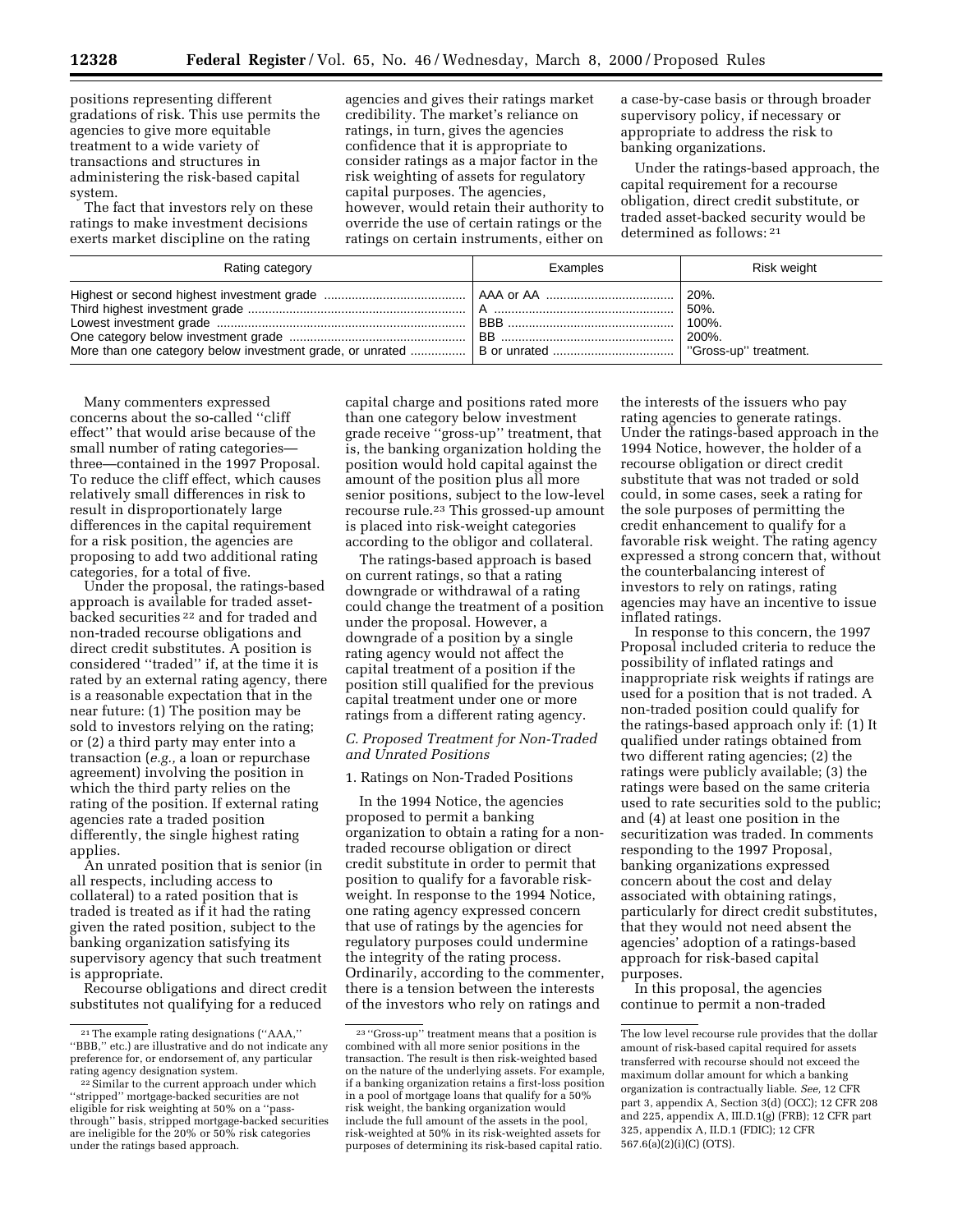positions representing different gradations of risk. This use permits the agencies to give more equitable treatment to a wide variety of transactions and structures in administering the risk-based capital system.

The fact that investors rely on these ratings to make investment decisions exerts market discipline on the rating agencies and gives their ratings market credibility. The market's reliance on ratings, in turn, gives the agencies confidence that it is appropriate to consider ratings as a major factor in the risk weighting of assets for regulatory capital purposes. The agencies, however, would retain their authority to override the use of certain ratings or the ratings on certain instruments, either on a case-by-case basis or through broader supervisory policy, if necessary or appropriate to address the risk to banking organizations.

Under the ratings-based approach, the capital requirement for a recourse obligation, direct credit substitute, or traded asset-backed security would be determined as follows: [21]

| Rating category | Examples | Risk weight |
| --- | --- | --- |
| Highest or second highest investment grade | AAA or AA | 20%. |
| Third highest investment grade | A | 50%. |
| Lowest investment grade | BBB | 100%. |
| One category below investment grade | BB | 200%. |
| More than one category below investment grade, or unrated | B or unrated | ''Gross-up'' treatment. |

Many commenters expressed concerns about the so-called ''cliff effect'' that would arise because of the small number of rating categories—three—contained in the 1997 Proposal. To reduce the cliff effect, which causes relatively small differences in risk to result in disproportionately large differences in the capital requirement for a risk position, the agencies are proposing to add two additional rating categories, for a total of five.

Under the proposal, the ratings-based approach is available for traded asset-backed securities [22] and for traded and non-traded recourse obligations and direct credit substitutes. A position is considered ''traded'' if, at the time it is rated by an external rating agency, there is a reasonable expectation that in the near future: (1) The position may be sold to investors relying on the rating; or (2) a third party may enter into a transaction (*e.g.,* a loan or repurchase agreement) involving the position in which the third party relies on the rating of the position. If external rating agencies rate a traded position differently, the single highest rating applies.

An unrated position that is senior (in all respects, including access to collateral) to a rated position that is traded is treated as if it had the rating given the rated position, subject to the banking organization satisfying its supervisory agency that such treatment is appropriate.

Recourse obligations and direct credit substitutes not qualifying for a reduced capital charge and positions rated more than one category below investment grade receive ''gross-up'' treatment, that is, the banking organization holding the position would hold capital against the amount of the position plus all more senior positions, subject to the low-level recourse rule.[23] This grossed-up amount is placed into risk-weight categories according to the obligor and collateral.

The ratings-based approach is based on current ratings, so that a rating downgrade or withdrawal of a rating could change the treatment of a position under the proposal. However, a downgrade of a position by a single rating agency would not affect the capital treatment of a position if the position still qualified for the previous capital treatment under one or more ratings from a different rating agency.

### *C. Proposed Treatment for Non-Traded and Unrated Positions*

#### 1. Ratings on Non-Traded Positions

In the 1994 Notice, the agencies proposed to permit a banking organization to obtain a rating for a non-traded recourse obligation or direct credit substitute in order to permit that position to qualify for a favorable risk-weight. In response to the 1994 Notice, one rating agency expressed concern that use of ratings by the agencies for regulatory purposes could undermine the integrity of the rating process. Ordinarily, according to the commenter, there is a tension between the interests of the investors who rely on ratings and the interests of the issuers who pay rating agencies to generate ratings. Under the ratings-based approach in the 1994 Notice, however, the holder of a recourse obligation or direct credit substitute that was not traded or sold could, in some cases, seek a rating for the sole purposes of permitting the credit enhancement to qualify for a favorable risk weight. The rating agency expressed a strong concern that, without the counterbalancing interest of investors to rely on ratings, rating agencies may have an incentive to issue inflated ratings.

In response to this concern, the 1997 Proposal included criteria to reduce the possibility of inflated ratings and inappropriate risk weights if ratings are used for a position that is not traded. A non-traded position could qualify for the ratings-based approach only if: (1) It qualified under ratings obtained from two different rating agencies; (2) the ratings were publicly available; (3) the ratings were based on the same criteria used to rate securities sold to the public; and (4) at least one position in the securitization was traded. In comments responding to the 1997 Proposal, banking organizations expressed concern about the cost and delay associated with obtaining ratings, particularly for direct credit substitutes, that they would not need absent the agencies' adoption of a ratings-based approach for risk-based capital purposes.

In this proposal, the agencies continue to permit a non-traded

---

[21] The example rating designations (''AAA,'' ''BBB,'' etc.) are illustrative and do not indicate any preference for, or endorsement of, any particular rating agency designation system.

[22] Similar to the current approach under which ''stripped'' mortgage-backed securities are not eligible for risk weighting at 50% on a ''pass-through'' basis, stripped mortgage-backed securities are ineligible for the 20% or 50% risk categories under the ratings based approach.

[23] ''Gross-up'' treatment means that a position is combined with all more senior positions in the transaction. The result is then risk-weighted based on the nature of the underlying assets. For example, if a banking organization retains a first-loss position in a pool of mortgage loans that qualify for a 50% risk weight, the banking organization would include the full amount of the assets in the pool, risk-weighted at 50% in its risk-weighted assets for purposes of determining its risk-based capital ratio. The low level recourse rule provides that the dollar amount of risk-based capital required for assets transferred with recourse should not exceed the maximum dollar amount for which a banking organization is contractually liable. *See,* 12 CFR part 3, appendix A, Section 3(d) (OCC); 12 CFR 208 and 225, appendix A, III.D.1(g) (FRB); 12 CFR part 325, appendix A, II.D.1 (FDIC); 12 CFR 567.6(a)(2)(i)(C) (OTS).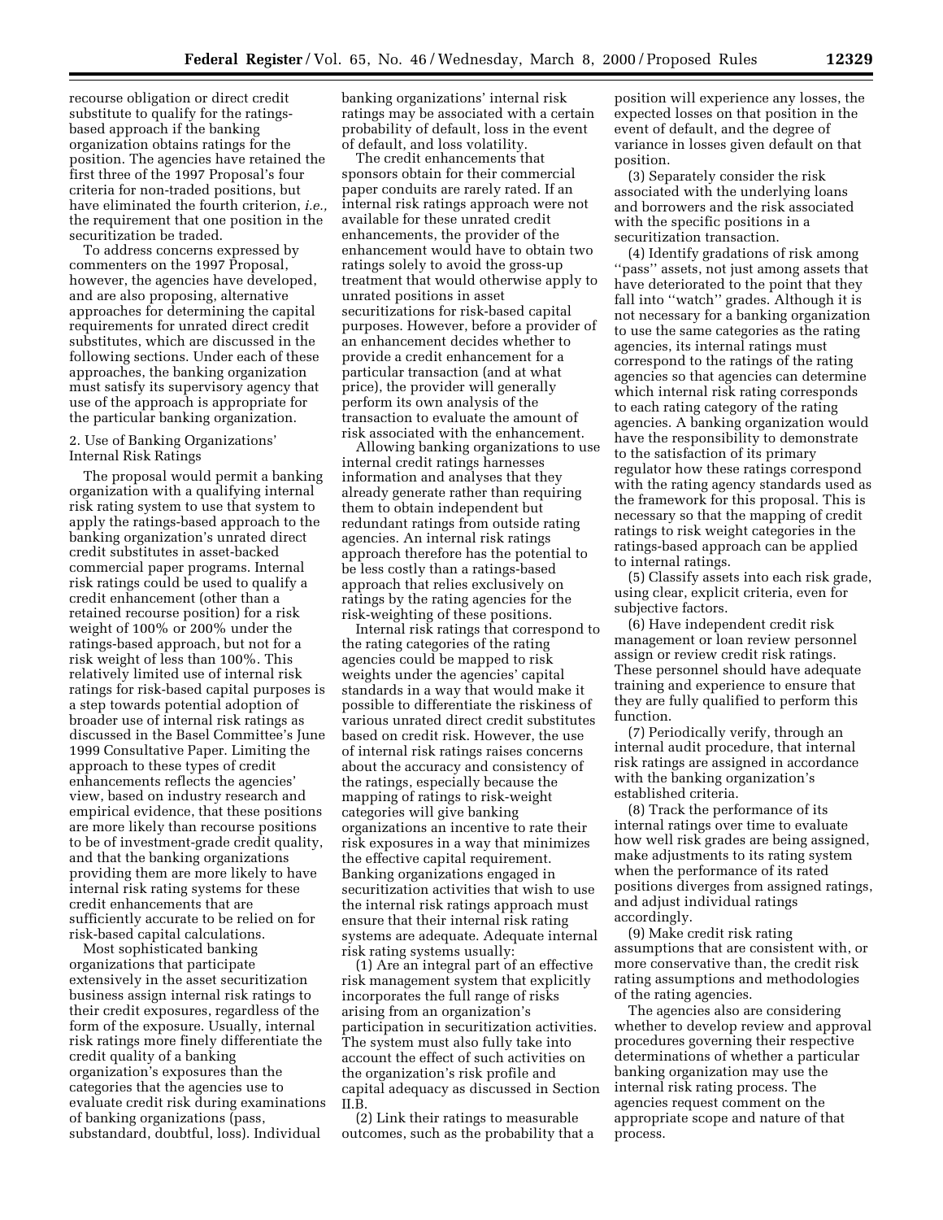recourse obligation or direct credit substitute to qualify for the ratings-based approach if the banking organization obtains ratings for the position. The agencies have retained the first three of the 1997 Proposal's four criteria for non-traded positions, but have eliminated the fourth criterion, *i.e.,* the requirement that one position in the securitization be traded.

To address concerns expressed by commenters on the 1997 Proposal, however, the agencies have developed, and are also proposing, alternative approaches for determining the capital requirements for unrated direct credit substitutes, which are discussed in the following sections. Under each of these approaches, the banking organization must satisfy its supervisory agency that use of the approach is appropriate for the particular banking organization.

2. Use of Banking Organizations' Internal Risk Ratings

The proposal would permit a banking organization with a qualifying internal risk rating system to use that system to apply the ratings-based approach to the banking organization's unrated direct credit substitutes in asset-backed commercial paper programs. Internal risk ratings could be used to qualify a credit enhancement (other than a retained recourse position) for a risk weight of 100% or 200% under the ratings-based approach, but not for a risk weight of less than 100%. This relatively limited use of internal risk ratings for risk-based capital purposes is a step towards potential adoption of broader use of internal risk ratings as discussed in the Basel Committee's June 1999 Consultative Paper. Limiting the approach to these types of credit enhancements reflects the agencies' view, based on industry research and empirical evidence, that these positions are more likely than recourse positions to be of investment-grade credit quality, and that the banking organizations providing them are more likely to have internal risk rating systems for these credit enhancements that are sufficiently accurate to be relied on for risk-based capital calculations.

Most sophisticated banking organizations that participate extensively in the asset securitization business assign internal risk ratings to their credit exposures, regardless of the form of the exposure. Usually, internal risk ratings more finely differentiate the credit quality of a banking organization's exposures than the categories that the agencies use to evaluate credit risk during examinations of banking organizations (pass, substandard, doubtful, loss). Individual banking organizations' internal risk ratings may be associated with a certain probability of default, loss in the event of default, and loss volatility.

The credit enhancements that sponsors obtain for their commercial paper conduits are rarely rated. If an internal risk ratings approach were not available for these unrated credit enhancements, the provider of the enhancement would have to obtain two ratings solely to avoid the gross-up treatment that would otherwise apply to unrated positions in asset securitizations for risk-based capital purposes. However, before a provider of an enhancement decides whether to provide a credit enhancement for a particular transaction (and at what price), the provider will generally perform its own analysis of the transaction to evaluate the amount of risk associated with the enhancement.

Allowing banking organizations to use internal credit ratings harnesses information and analyses that they already generate rather than requiring them to obtain independent but redundant ratings from outside rating agencies. An internal risk ratings approach therefore has the potential to be less costly than a ratings-based approach that relies exclusively on ratings by the rating agencies for the risk-weighting of these positions.

Internal risk ratings that correspond to the rating categories of the rating agencies could be mapped to risk weights under the agencies' capital standards in a way that would make it possible to differentiate the riskiness of various unrated direct credit substitutes based on credit risk. However, the use of internal risk ratings raises concerns about the accuracy and consistency of the ratings, especially because the mapping of ratings to risk-weight categories will give banking organizations an incentive to rate their risk exposures in a way that minimizes the effective capital requirement. Banking organizations engaged in securitization activities that wish to use the internal risk ratings approach must ensure that their internal risk rating systems are adequate. Adequate internal risk rating systems usually:

(1) Are an integral part of an effective risk management system that explicitly incorporates the full range of risks arising from an organization's participation in securitization activities. The system must also fully take into account the effect of such activities on the organization's risk profile and capital adequacy as discussed in Section II.B.

(2) Link their ratings to measurable outcomes, such as the probability that a position will experience any losses, the expected losses on that position in the event of default, and the degree of variance in losses given default on that position.

(3) Separately consider the risk associated with the underlying loans and borrowers and the risk associated with the specific positions in a securitization transaction.

(4) Identify gradations of risk among "pass" assets, not just among assets that have deteriorated to the point that they fall into "watch" grades. Although it is not necessary for a banking organization to use the same categories as the rating agencies, its internal ratings must correspond to the ratings of the rating agencies so that agencies can determine which internal risk rating corresponds to each rating category of the rating agencies. A banking organization would have the responsibility to demonstrate to the satisfaction of its primary regulator how these ratings correspond with the rating agency standards used as the framework for this proposal. This is necessary so that the mapping of credit ratings to risk weight categories in the ratings-based approach can be applied to internal ratings.

(5) Classify assets into each risk grade, using clear, explicit criteria, even for subjective factors.

(6) Have independent credit risk management or loan review personnel assign or review credit risk ratings. These personnel should have adequate training and experience to ensure that they are fully qualified to perform this function.

(7) Periodically verify, through an internal audit procedure, that internal risk ratings are assigned in accordance with the banking organization's established criteria.

(8) Track the performance of its internal ratings over time to evaluate how well risk grades are being assigned, make adjustments to its rating system when the performance of its rated positions diverges from assigned ratings, and adjust individual ratings accordingly.

(9) Make credit risk rating assumptions that are consistent with, or more conservative than, the credit risk rating assumptions and methodologies of the rating agencies.

The agencies also are considering whether to develop review and approval procedures governing their respective determinations of whether a particular banking organization may use the internal risk rating process. The agencies request comment on the appropriate scope and nature of that process.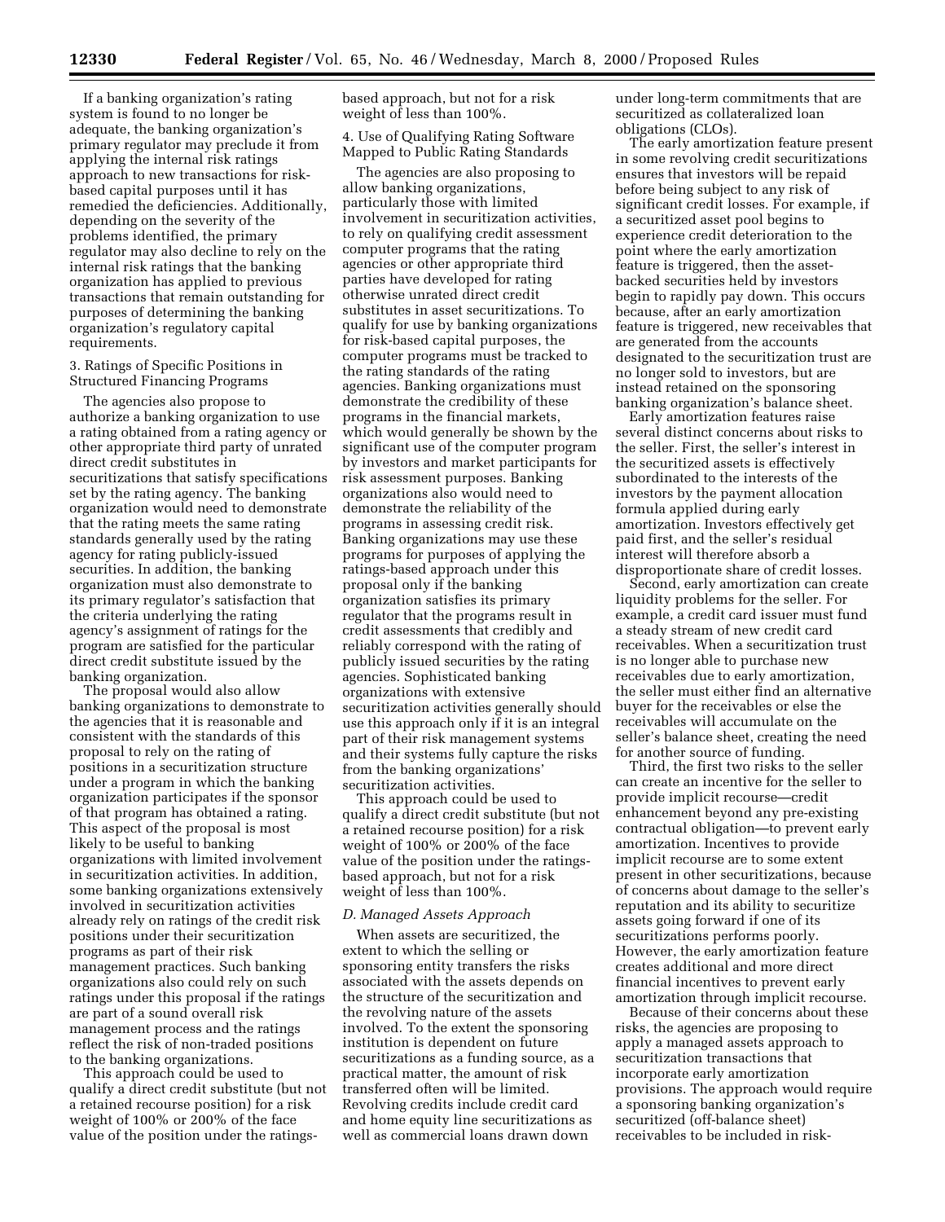If a banking organization's rating system is found to no longer be adequate, the banking organization's primary regulator may preclude it from applying the internal risk ratings approach to new transactions for risk-based capital purposes until it has remedied the deficiencies. Additionally, depending on the severity of the problems identified, the primary regulator may also decline to rely on the internal risk ratings that the banking organization has applied to previous transactions that remain outstanding for purposes of determining the banking organization's regulatory capital requirements.

3. Ratings of Specific Positions in Structured Financing Programs

The agencies also propose to authorize a banking organization to use a rating obtained from a rating agency or other appropriate third party of unrated direct credit substitutes in securitizations that satisfy specifications set by the rating agency. The banking organization would need to demonstrate that the rating meets the same rating standards generally used by the rating agency for rating publicly-issued securities. In addition, the banking organization must also demonstrate to its primary regulator's satisfaction that the criteria underlying the rating agency's assignment of ratings for the program are satisfied for the particular direct credit substitute issued by the banking organization.

The proposal would also allow banking organizations to demonstrate to the agencies that it is reasonable and consistent with the standards of this proposal to rely on the rating of positions in a securitization structure under a program in which the banking organization participates if the sponsor of that program has obtained a rating. This aspect of the proposal is most likely to be useful to banking organizations with limited involvement in securitization activities. In addition, some banking organizations extensively involved in securitization activities already rely on ratings of the credit risk positions under their securitization programs as part of their risk management practices. Such banking organizations also could rely on such ratings under this proposal if the ratings are part of a sound overall risk management process and the ratings reflect the risk of non-traded positions to the banking organizations.

This approach could be used to qualify a direct credit substitute (but not a retained recourse position) for a risk weight of 100% or 200% of the face value of the position under the ratings-based approach, but not for a risk weight of less than 100%.

4. Use of Qualifying Rating Software Mapped to Public Rating Standards

The agencies are also proposing to allow banking organizations, particularly those with limited involvement in securitization activities, to rely on qualifying credit assessment computer programs that the rating agencies or other appropriate third parties have developed for rating otherwise unrated direct credit substitutes in asset securitizations. To qualify for use by banking organizations for risk-based capital purposes, the computer programs must be tracked to the rating standards of the rating agencies. Banking organizations must demonstrate the credibility of these programs in the financial markets, which would generally be shown by the significant use of the computer program by investors and market participants for risk assessment purposes. Banking organizations also would need to demonstrate the reliability of the programs in assessing credit risk. Banking organizations may use these programs for purposes of applying the ratings-based approach under this proposal only if the banking organization satisfies its primary regulator that the programs result in credit assessments that credibly and reliably correspond with the rating of publicly issued securities by the rating agencies. Sophisticated banking organizations with extensive securitization activities generally should use this approach only if it is an integral part of their risk management systems and their systems fully capture the risks from the banking organizations' securitization activities.

This approach could be used to qualify a direct credit substitute (but not a retained recourse position) for a risk weight of 100% or 200% of the face value of the position under the ratings-based approach, but not for a risk weight of less than 100%.

*D. Managed Assets Approach*

When assets are securitized, the extent to which the selling or sponsoring entity transfers the risks associated with the assets depends on the structure of the securitization and the revolving nature of the assets involved. To the extent the sponsoring institution is dependent on future securitizations as a funding source, as a practical matter, the amount of risk transferred often will be limited. Revolving credits include credit card and home equity line securitizations as well as commercial loans drawn down under long-term commitments that are securitized as collateralized loan obligations (CLOs).

The early amortization feature present in some revolving credit securitizations ensures that investors will be repaid before being subject to any risk of significant credit losses. For example, if a securitized asset pool begins to experience credit deterioration to the point where the early amortization feature is triggered, then the asset-backed securities held by investors begin to rapidly pay down. This occurs because, after an early amortization feature is triggered, new receivables that are generated from the accounts designated to the securitization trust are no longer sold to investors, but are instead retained on the sponsoring banking organization's balance sheet.

Early amortization features raise several distinct concerns about risks to the seller. First, the seller's interest in the securitized assets is effectively subordinated to the interests of the investors by the payment allocation formula applied during early amortization. Investors effectively get paid first, and the seller's residual interest will therefore absorb a disproportionate share of credit losses.

Second, early amortization can create liquidity problems for the seller. For example, a credit card issuer must fund a steady stream of new credit card receivables. When a securitization trust is no longer able to purchase new receivables due to early amortization, the seller must either find an alternative buyer for the receivables or else the receivables will accumulate on the seller's balance sheet, creating the need for another source of funding.

Third, the first two risks to the seller can create an incentive for the seller to provide implicit recourse—credit enhancement beyond any pre-existing contractual obligation—to prevent early amortization. Incentives to provide implicit recourse are to some extent present in other securitizations, because of concerns about damage to the seller's reputation and its ability to securitize assets going forward if one of its securitizations performs poorly. However, the early amortization feature creates additional and more direct financial incentives to prevent early amortization through implicit recourse.

Because of their concerns about these risks, the agencies are proposing to apply a managed assets approach to securitization transactions that incorporate early amortization provisions. The approach would require a sponsoring banking organization's securitized (off-balance sheet) receivables to be included in risk-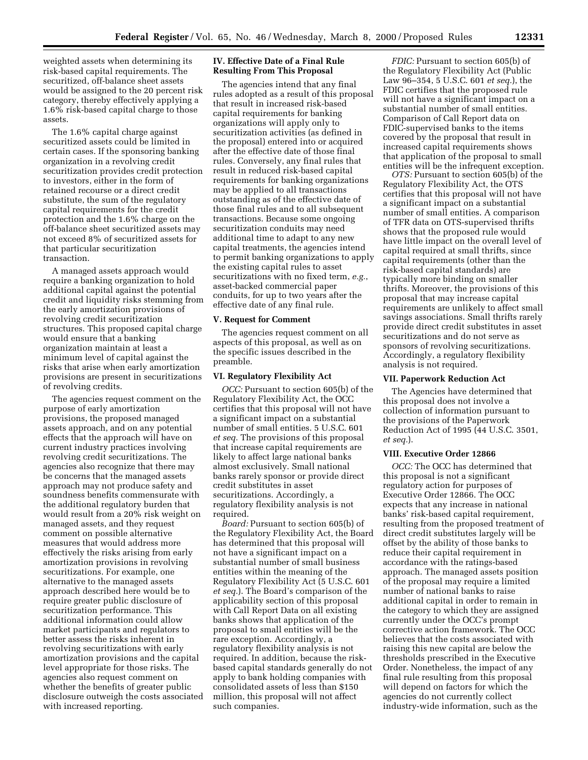weighted assets when determining its risk-based capital requirements. The securitized, off-balance sheet assets would be assigned to the 20 percent risk category, thereby effectively applying a 1.6% risk-based capital charge to those assets.

The 1.6% capital charge against securitized assets could be limited in certain cases. If the sponsoring banking organization in a revolving credit securitization provides credit protection to investors, either in the form of retained recourse or a direct credit substitute, the sum of the regulatory capital requirements for the credit protection and the 1.6% charge on the off-balance sheet securitized assets may not exceed 8% of securitized assets for that particular securitization transaction.

A managed assets approach would require a banking organization to hold additional capital against the potential credit and liquidity risks stemming from the early amortization provisions of revolving credit securitization structures. This proposed capital charge would ensure that a banking organization maintain at least a minimum level of capital against the risks that arise when early amortization provisions are present in securitizations of revolving credits.

The agencies request comment on the purpose of early amortization provisions, the proposed managed assets approach, and on any potential effects that the approach will have on current industry practices involving revolving credit securitizations. The agencies also recognize that there may be concerns that the managed assets approach may not produce safety and soundness benefits commensurate with the additional regulatory burden that would result from a 20% risk weight on managed assets, and they request comment on possible alternative measures that would address more effectively the risks arising from early amortization provisions in revolving securitizations. For example, one alternative to the managed assets approach described here would be to require greater public disclosure of securitization performance. This additional information could allow market participants and regulators to better assess the risks inherent in revolving securitizations with early amortization provisions and the capital level appropriate for those risks. The agencies also request comment on whether the benefits of greater public disclosure outweigh the costs associated with increased reporting.

## IV. Effective Date of a Final Rule Resulting From This Proposal

The agencies intend that any final rules adopted as a result of this proposal that result in increased risk-based capital requirements for banking organizations will apply only to securitization activities (as defined in the proposal) entered into or acquired after the effective date of those final rules. Conversely, any final rules that result in reduced risk-based capital requirements for banking organizations may be applied to all transactions outstanding as of the effective date of those final rules and to all subsequent transactions. Because some ongoing securitization conduits may need additional time to adapt to any new capital treatments, the agencies intend to permit banking organizations to apply the existing capital rules to asset securitizations with no fixed term, *e.g.*, asset-backed commercial paper conduits, for up to two years after the effective date of any final rule.

## V. Request for Comment

The agencies request comment on all aspects of this proposal, as well as on the specific issues described in the preamble.

## VI. Regulatory Flexibility Act

*OCC:* Pursuant to section 605(b) of the Regulatory Flexibility Act, the OCC certifies that this proposal will not have a significant impact on a substantial number of small entities. 5 U.S.C. 601 *et seq.* The provisions of this proposal that increase capital requirements are likely to affect large national banks almost exclusively. Small national banks rarely sponsor or provide direct credit substitutes in asset securitizations. Accordingly, a regulatory flexibility analysis is not required.

*Board:* Pursuant to section 605(b) of the Regulatory Flexibility Act, the Board has determined that this proposal will not have a significant impact on a substantial number of small business entities within the meaning of the Regulatory Flexibility Act (5 U.S.C. 601 *et seq.*). The Board's comparison of the applicability section of this proposal with Call Report Data on all existing banks shows that application of the proposal to small entities will be the rare exception. Accordingly, a regulatory flexibility analysis is not required. In addition, because the risk-based capital standards generally do not apply to bank holding companies with consolidated assets of less than $150 million, this proposal will not affect such companies.

*FDIC:* Pursuant to section 605(b) of the Regulatory Flexibility Act (Public Law 96–354, 5 U.S.C. 601 *et seq.*), the FDIC certifies that the proposed rule will not have a significant impact on a substantial number of small entities. Comparison of Call Report data on FDIC-supervised banks to the items covered by the proposal that result in increased capital requirements shows that application of the proposal to small entities will be the infrequent exception.

*OTS:* Pursuant to section 605(b) of the Regulatory Flexibility Act, the OTS certifies that this proposal will not have a significant impact on a substantial number of small entities. A comparison of TFR data on OTS-supervised thrifts shows that the proposed rule would have little impact on the overall level of capital required at small thrifts, since capital requirements (other than the risk-based capital standards) are typically more binding on smaller thrifts. Moreover, the provisions of this proposal that may increase capital requirements are unlikely to affect small savings associations. Small thrifts rarely provide direct credit substitutes in asset securitizations and do not serve as sponsors of revolving securitizations. Accordingly, a regulatory flexibility analysis is not required.

## VII. Paperwork Reduction Act

The Agencies have determined that this proposal does not involve a collection of information pursuant to the provisions of the Paperwork Reduction Act of 1995 (44 U.S.C. 3501, *et seq.*).

## VIII. Executive Order 12866

*OCC:* The OCC has determined that this proposal is not a significant regulatory action for purposes of Executive Order 12866. The OCC expects that any increase in national banks' risk-based capital requirement, resulting from the proposed treatment of direct credit substitutes largely will be offset by the ability of those banks to reduce their capital requirement in accordance with the ratings-based approach. The managed assets position of the proposal may require a limited number of national banks to raise additional capital in order to remain in the category to which they are assigned currently under the OCC's prompt corrective action framework. The OCC believes that the costs associated with raising this new capital are below the thresholds prescribed in the Executive Order. Nonetheless, the impact of any final rule resulting from this proposal will depend on factors for which the agencies do not currently collect industry-wide information, such as the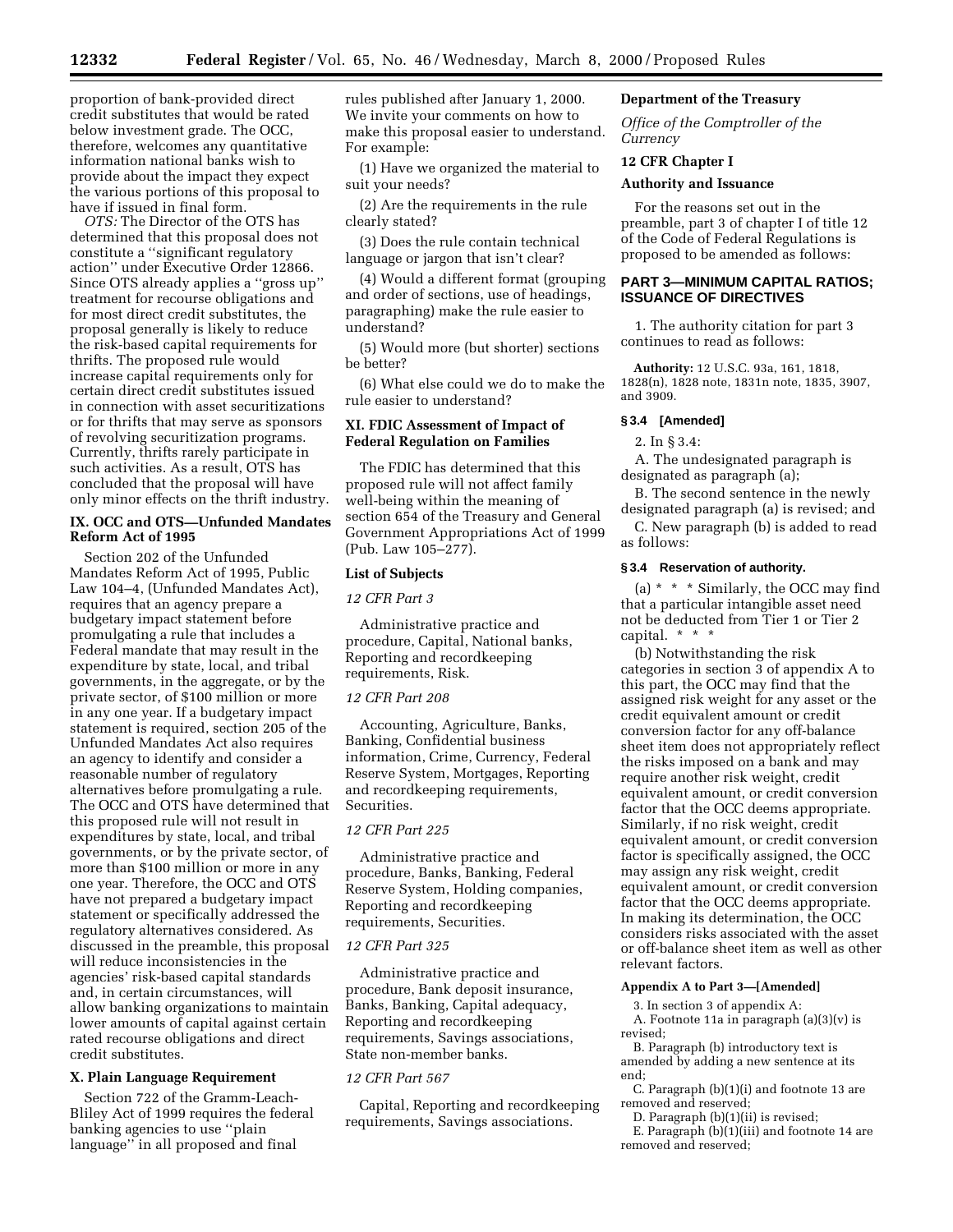proportion of bank-provided direct credit substitutes that would be rated below investment grade. The OCC, therefore, welcomes any quantitative information national banks wish to provide about the impact they expect the various portions of this proposal to have if issued in final form.

*OTS:* The Director of the OTS has determined that this proposal does not constitute a ''significant regulatory action'' under Executive Order 12866. Since OTS already applies a ''gross up'' treatment for recourse obligations and for most direct credit substitutes, the proposal generally is likely to reduce the risk-based capital requirements for thrifts. The proposed rule would increase capital requirements only for certain direct credit substitutes issued in connection with asset securitizations or for thrifts that may serve as sponsors of revolving securitization programs. Currently, thrifts rarely participate in such activities. As a result, OTS has concluded that the proposal will have only minor effects on the thrift industry.

## IX. OCC and OTS—Unfunded Mandates Reform Act of 1995

Section 202 of the Unfunded Mandates Reform Act of 1995, Public Law 104–4, (Unfunded Mandates Act), requires that an agency prepare a budgetary impact statement before promulgating a rule that includes a Federal mandate that may result in the expenditure by state, local, and tribal governments, in the aggregate, or by the private sector, of $100 million or more in any one year. If a budgetary impact statement is required, section 205 of the Unfunded Mandates Act also requires an agency to identify and consider a reasonable number of regulatory alternatives before promulgating a rule. The OCC and OTS have determined that this proposed rule will not result in expenditures by state, local, and tribal governments, or by the private sector, of more than $100 million or more in any one year. Therefore, the OCC and OTS have not prepared a budgetary impact statement or specifically addressed the regulatory alternatives considered. As discussed in the preamble, this proposal will reduce inconsistencies in the agencies' risk-based capital standards and, in certain circumstances, will allow banking organizations to maintain lower amounts of capital against certain rated recourse obligations and direct credit substitutes.

## X. Plain Language Requirement

Section 722 of the Gramm-Leach-Bliley Act of 1999 requires the federal banking agencies to use ''plain language'' in all proposed and final rules published after January 1, 2000. We invite your comments on how to make this proposal easier to understand. For example:

(1) Have we organized the material to suit your needs?

(2) Are the requirements in the rule clearly stated?

(3) Does the rule contain technical language or jargon that isn't clear?

(4) Would a different format (grouping and order of sections, use of headings, paragraphing) make the rule easier to understand?

(5) Would more (but shorter) sections be better?

(6) What else could we do to make the rule easier to understand?

## XI. FDIC Assessment of Impact of Federal Regulation on Families

The FDIC has determined that this proposed rule will not affect family well-being within the meaning of section 654 of the Treasury and General Government Appropriations Act of 1999 (Pub. Law 105–277).

## List of Subjects

*12 CFR Part 3*

Administrative practice and procedure, Capital, National banks, Reporting and recordkeeping requirements, Risk.

*12 CFR Part 208*

Accounting, Agriculture, Banks, Banking, Confidential business information, Crime, Currency, Federal Reserve System, Mortgages, Reporting and recordkeeping requirements, Securities.

*12 CFR Part 225*

Administrative practice and procedure, Banks, Banking, Federal Reserve System, Holding companies, Reporting and recordkeeping requirements, Securities.

*12 CFR Part 325*

Administrative practice and procedure, Bank deposit insurance, Banks, Banking, Capital adequacy, Reporting and recordkeeping requirements, Savings associations, State non-member banks.

*12 CFR Part 567*

Capital, Reporting and recordkeeping requirements, Savings associations.

**Department of the Treasury**

*Office of the Comptroller of the Currency*

**12 CFR Chapter I**

**Authority and Issuance**

For the reasons set out in the preamble, part 3 of chapter I of title 12 of the Code of Federal Regulations is proposed to be amended as follows:

## PART 3—MINIMUM CAPITAL RATIOS; ISSUANCE OF DIRECTIVES

1. The authority citation for part 3 continues to read as follows:

**Authority:** 12 U.S.C. 93a, 161, 1818, 1828(n), 1828 note, 1831n note, 1835, 3907, and 3909.

**§ 3.4 [Amended]**

2. In § 3.4:

A. The undesignated paragraph is designated as paragraph (a);

B. The second sentence in the newly designated paragraph (a) is revised; and

C. New paragraph (b) is added to read as follows:

**§ 3.4 Reservation of authority.**

(a) * * * Similarly, the OCC may find that a particular intangible asset need not be deducted from Tier 1 or Tier 2 capital. * * *

(b) Notwithstanding the risk categories in section 3 of appendix A to this part, the OCC may find that the assigned risk weight for any asset or the credit equivalent amount or credit conversion factor for any off-balance sheet item does not appropriately reflect the risks imposed on a bank and may require another risk weight, credit equivalent amount, or credit conversion factor that the OCC deems appropriate. Similarly, if no risk weight, credit equivalent amount, or credit conversion factor is specifically assigned, the OCC may assign any risk weight, credit equivalent amount, or credit conversion factor that the OCC deems appropriate. In making its determination, the OCC considers risks associated with the asset or off-balance sheet item as well as other relevant factors.

**Appendix A to Part 3—[Amended]**

3. In section 3 of appendix A:

A. Footnote 11a in paragraph (a)(3)(v) is revised;

B. Paragraph (b) introductory text is amended by adding a new sentence at its end;

C. Paragraph (b)(1)(i) and footnote 13 are removed and reserved;

D. Paragraph (b)(1)(ii) is revised;

E. Paragraph (b)(1)(iii) and footnote 14 are removed and reserved;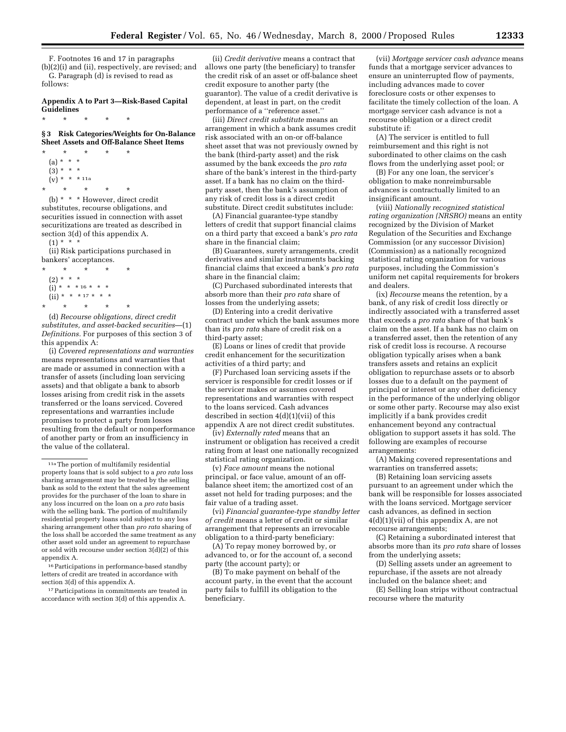F. Footnotes 16 and 17 in paragraphs (b)(2)(i) and (ii), respectively, are revised; and

G. Paragraph (d) is revised to read as follows:

**Appendix A to Part 3—Risk-Based Capital Guidelines**

\* \* \* \* \*

**§ 3 Risk Categories/Weights for On-Balance Sheet Assets and Off-Balance Sheet Items**

\* \* \* \* \*

(a) \* \* \*

(3) \* \* \*

(v) \* \* \* [11a]

\* \* \* \* \*

(b) \* \* \* However, direct credit substitutes, recourse obligations, and securities issued in connection with asset securitizations are treated as described in section 3(d) of this appendix A.

(1) \* \* \*

(ii) Risk participations purchased in bankers' acceptances.

\* \* \* \* \*

(2) \* \* \*

(i) \* \* \* [16] \* \* \*

(ii) \* \* \* [17] \* \* \*

\* \* \* \* \*

(d) *Recourse obligations, direct credit substitutes, and asset-backed securities*—(1) *Definitions.* For purposes of this section 3 of this appendix A:

(i) *Covered representations and warranties* means representations and warranties that are made or assumed in connection with a transfer of assets (including loan servicing assets) and that obligate a bank to absorb losses arising from credit risk in the assets transferred or the loans serviced. Covered representations and warranties include promises to protect a party from losses resulting from the default or nonperformance of another party or from an insufficiency in the value of the collateral.

(ii) *Credit derivative* means a contract that allows one party (the beneficiary) to transfer the credit risk of an asset or off-balance sheet credit exposure to another party (the guarantor). The value of a credit derivative is dependent, at least in part, on the credit performance of a ''reference asset.''

(iii) *Direct credit substitute* means an arrangement in which a bank assumes credit risk associated with an on-or off-balance sheet asset that was not previously owned by the bank (third-party asset) and the risk assumed by the bank exceeds the *pro rata* share of the bank's interest in the third-party asset. If a bank has no claim on the third-party asset, then the bank's assumption of any risk of credit loss is a direct credit substitute. Direct credit substitutes include:

(A) Financial guarantee-type standby letters of credit that support financial claims on a third party that exceed a bank's *pro rata* share in the financial claim;

(B) Guarantees, surety arrangements, credit derivatives and similar instruments backing financial claims that exceed a bank's *pro rata* share in the financial claim;

(C) Purchased subordinated interests that absorb more than their *pro rata* share of losses from the underlying assets;

(D) Entering into a credit derivative contract under which the bank assumes more than its *pro rata* share of credit risk on a third-party asset;

(E) Loans or lines of credit that provide credit enhancement for the securitization activities of a third party; and

(F) Purchased loan servicing assets if the servicer is responsible for credit losses or if the servicer makes or assumes covered representations and warranties with respect to the loans serviced. Cash advances described in section 4(d)(1)(vii) of this appendix A are not direct credit substitutes.

(iv) *Externally rated* means that an instrument or obligation has received a credit rating from at least one nationally recognized statistical rating organization.

(v) *Face amount* means the notional principal, or face value, amount of an off-balance sheet item; the amortized cost of an asset not held for trading purposes; and the fair value of a trading asset.

(vi) *Financial guarantee-type standby letter of credit* means a letter of credit or similar arrangement that represents an irrevocable obligation to a third-party beneficiary:

(A) To repay money borrowed by, or advanced to, or for the account of, a second party (the account party); or

(B) To make payment on behalf of the account party, in the event that the account party fails to fulfill its obligation to the beneficiary.

(vii) *Mortgage servicer cash advance* means funds that a mortgage servicer advances to ensure an uninterrupted flow of payments, including advances made to cover foreclosure costs or other expenses to facilitate the timely collection of the loan. A mortgage servicer cash advance is not a recourse obligation or a direct credit substitute if:

(A) The servicer is entitled to full reimbursement and this right is not subordinated to other claims on the cash flows from the underlying asset pool; or

(B) For any one loan, the servicer's obligation to make nonreimbursable advances is contractually limited to an insignificant amount.

(viii) *Nationally recognized statistical rating organization (NRSRO)* means an entity recognized by the Division of Market Regulation of the Securities and Exchange Commission (or any successor Division) (Commission) as a nationally recognized statistical rating organization for various purposes, including the Commission's uniform net capital requirements for brokers and dealers.

(ix) *Recourse* means the retention, by a bank, of any risk of credit loss directly or indirectly associated with a transferred asset that exceeds a *pro rata* share of that bank's claim on the asset. If a bank has no claim on a transferred asset, then the retention of any risk of credit loss is recourse. A recourse obligation typically arises when a bank transfers assets and retains an explicit obligation to repurchase assets or to absorb losses due to a default on the payment of principal or interest or any other deficiency in the performance of the underlying obligor or some other party. Recourse may also exist implicitly if a bank provides credit enhancement beyond any contractual obligation to support assets it has sold. The following are examples of recourse arrangements:

(A) Making covered representations and warranties on transferred assets;

(B) Retaining loan servicing assets pursuant to an agreement under which the bank will be responsible for losses associated with the loans serviced. Mortgage servicer cash advances, as defined in section 4(d)(1)(vii) of this appendix A, are not recourse arrangements;

(C) Retaining a subordinated interest that absorbs more than its *pro rata* share of losses from the underlying assets;

(D) Selling assets under an agreement to repurchase, if the assets are not already included on the balance sheet; and

(E) Selling loan strips without contractual recourse where the maturity

---

[11a] The portion of multifamily residential property loans that is sold subject to a *pro rata* loss sharing arrangement may be treated by the selling bank as sold to the extent that the sales agreement provides for the purchaser of the loan to share in any loss incurred on the loan on a *pro rata* basis with the selling bank. The portion of multifamily residential property loans sold subject to any loss sharing arrangement other than *pro rata* sharing of the loss shall be accorded the same treatment as any other asset sold under an agreement to repurchase or sold with recourse under section 3(d)(2) of this appendix A.

[16] Participations in performance-based standby letters of credit are treated in accordance with section 3(d) of this appendix A.

[17] Participations in commitments are treated in accordance with section 3(d) of this appendix A.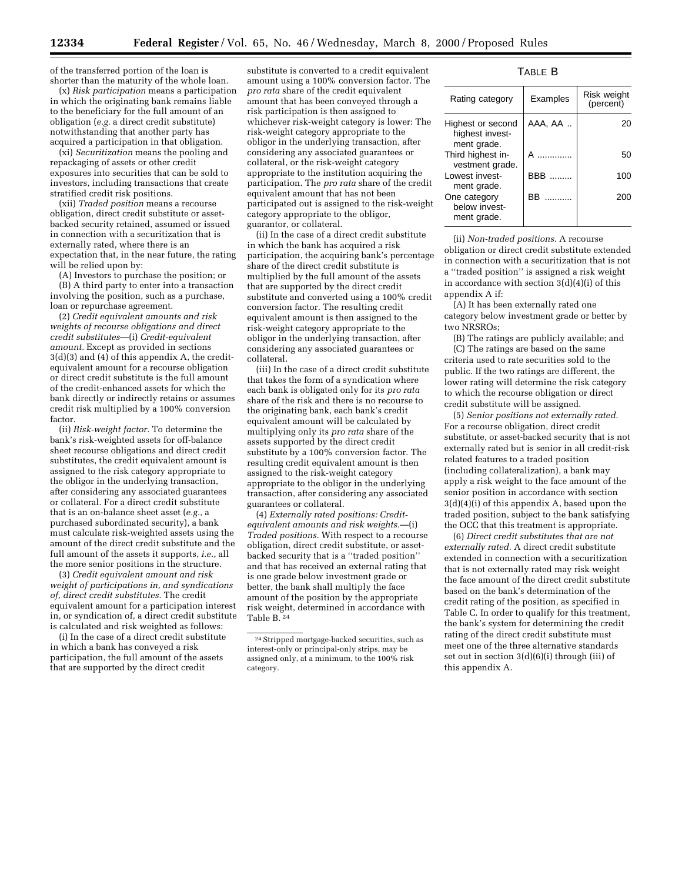of the transferred portion of the loan is shorter than the maturity of the whole loan.

(x) *Risk participation* means a participation in which the originating bank remains liable to the beneficiary for the full amount of an obligation (*e.g.* a direct credit substitute) notwithstanding that another party has acquired a participation in that obligation.

(xi) *Securitization* means the pooling and repackaging of assets or other credit exposures into securities that can be sold to investors, including transactions that create stratified credit risk positions.

(xii) *Traded position* means a recourse obligation, direct credit substitute or asset-backed security retained, assumed or issued in connection with a securitization that is externally rated, where there is an expectation that, in the near future, the rating will be relied upon by:

(A) Investors to purchase the position; or

(B) A third party to enter into a transaction involving the position, such as a purchase, loan or repurchase agreement.

(2) *Credit equivalent amounts and risk weights of recourse obligations and direct credit substitutes*—(i) *Credit-equivalent amount.* Except as provided in sections 3(d)(3) and (4) of this appendix A, the credit-equivalent amount for a recourse obligation or direct credit substitute is the full amount of the credit-enhanced assets for which the bank directly or indirectly retains or assumes credit risk multiplied by a 100% conversion factor.

(ii) *Risk-weight factor.* To determine the bank's risk-weighted assets for off-balance sheet recourse obligations and direct credit substitutes, the credit equivalent amount is assigned to the risk category appropriate to the obligor in the underlying transaction, after considering any associated guarantees or collateral. For a direct credit substitute that is an on-balance sheet asset (*e.g.,* a purchased subordinated security), a bank must calculate risk-weighted assets using the amount of the direct credit substitute and the full amount of the assets it supports, *i.e.,* all the more senior positions in the structure.

(3) *Credit equivalent amount and risk weight of participations in, and syndications of, direct credit substitutes.* The credit equivalent amount for a participation interest in, or syndication of, a direct credit substitute is calculated and risk weighted as follows:

(i) In the case of a direct credit substitute in which a bank has conveyed a risk participation, the full amount of the assets that are supported by the direct credit substitute is converted to a credit equivalent amount using a 100% conversion factor. The *pro rata* share of the credit equivalent amount that has been conveyed through a risk participation is then assigned to whichever risk-weight category is lower: The risk-weight category appropriate to the obligor in the underlying transaction, after considering any associated guarantees or collateral, or the risk-weight category appropriate to the institution acquiring the participation. The *pro rata* share of the credit equivalent amount that has not been participated out is assigned to the risk-weight category appropriate to the obligor, guarantor, or collateral.

(ii) In the case of a direct credit substitute in which the bank has acquired a risk participation, the acquiring bank's percentage share of the direct credit substitute is multiplied by the full amount of the assets that are supported by the direct credit substitute and converted using a 100% credit conversion factor. The resulting credit equivalent amount is then assigned to the risk-weight category appropriate to the obligor in the underlying transaction, after considering any associated guarantees or collateral.

(iii) In the case of a direct credit substitute that takes the form of a syndication where each bank is obligated only for its *pro rata* share of the risk and there is no recourse to the originating bank, each bank's credit equivalent amount will be calculated by multiplying only its *pro rata* share of the assets supported by the direct credit substitute by a 100% conversion factor. The resulting credit equivalent amount is then assigned to the risk-weight category appropriate to the obligor in the underlying transaction, after considering any associated guarantees or collateral.

(4) *Externally rated positions: Credit-equivalent amounts and risk weights.*—(i) *Traded positions.* With respect to a recourse obligation, direct credit substitute, or asset-backed security that is a ''traded position'' and that has received an external rating that is one grade below investment grade or better, the bank shall multiply the face amount of the position by the appropriate risk weight, determined in accordance with Table B.[24]

[24] Stripped mortgage-backed securities, such as interest-only or principal-only strips, may be assigned only, at a minimum, to the 100% risk category.

TABLE B

| Rating category | Examples | Risk weight (percent) |
|---|---|---|
| Highest or second highest investment grade. | AAA, AA .. | 20 |
| Third highest investment grade. | A ............. | 50 |
| Lowest investment grade. | BBB ......... | 100 |
| One category below investment grade. | BB ........... | 200 |

(ii) *Non-traded positions.* A recourse obligation or direct credit substitute extended in connection with a securitization that is not a ''traded position'' is assigned a risk weight in accordance with section 3(d)(4)(i) of this appendix A if:

(A) It has been externally rated one category below investment grade or better by two NRSROs;

(B) The ratings are publicly available; and

(C) The ratings are based on the same criteria used to rate securities sold to the public. If the two ratings are different, the lower rating will determine the risk category to which the recourse obligation or direct credit substitute will be assigned.

(5) *Senior positions not externally rated.* For a recourse obligation, direct credit substitute, or asset-backed security that is not externally rated but is senior in all credit-risk related features to a traded position (including collateralization), a bank may apply a risk weight to the face amount of the senior position in accordance with section 3(d)(4)(i) of this appendix A, based upon the traded position, subject to the bank satisfying the OCC that this treatment is appropriate.

(6) *Direct credit substitutes that are not externally rated.* A direct credit substitute extended in connection with a securitization that is not externally rated may risk weight the face amount of the direct credit substitute based on the bank's determination of the credit rating of the position, as specified in Table C. In order to qualify for this treatment, the bank's system for determining the credit rating of the direct credit substitute must meet one of the three alternative standards set out in section 3(d)(6)(i) through (iii) of this appendix A.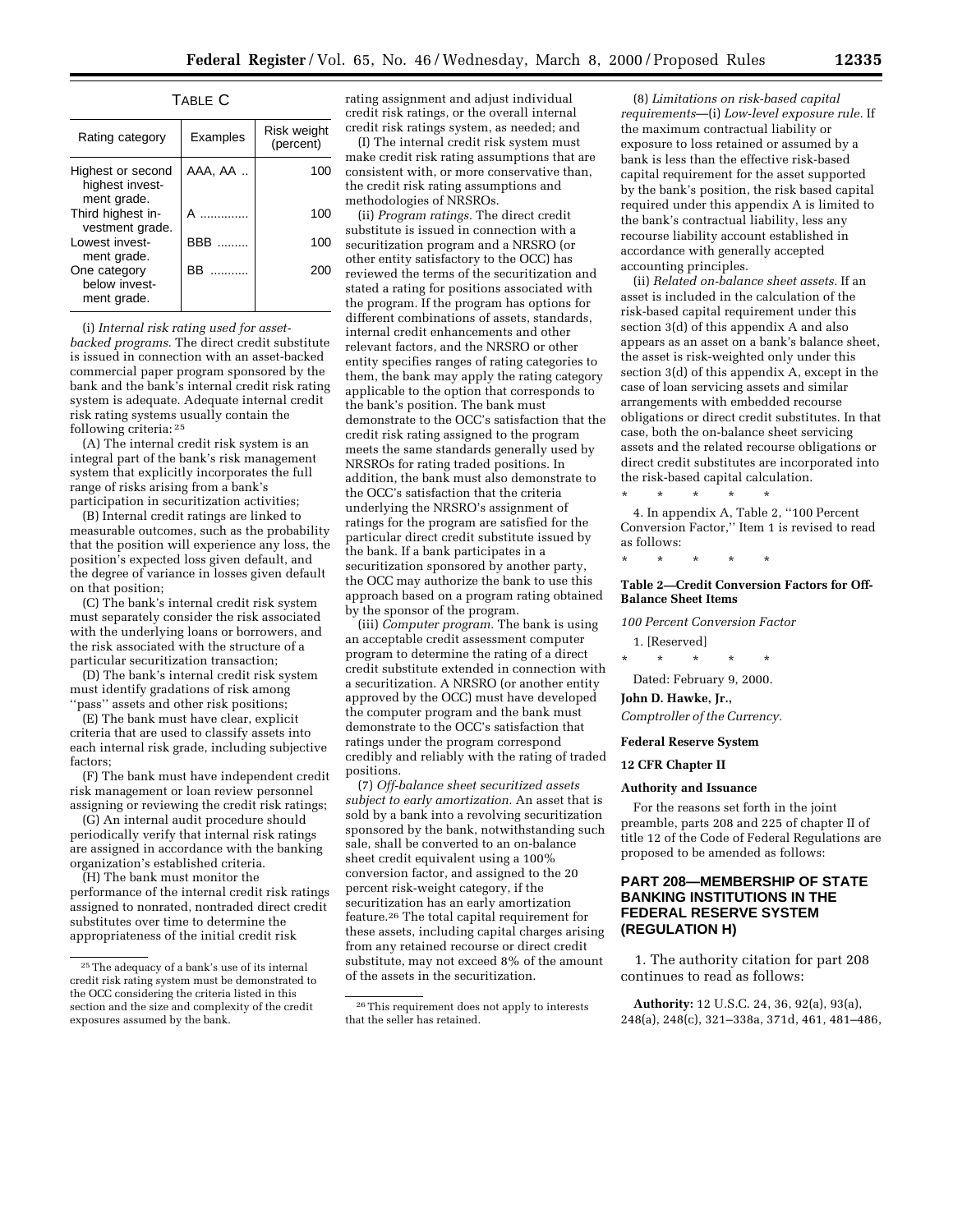TABLE C

| Rating category | Examples | Risk weight (percent) |
|---|---|---|
| Highest or second highest investment grade. | AAA, AA .. | 100 |
| Third highest investment grade. | A ............. | 100 |
| Lowest investment grade. | BBB ......... | 100 |
| One category below investment grade. | BB .......... | 200 |

(i) *Internal risk rating used for asset-backed programs.* The direct credit substitute is issued in connection with an asset-backed commercial paper program sponsored by the bank and the bank's internal credit risk rating system is adequate. Adequate internal credit risk rating systems usually contain the following criteria: [25]

(A) The internal credit risk system is an integral part of the bank's risk management system that explicitly incorporates the full range of risks arising from a bank's participation in securitization activities;

(B) Internal credit ratings are linked to measurable outcomes, such as the probability that the position will experience any loss, the position's expected loss given default, and the degree of variance in losses given default on that position;

(C) The bank's internal credit risk system must separately consider the risk associated with the underlying loans or borrowers, and the risk associated with the structure of a particular securitization transaction;

(D) The bank's internal credit risk system must identify gradations of risk among ''pass'' assets and other risk positions;

(E) The bank must have clear, explicit criteria that are used to classify assets into each internal risk grade, including subjective factors;

(F) The bank must have independent credit risk management or loan review personnel assigning or reviewing the credit risk ratings;

(G) An internal audit procedure should periodically verify that internal risk ratings are assigned in accordance with the banking organization's established criteria.

(H) The bank must monitor the performance of the internal credit risk ratings assigned to nonrated, nontraded direct credit substitutes over time to determine the appropriateness of the initial credit risk rating assignment and adjust individual credit risk ratings, or the overall internal credit risk ratings system, as needed; and

(I) The internal credit risk system must make credit risk rating assumptions that are consistent with, or more conservative than, the credit risk rating assumptions and methodologies of NRSROs.

(ii) *Program ratings.* The direct credit substitute is issued in connection with a securitization program and a NRSRO (or other entity satisfactory to the OCC) has reviewed the terms of the securitization and stated a rating for positions associated with the program. If the program has options for different combinations of assets, standards, internal credit enhancements and other relevant factors, and the NRSRO or other entity specifies ranges of rating categories to them, the bank may apply the rating category applicable to the option that corresponds to the bank's position. The bank must demonstrate to the OCC's satisfaction that the credit risk rating assigned to the program meets the same standards generally used by NRSROs for rating traded positions. In addition, the bank must also demonstrate to the OCC's satisfaction that the criteria underlying the NRSRO's assignment of ratings for the program are satisfied for the particular direct credit substitute issued by the bank. If a bank participates in a securitization sponsored by another party, the OCC may authorize the bank to use this approach based on a program rating obtained by the sponsor of the program.

(iii) *Computer program.* The bank is using an acceptable credit assessment computer program to determine the rating of a direct credit substitute extended in connection with a securitization. A NRSRO (or another entity approved by the OCC) must have developed the computer program and the bank must demonstrate to the OCC's satisfaction that ratings under the program correspond credibly and reliably with the rating of traded positions.

(7) *Off-balance sheet securitized assets subject to early amortization.* An asset that is sold by a bank into a revolving securitization sponsored by the bank, notwithstanding such sale, shall be converted to an on-balance sheet credit equivalent using a 100% conversion factor, and assigned to the 20 percent risk-weight category, if the securitization has an early amortization feature.[26] The total capital requirement for these assets, including capital charges arising from any retained recourse or direct credit substitute, may not exceed 8% of the amount of the assets in the securitization.

(8) *Limitations on risk-based capital requirements*—(i) *Low-level exposure rule.* If the maximum contractual liability or exposure to loss retained or assumed by a bank is less than the effective risk-based capital requirement for the asset supported by the bank's position, the risk based capital required under this appendix A is limited to the bank's contractual liability, less any recourse liability account established in accordance with generally accepted accounting principles.

(ii) *Related on-balance sheet assets.* If an asset is included in the calculation of the risk-based capital requirement under this section 3(d) of this appendix A and also appears as an asset on a bank's balance sheet, the asset is risk-weighted only under this section 3(d) of this appendix A, except in the case of loan servicing assets and similar arrangements with embedded recourse obligations or direct credit substitutes. In that case, both the on-balance sheet servicing assets and the related recourse obligations or direct credit substitutes are incorporated into the risk-based capital calculation.

\* \* \* \* \*

4. In appendix A, Table 2, ''100 Percent Conversion Factor,'' Item 1 is revised to read as follows:

\* \* \* \* \*

**Table 2—Credit Conversion Factors for Off-Balance Sheet Items**

*100 Percent Conversion Factor*

1. [Reserved]

\* \* \* \* \*

Dated: February 9, 2000.

**John D. Hawke, Jr.,**

*Comptroller of the Currency.*

**Federal Reserve System**

**12 CFR Chapter II**

**Authority and Issuance**

For the reasons set forth in the joint preamble, parts 208 and 225 of chapter II of title 12 of the Code of Federal Regulations are proposed to be amended as follows:

## PART 208—MEMBERSHIP OF STATE BANKING INSTITUTIONS IN THE FEDERAL RESERVE SYSTEM (REGULATION H)

1. The authority citation for part 208 continues to read as follows:

**Authority:** 12 U.S.C. 24, 36, 92(a), 93(a), 248(a), 248(c), 321–338a, 371d, 461, 481–486,

---

[25] The adequacy of a bank's use of its internal credit risk rating system must be demonstrated to the OCC considering the criteria listed in this section and the size and complexity of the credit exposures assumed by the bank.

[26] This requirement does not apply to interests that the seller has retained.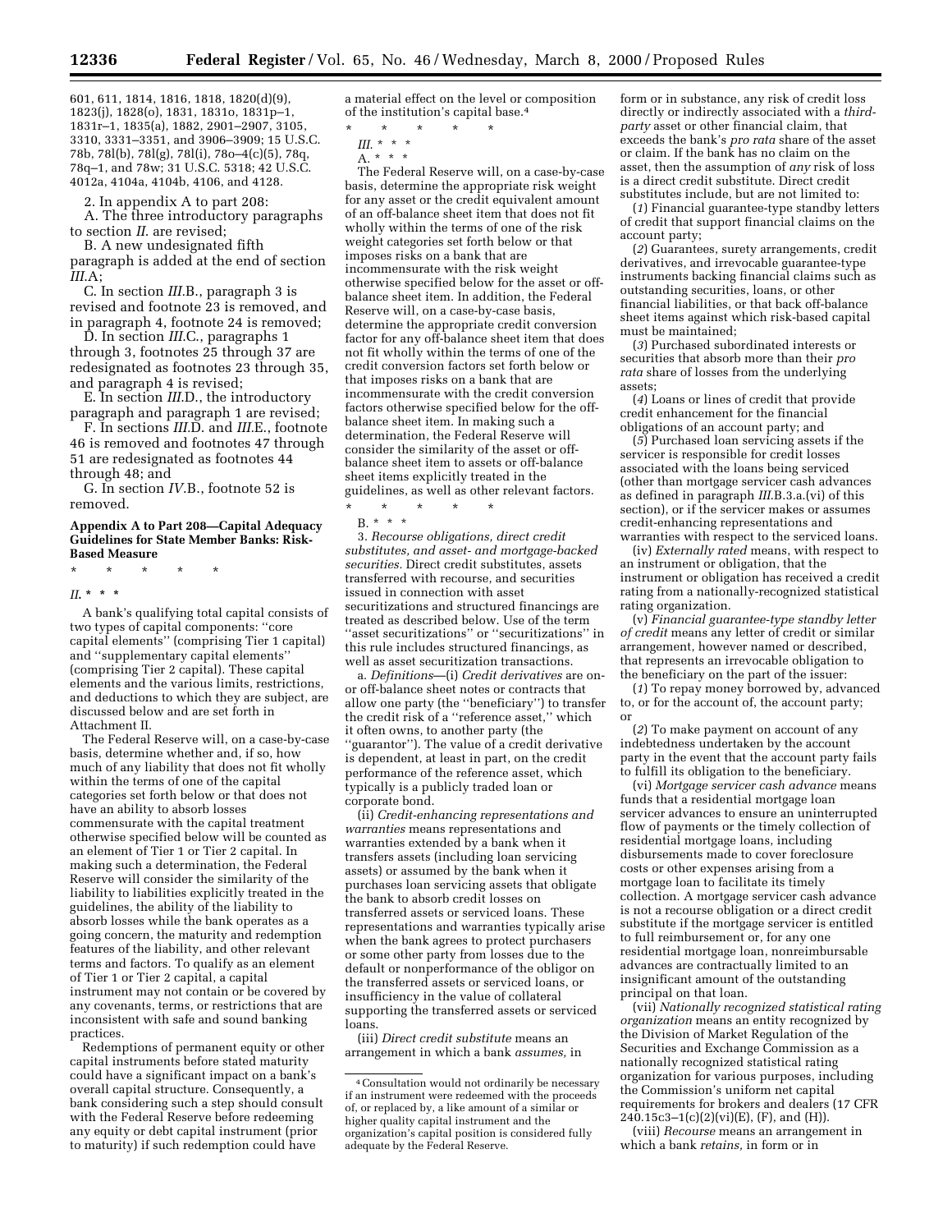601, 611, 1814, 1816, 1818, 1820(d)(9), 1823(j), 1828(o), 1831, 1831o, 1831p–1, 1831r–1, 1835(a), 1882, 2901–2907, 3105, 3310, 3331–3351, and 3906–3909; 15 U.S.C. 78b, 78l(b), 78l(g), 78l(i), 78o–4(c)(5), 78q, 78q–1, and 78w; 31 U.S.C. 5318; 42 U.S.C. 4012a, 4104a, 4104b, 4106, and 4128.

2. In appendix A to part 208:

A. The three introductory paragraphs to section *II*. are revised;

B. A new undesignated fifth paragraph is added at the end of section *III*.A;

C. In section *III*.B., paragraph 3 is revised and footnote 23 is removed, and in paragraph 4, footnote 24 is removed;

D. In section *III*.C., paragraphs 1 through 3, footnotes 25 through 37 are redesignated as footnotes 23 through 35, and paragraph 4 is revised;

E. In section *III*.D., the introductory paragraph and paragraph 1 are revised;

F. In sections *III*.D. and *III*.E., footnote 46 is removed and footnotes 47 through 51 are redesignated as footnotes 44 through 48; and

G. In section *IV*.B., footnote 52 is removed.

**Appendix A to Part 208—Capital Adequacy Guidelines for State Member Banks: Risk-Based Measure**

* * * * *

*II*. * * *

A bank's qualifying total capital consists of two types of capital components: "core capital elements" (comprising Tier 1 capital) and "supplementary capital elements" (comprising Tier 2 capital). These capital elements and the various limits, restrictions, and deductions to which they are subject, are discussed below and are set forth in Attachment II.

The Federal Reserve will, on a case-by-case basis, determine whether and, if so, how much of any liability that does not fit wholly within the terms of one of the capital categories set forth below or that does not have an ability to absorb losses commensurate with the capital treatment otherwise specified below will be counted as an element of Tier 1 or Tier 2 capital. In making such a determination, the Federal Reserve will consider the similarity of the liability to liabilities explicitly treated in the guidelines, the ability of the liability to absorb losses while the bank operates as a going concern, the maturity and redemption features of the liability, and other relevant terms and factors. To qualify as an element of Tier 1 or Tier 2 capital, a capital instrument may not contain or be covered by any covenants, terms, or restrictions that are inconsistent with safe and sound banking practices.

Redemptions of permanent equity or other capital instruments before stated maturity could have a significant impact on a bank's overall capital structure. Consequently, a bank considering such a step should consult with the Federal Reserve before redeeming any equity or debt capital instrument (prior to maturity) if such redemption could have a material effect on the level or composition of the institution's capital base.[4]

* * * * *

*III*. * * *

A. * * *

The Federal Reserve will, on a case-by-case basis, determine the appropriate risk weight for any asset or the credit equivalent amount of an off-balance sheet item that does not fit wholly within the terms of one of the risk weight categories set forth below or that imposes risks on a bank that are incommensurate with the risk weight otherwise specified below for the asset or off-balance sheet item. In addition, the Federal Reserve will, on a case-by-case basis, determine the appropriate credit conversion factor for any off-balance sheet item that does not fit wholly within the terms of one of the credit conversion factors set forth below or that imposes risks on a bank that are incommensurate with the credit conversion factors otherwise specified below for the off-balance sheet item. In making such a determination, the Federal Reserve will consider the similarity of the asset or off-balance sheet item to assets or off-balance sheet items explicitly treated in the guidelines, as well as other relevant factors.

* * * * *

B. * * *

3. *Recourse obligations, direct credit substitutes, and asset- and mortgage-backed securities.* Direct credit substitutes, assets transferred with recourse, and securities issued in connection with asset securitizations and structured financings are treated as described below. Use of the term "asset securitizations" or "securitizations" in this rule includes structured financings, as well as asset securitization transactions.

a. *Definitions*—(i) *Credit derivatives* are on- or off-balance sheet notes or contracts that allow one party (the "beneficiary") to transfer the credit risk of a "reference asset," which it often owns, to another party (the "guarantor"). The value of a credit derivative is dependent, at least in part, on the credit performance of the reference asset, which typically is a publicly traded loan or corporate bond.

(ii) *Credit-enhancing representations and warranties* means representations and warranties extended by a bank when it transfers assets (including loan servicing assets) or assumed by the bank when it purchases loan servicing assets that obligate the bank to absorb credit losses on transferred assets or serviced loans. These representations and warranties typically arise when the bank agrees to protect purchasers or some other party from losses due to the default or nonperformance of the obligor on the transferred assets or serviced loans, or insufficiency in the value of collateral supporting the transferred assets or serviced loans.

(iii) *Direct credit substitute* means an arrangement in which a bank *assumes,* in form or in substance, any risk of credit loss directly or indirectly associated with a *third-party* asset or other financial claim, that exceeds the bank's *pro rata* share of the asset or claim. If the bank has no claim on the asset, then the assumption of *any* risk of loss is a direct credit substitute. Direct credit substitutes include, but are not limited to:

(*1*) Financial guarantee-type standby letters of credit that support financial claims on the account party;

(*2*) Guarantees, surety arrangements, credit derivatives, and irrevocable guarantee-type instruments backing financial claims such as outstanding securities, loans, or other financial liabilities, or that back off-balance sheet items against which risk-based capital must be maintained;

(*3*) Purchased subordinated interests or securities that absorb more than their *pro rata* share of losses from the underlying assets;

(*4*) Loans or lines of credit that provide credit enhancement for the financial obligations of an account party; and

(*5*) Purchased loan servicing assets if the servicer is responsible for credit losses associated with the loans being serviced (other than mortgage servicer cash advances as defined in paragraph *III*.B.3.a.(vi) of this section), or if the servicer makes or assumes credit-enhancing representations and warranties with respect to the serviced loans.

(iv) *Externally rated* means, with respect to an instrument or obligation, that the instrument or obligation has received a credit rating from a nationally-recognized statistical rating organization.

(v) *Financial guarantee-type standby letter of credit* means any letter of credit or similar arrangement, however named or described, that represents an irrevocable obligation to the beneficiary on the part of the issuer:

(*1*) To repay money borrowed by, advanced to, or for the account of, the account party; or

(*2*) To make payment on account of any indebtedness undertaken by the account party in the event that the account party fails to fulfill its obligation to the beneficiary.

(vi) *Mortgage servicer cash advance* means funds that a residential mortgage loan servicer advances to ensure an uninterrupted flow of payments or the timely collection of residential mortgage loans, including disbursements made to cover foreclosure costs or other expenses arising from a mortgage loan to facilitate its timely collection. A mortgage servicer cash advance is not a recourse obligation or a direct credit substitute if the mortgage servicer is entitled to full reimbursement or, for any one residential mortgage loan, nonreimbursable advances are contractually limited to an insignificant amount of the outstanding principal on that loan.

(vii) *Nationally recognized statistical rating organization* means an entity recognized by the Division of Market Regulation of the Securities and Exchange Commission as a nationally recognized statistical rating organization for various purposes, including the Commission's uniform net capital requirements for brokers and dealers (17 CFR 240.15c3–1(c)(2)(vi)(E), (F), and (H)).

(viii) *Recourse* means an arrangement in which a bank *retains,* in form or in

[4] Consultation would not ordinarily be necessary if an instrument were redeemed with the proceeds of, or replaced by, a like amount of a similar or higher quality capital instrument and the organization's capital position is considered fully adequate by the Federal Reserve.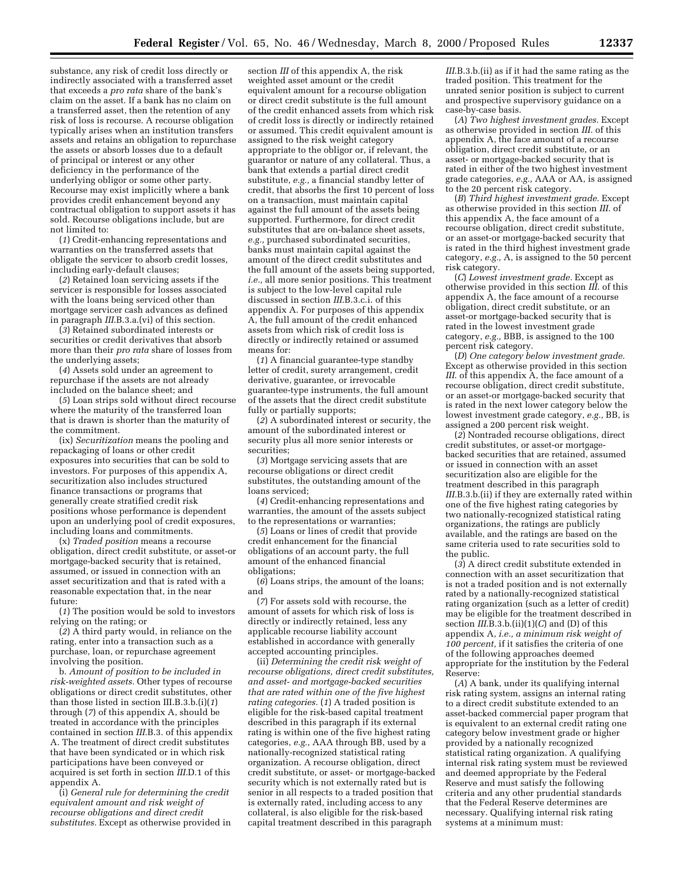substance, any risk of credit loss directly or indirectly associated with a transferred asset that exceeds a *pro rata* share of the bank's claim on the asset. If a bank has no claim on a transferred asset, then the retention of any risk of loss is recourse. A recourse obligation typically arises when an institution transfers assets and retains an obligation to repurchase the assets or absorb losses due to a default of principal or interest or any other deficiency in the performance of the underlying obligor or some other party. Recourse may exist implicitly where a bank provides credit enhancement beyond any contractual obligation to support assets it has sold. Recourse obligations include, but are not limited to:

(*1*) Credit-enhancing representations and warranties on the transferred assets that obligate the servicer to absorb credit losses, including early-default clauses;

(*2*) Retained loan servicing assets if the servicer is responsible for losses associated with the loans being serviced other than mortgage servicer cash advances as defined in paragraph *III*.B.3.a.(vi) of this section.

(*3*) Retained subordinated interests or securities or credit derivatives that absorb more than their *pro rata* share of losses from the underlying assets;

(*4*) Assets sold under an agreement to repurchase if the assets are not already included on the balance sheet; and

(*5*) Loan strips sold without direct recourse where the maturity of the transferred loan that is drawn is shorter than the maturity of the commitment.

(ix) *Securitization* means the pooling and repackaging of loans or other credit exposures into securities that can be sold to investors. For purposes of this appendix A, securitization also includes structured finance transactions or programs that generally create stratified credit risk positions whose performance is dependent upon an underlying pool of credit exposures, including loans and commitments.

(x) *Traded position* means a recourse obligation, direct credit substitute, or asset-or mortgage-backed security that is retained, assumed, or issued in connection with an asset securitization and that is rated with a reasonable expectation that, in the near future:

(*1*) The position would be sold to investors relying on the rating; or

(*2*) A third party would, in reliance on the rating, enter into a transaction such as a purchase, loan, or repurchase agreement involving the position.

b. *Amount of position to be included in risk-weighted assets.* Other types of recourse obligations or direct credit substitutes, other than those listed in section III.B.3.b.(i)(*1*) through (*7*) of this appendix A, should be treated in accordance with the principles contained in section *III*.B.3. of this appendix A. The treatment of direct credit substitutes that have been syndicated or in which risk participations have been conveyed or acquired is set forth in section *III*.D.1 of this appendix A.

(i) *General rule for determining the credit equivalent amount and risk weight of recourse obligations and direct credit substitutes.* Except as otherwise provided in section *III* of this appendix A, the risk weighted asset amount or the credit equivalent amount for a recourse obligation or direct credit substitute is the full amount of the credit enhanced assets from which risk of credit loss is directly or indirectly retained or assumed. This credit equivalent amount is assigned to the risk weight category appropriate to the obligor or, if relevant, the guarantor or nature of any collateral. Thus, a bank that extends a partial direct credit substitute, *e.g.,* a financial standby letter of credit, that absorbs the first 10 percent of loss on a transaction, must maintain capital against the full amount of the assets being supported. Furthermore, for direct credit substitutes that are on-balance sheet assets, *e.g.,* purchased subordinated securities, banks must maintain capital against the amount of the direct credit substitutes and the full amount of the assets being supported, *i.e.,* all more senior positions. This treatment is subject to the low-level capital rule discussed in section *III*.B.3.c.i. of this appendix A. For purposes of this appendix A, the full amount of the credit enhanced assets from which risk of credit loss is directly or indirectly retained or assumed means for:

(*1*) A financial guarantee-type standby letter of credit, surety arrangement, credit derivative, guarantee, or irrevocable guarantee-type instruments, the full amount of the assets that the direct credit substitute fully or partially supports;

(*2*) A subordinated interest or security, the amount of the subordinated interest or security plus all more senior interests or securities;

(*3*) Mortgage servicing assets that are recourse obligations or direct credit substitutes, the outstanding amount of the loans serviced;

(*4*) Credit-enhancing representations and warranties, the amount of the assets subject to the representations or warranties;

(*5*) Loans or lines of credit that provide credit enhancement for the financial obligations of an account party, the full amount of the enhanced financial obligations;

(*6*) Loans strips, the amount of the loans; and

(*7*) For assets sold with recourse, the amount of assets for which risk of loss is directly or indirectly retained, less any applicable recourse liability account established in accordance with generally accepted accounting principles.

(ii) *Determining the credit risk weight of recourse obligations, direct credit substitutes, and asset- and mortgage-backed securities that are rated within one of the five highest rating categories.* (*1*) A traded position is eligible for the risk-based capital treatment described in this paragraph if its external rating is within one of the five highest rating categories, *e.g.,* AAA through BB, used by a nationally-recognized statistical rating organization. A recourse obligation, direct credit substitute, or asset- or mortgage-backed security which is not externally rated but is senior in all respects to a traded position that is externally rated, including access to any collateral, is also eligible for the risk-based capital treatment described in this paragraph *III*.B.3.b.(ii) as if it had the same rating as the traded position. This treatment for the unrated senior position is subject to current and prospective supervisory guidance on a case-by-case basis.

(*A*) *Two highest investment grades.* Except as otherwise provided in section *III.* of this appendix A, the face amount of a recourse obligation, direct credit substitute, or an asset- or mortgage-backed security that is rated in either of the two highest investment grade categories, *e.g.,* AAA or AA, is assigned to the 20 percent risk category.

(*B*) *Third highest investment grade.* Except as otherwise provided in this section *III.* of this appendix A, the face amount of a recourse obligation, direct credit substitute, or an asset-or mortgage-backed security that is rated in the third highest investment grade category, *e.g.,* A, is assigned to the 50 percent risk category.

(*C*) *Lowest investment grade.* Except as otherwise provided in this section *III.* of this appendix A, the face amount of a recourse obligation, direct credit substitute, or an asset-or mortgage-backed security that is rated in the lowest investment grade category, *e.g.,* BBB, is assigned to the 100 percent risk category.

(*D*) *One category below investment grade.* Except as otherwise provided in this section *III.* of this appendix A, the face amount of a recourse obligation, direct credit substitute, or an asset-or mortgage-backed security that is rated in the next lower category below the lowest investment grade category, *e.g.,* BB, is assigned a 200 percent risk weight.

(*2*) Nontraded recourse obligations, direct credit substitutes, or asset-or mortgage-backed securities that are retained, assumed or issued in connection with an asset securitization also are eligible for the treatment described in this paragraph *III*.B.3.b.(ii) if they are externally rated within one of the five highest rating categories by two nationally-recognized statistical rating organizations, the ratings are publicly available, and the ratings are based on the same criteria used to rate securities sold to the public.

(*3*) A direct credit substitute extended in connection with an asset securitization that is not a traded position and is not externally rated by a nationally-recognized statistical rating organization (such as a letter of credit) may be eligible for the treatment described in section *III*.B.3.b.(ii)(*1*)(*C*) and (D) of this appendix A, *i.e., a minimum risk weight of 100 percent,* if it satisfies the criteria of one of the following approaches deemed appropriate for the institution by the Federal Reserve:

(*A*) A bank, under its qualifying internal risk rating system, assigns an internal rating to a direct credit substitute extended to an asset-backed commercial paper program that is equivalent to an external credit rating one category below investment grade or higher provided by a nationally recognized statistical rating organization. A qualifying internal risk rating system must be reviewed and deemed appropriate by the Federal Reserve and must satisfy the following criteria and any other prudential standards that the Federal Reserve determines are necessary. Qualifying internal risk rating systems at a minimum must: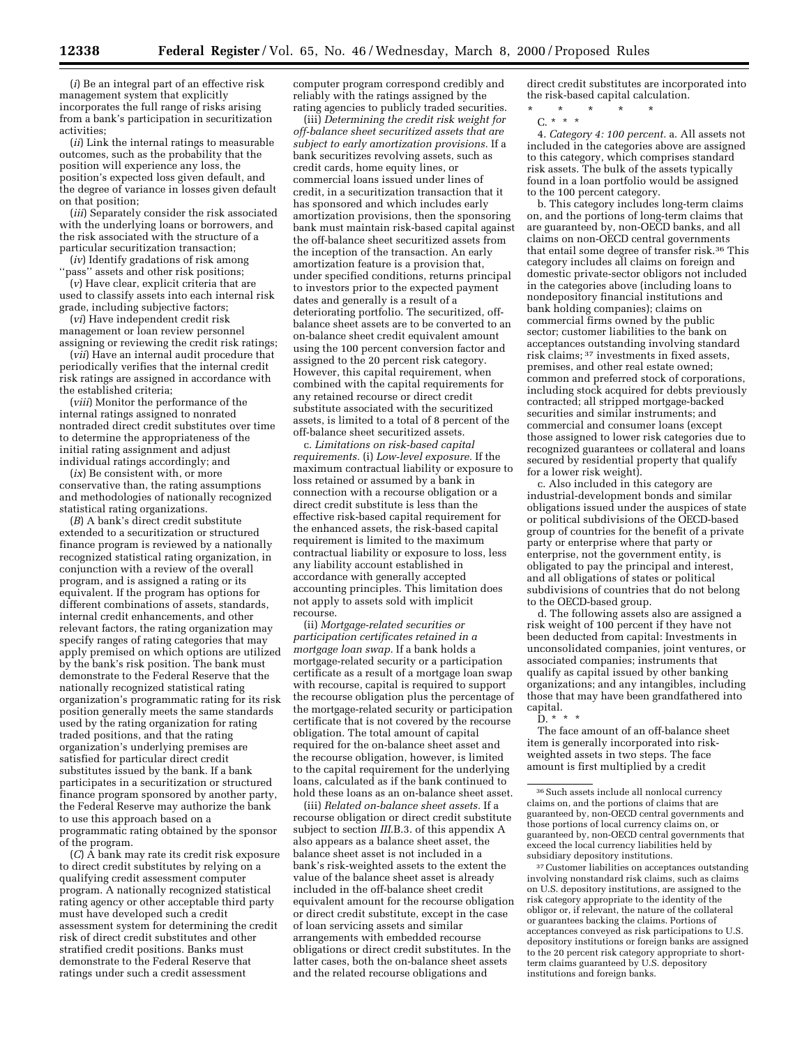(*i*) Be an integral part of an effective risk management system that explicitly incorporates the full range of risks arising from a bank's participation in securitization activities;

(*ii*) Link the internal ratings to measurable outcomes, such as the probability that the position will experience any loss, the position's expected loss given default, and the degree of variance in losses given default on that position;

(*iii*) Separately consider the risk associated with the underlying loans or borrowers, and the risk associated with the structure of a particular securitization transaction;

(*iv*) Identify gradations of risk among ''pass'' assets and other risk positions;

(*v*) Have clear, explicit criteria that are used to classify assets into each internal risk grade, including subjective factors;

(*vi*) Have independent credit risk management or loan review personnel assigning or reviewing the credit risk ratings;

(*vii*) Have an internal audit procedure that periodically verifies that the internal credit risk ratings are assigned in accordance with the established criteria;

(*viii*) Monitor the performance of the internal ratings assigned to nonrated nontraded direct credit substitutes over time to determine the appropriateness of the initial rating assignment and adjust individual ratings accordingly; and

(*ix*) Be consistent with, or more conservative than, the rating assumptions and methodologies of nationally recognized statistical rating organizations.

(*B*) A bank's direct credit substitute extended to a securitization or structured finance program is reviewed by a nationally recognized statistical rating organization, in conjunction with a review of the overall program, and is assigned a rating or its equivalent. If the program has options for different combinations of assets, standards, internal credit enhancements, and other relevant factors, the rating organization may specify ranges of rating categories that may apply premised on which options are utilized by the bank's risk position. The bank must demonstrate to the Federal Reserve that the nationally recognized statistical rating organization's programmatic rating for its risk position generally meets the same standards used by the rating organization for rating traded positions, and that the rating organization's underlying premises are satisfied for particular direct credit substitutes issued by the bank. If a bank participates in a securitization or structured finance program sponsored by another party, the Federal Reserve may authorize the bank to use this approach based on a programmatic rating obtained by the sponsor of the program.

(*C*) A bank may rate its credit risk exposure to direct credit substitutes by relying on a qualifying credit assessment computer program. A nationally recognized statistical rating agency or other acceptable third party must have developed such a credit assessment system for determining the credit risk of direct credit substitutes and other stratified credit positions. Banks must demonstrate to the Federal Reserve that ratings under such a credit assessment computer program correspond credibly and reliably with the ratings assigned by the rating agencies to publicly traded securities.

(iii) *Determining the credit risk weight for off-balance sheet securitized assets that are subject to early amortization provisions.* If a bank securitizes revolving assets, such as credit cards, home equity lines, or commercial loans issued under lines of credit, in a securitization transaction that it has sponsored and which includes early amortization provisions, then the sponsoring bank must maintain risk-based capital against the off-balance sheet securitized assets from the inception of the transaction. An early amortization feature is a provision that, under specified conditions, returns principal to investors prior to the expected payment dates and generally is a result of a deteriorating portfolio. The securitized, off-balance sheet assets are to be converted to an on-balance sheet credit equivalent amount using the 100 percent conversion factor and assigned to the 20 percent risk category. However, this capital requirement, when combined with the capital requirements for any retained recourse or direct credit substitute associated with the securitized assets, is limited to a total of 8 percent of the off-balance sheet securitized assets.

c. *Limitations on risk-based capital requirements.* (i) *Low-level exposure.* If the maximum contractual liability or exposure to loss retained or assumed by a bank in connection with a recourse obligation or a direct credit substitute is less than the effective risk-based capital requirement for the enhanced assets, the risk-based capital requirement is limited to the maximum contractual liability or exposure to loss, less any liability account established in accordance with generally accepted accounting principles. This limitation does not apply to assets sold with implicit recourse.

(ii) *Mortgage-related securities or participation certificates retained in a mortgage loan swap.* If a bank holds a mortgage-related security or a participation certificate as a result of a mortgage loan swap with recourse, capital is required to support the recourse obligation plus the percentage of the mortgage-related security or participation certificate that is not covered by the recourse obligation. The total amount of capital required for the on-balance sheet asset and the recourse obligation, however, is limited to the capital requirement for the underlying loans, calculated as if the bank continued to hold these loans as an on-balance sheet asset.

(iii) *Related on-balance sheet assets.* If a recourse obligation or direct credit substitute subject to section *III*.B.3. of this appendix A also appears as a balance sheet asset, the balance sheet asset is not included in a bank's risk-weighted assets to the extent the value of the balance sheet asset is already included in the off-balance sheet credit equivalent amount for the recourse obligation or direct credit substitute, except in the case of loan servicing assets and similar arrangements with embedded recourse obligations or direct credit substitutes. In the latter cases, both the on-balance sheet assets and the related recourse obligations and direct credit substitutes are incorporated into the risk-based capital calculation.

\* \* \* \* \*

C. \* \* \*

4. *Category 4: 100 percent.* a. All assets not included in the categories above are assigned to this category, which comprises standard risk assets. The bulk of the assets typically found in a loan portfolio would be assigned to the 100 percent category.

b. This category includes long-term claims on, and the portions of long-term claims that are guaranteed by, non-OECD banks, and all claims on non-OECD central governments that entail some degree of transfer risk.[36] This category includes all claims on foreign and domestic private-sector obligors not included in the categories above (including loans to nondepository financial institutions and bank holding companies); claims on commercial firms owned by the public sector; customer liabilities to the bank on acceptances outstanding involving standard risk claims;[37] investments in fixed assets, premises, and other real estate owned; common and preferred stock of corporations, including stock acquired for debts previously contracted; all stripped mortgage-backed securities and similar instruments; and commercial and consumer loans (except those assigned to lower risk categories due to recognized guarantees or collateral and loans secured by residential property that qualify for a lower risk weight).

c. Also included in this category are industrial-development bonds and similar obligations issued under the auspices of state or political subdivisions of the OECD-based group of countries for the benefit of a private party or enterprise where that party or enterprise, not the government entity, is obligated to pay the principal and interest, and all obligations of states or political subdivisions of countries that do not belong to the OECD-based group.

d. The following assets also are assigned a risk weight of 100 percent if they have not been deducted from capital: Investments in unconsolidated companies, joint ventures, or associated companies; instruments that qualify as capital issued by other banking organizations; and any intangibles, including those that may have been grandfathered into capital.

D. \* \* \*

The face amount of an off-balance sheet item is generally incorporated into risk-weighted assets in two steps. The face amount is first multiplied by a credit

---

[36] Such assets include all nonlocal currency claims on, and the portions of claims that are guaranteed by, non-OECD central governments and those portions of local currency claims on, or guaranteed by, non-OECD central governments that exceed the local currency liabilities held by subsidiary depository institutions.

[37] Customer liabilities on acceptances outstanding involving nonstandard risk claims, such as claims on U.S. depository institutions, are assigned to the risk category appropriate to the identity of the obligor or, if relevant, the nature of the collateral or guarantees backing the claims. Portions of acceptances conveyed as risk participations to U.S. depository institutions or foreign banks are assigned to the 20 percent risk category appropriate to short-term claims guaranteed by U.S. depository institutions and foreign banks.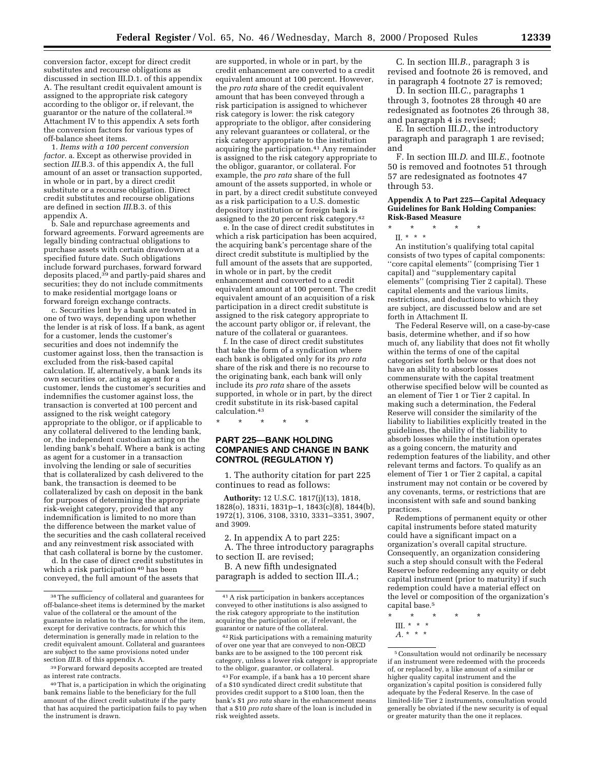conversion factor, except for direct credit substitutes and recourse obligations as discussed in section III.D.1. of this appendix A. The resultant credit equivalent amount is assigned to the appropriate risk category according to the obligor or, if relevant, the guarantor or the nature of the collateral.[38] Attachment IV to this appendix A sets forth the conversion factors for various types of off-balance sheet items.

1. *Items with a 100 percent conversion factor.* a. Except as otherwise provided in section *III*.B.3. of this appendix A, the full amount of an asset or transaction supported, in whole or in part, by a direct credit substitute or a recourse obligation. Direct credit substitutes and recourse obligations are defined in section *III*.B.3. of this appendix A.

b. Sale and repurchase agreements and forward agreements. Forward agreements are legally binding contractual obligations to purchase assets with certain drawdown at a specified future date. Such obligations include forward purchases, forward forward deposits placed,[39] and partly-paid shares and securities; they do not include commitments to make residential mortgage loans or forward foreign exchange contracts.

c. Securities lent by a bank are treated in one of two ways, depending upon whether the lender is at risk of loss. If a bank, as agent for a customer, lends the customer's securities and does not indemnify the customer against loss, then the transaction is excluded from the risk-based capital calculation. If, alternatively, a bank lends its own securities or, acting as agent for a customer, lends the customer's securities and indemnifies the customer against loss, the transaction is converted at 100 percent and assigned to the risk weight category appropriate to the obligor, or if applicable to any collateral delivered to the lending bank, or, the independent custodian acting on the lending bank's behalf. Where a bank is acting as agent for a customer in a transaction involving the lending or sale of securities that is collateralized by cash delivered to the bank, the transaction is deemed to be collateralized by cash on deposit in the bank for purposes of determining the appropriate risk-weight category, provided that any indemnification is limited to no more than the difference between the market value of the securities and the cash collateral received and any reinvestment risk associated with that cash collateral is borne by the customer.

d. In the case of direct credit substitutes in which a risk participation[40] has been conveyed, the full amount of the assets that are supported, in whole or in part, by the credit enhancement are converted to a credit equivalent amount at 100 percent. However, the *pro rata* share of the credit equivalent amount that has been conveyed through a risk participation is assigned to whichever risk category is lower: the risk category appropriate to the obligor, after considering any relevant guarantees or collateral, or the risk category appropriate to the institution acquiring the participation.[41] Any remainder is assigned to the risk category appropriate to the obligor, guarantor, or collateral. For example, the *pro rata* share of the full amount of the assets supported, in whole or in part, by a direct credit substitute conveyed as a risk participation to a U.S. domestic depository institution or foreign bank is assigned to the 20 percent risk category.[42]

e. In the case of direct credit substitutes in which a risk participation has been acquired, the acquiring bank's percentage share of the direct credit substitute is multiplied by the full amount of the assets that are supported, in whole or in part, by the credit enhancement and converted to a credit equivalent amount at 100 percent. The credit equivalent amount of an acquisition of a risk participation in a direct credit substitute is assigned to the risk category appropriate to the account party obligor or, if relevant, the nature of the collateral or guarantees.

f. In the case of direct credit substitutes that take the form of a syndication where each bank is obligated only for its *pro rata* share of the risk and there is no recourse to the originating bank, each bank will only include its *pro rata* share of the assets supported, in whole or in part, by the direct credit substitute in its risk-based capital calculation.[43]

\* \* \* \* \*

[38] The sufficiency of collateral and guarantees for off-balance-sheet items is determined by the market value of the collateral or the amount of the guarantee in relation to the face amount of the item, except for derivative contracts, for which this determination is generally made in relation to the credit equivalent amount. Collateral and guarantees are subject to the same provisions noted under section *III*.B. of this appendix A.

[39] Forward forward deposits accepted are treated as interest rate contracts.

[40] That is, a participation in which the originating bank remains liable to the beneficiary for the full amount of the direct credit substitute if the party that has acquired the participation fails to pay when the instrument is drawn.

[41] A risk participation in bankers acceptances conveyed to other institutions is also assigned to the risk category appropriate to the institution acquiring the participation or, if relevant, the guarantor or nature of the collateral.

[42] Risk participations with a remaining maturity of over one year that are conveyed to non-OECD banks are to be assigned to the 100 percent risk category, unless a lower risk category is appropriate to the obligor, guarantor, or collateral.

[43] For example, if a bank has a 10 percent share of a $10 syndicated direct credit substitute that provides credit support to a $100 loan, then the bank's $1 *pro rata* share in the enhancement means that a $10 *pro rata* share of the loan is included in risk weighted assets.

## PART 225—BANK HOLDING COMPANIES AND CHANGE IN BANK CONTROL (REGULATION Y)

1. The authority citation for part 225 continues to read as follows:

**Authority:** 12 U.S.C. 1817(j)(13), 1818, 1828(o), 1831i, 1831p–1, 1843(c)(8), 1844(b), 1972(1), 3106, 3108, 3310, 3331–3351, 3907, and 3909.

2. In appendix A to part 225:

A. The three introductory paragraphs to section II. are revised;

B. A new fifth undesignated paragraph is added to section III.*A.*;

C. In section III.*B.*, paragraph 3 is revised and footnote 26 is removed, and in paragraph 4 footnote 27 is removed;

D. In section III.*C.*, paragraphs 1 through 3, footnotes 28 through 40 are redesignated as footnotes 26 through 38, and paragraph 4 is revised;

E. In section III.*D.*, the introductory paragraph and paragraph 1 are revised; and

F. In section III.*D.* and III.*E.*, footnote 50 is removed and footnotes 51 through 57 are redesignated as footnotes 47 through 53.

### Appendix A to Part 225—Capital Adequacy Guidelines for Bank Holding Companies: Risk-Based Measure

\* \* \* \* \*

II. \* \* \*

An institution's qualifying total capital consists of two types of capital components: ''core capital elements'' (comprising Tier 1 capital) and ''supplementary capital elements'' (comprising Tier 2 capital). These capital elements and the various limits, restrictions, and deductions to which they are subject, are discussed below and are set forth in Attachment II.

The Federal Reserve will, on a case-by-case basis, determine whether, and if so how much of, any liability that does not fit wholly within the terms of one of the capital categories set forth below or that does not have an ability to absorb losses commensurate with the capital treatment otherwise specified below will be counted as an element of Tier 1 or Tier 2 capital. In making such a determination, the Federal Reserve will consider the similarity of the liability to liabilities explicitly treated in the guidelines, the ability of the liability to absorb losses while the institution operates as a going concern, the maturity and redemption features of the liability, and other relevant terms and factors. To qualify as an element of Tier 1 or Tier 2 capital, a capital instrument may not contain or be covered by any covenants, terms, or restrictions that are inconsistent with safe and sound banking practices.

Redemptions of permanent equity or other capital instruments before stated maturity could have a significant impact on a organization's overall capital structure. Consequently, an organization considering such a step should consult with the Federal Reserve before redeeming any equity or debt capital instrument (prior to maturity) if such redemption could have a material effect on the level or composition of the organization's capital base.[5]

\* \* \* \* \*

III. \* \* \*

*A.* \* \* \*

[5] Consultation would not ordinarily be necessary if an instrument were redeemed with the proceeds of, or replaced by, a like amount of a similar or higher quality capital instrument and the organization's capital position is considered fully adequate by the Federal Reserve. In the case of limited-life Tier 2 instruments, consultation would generally be obviated if the new security is of equal or greater maturity than the one it replaces.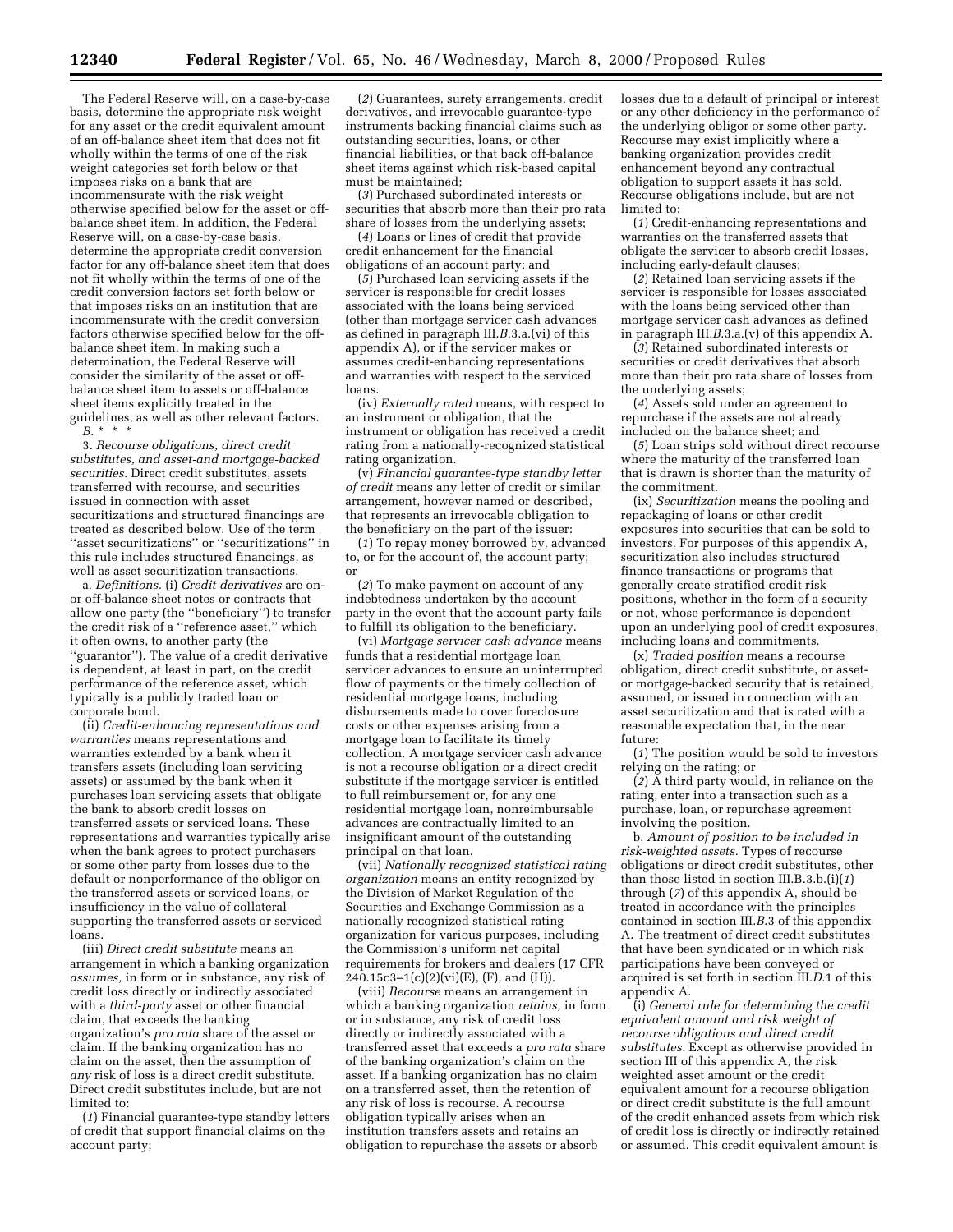The Federal Reserve will, on a case-by-case basis, determine the appropriate risk weight for any asset or the credit equivalent amount of an off-balance sheet item that does not fit wholly within the terms of one of the risk weight categories set forth below or that imposes risks on a bank that are incommensurate with the risk weight otherwise specified below for the asset or off-balance sheet item. In addition, the Federal Reserve will, on a case-by-case basis, determine the appropriate credit conversion factor for any off-balance sheet item that does not fit wholly within the terms of one of the credit conversion factors set forth below or that imposes risks on an institution that are incommensurate with the credit conversion factors otherwise specified below for the off-balance sheet item. In making such a determination, the Federal Reserve will consider the similarity of the asset or off-balance sheet item to assets or off-balance sheet items explicitly treated in the guidelines, as well as other relevant factors.

*B.* * * *

3. *Recourse obligations, direct credit substitutes, and asset-and mortgage-backed securities.* Direct credit substitutes, assets transferred with recourse, and securities issued in connection with asset securitizations and structured financings are treated as described below. Use of the term ''asset securitizations'' or ''securitizations'' in this rule includes structured financings, as well as asset securitization transactions.

a. *Definitions.* (i) *Credit derivatives* are on- or off-balance sheet notes or contracts that allow one party (the ''beneficiary'') to transfer the credit risk of a ''reference asset,'' which it often owns, to another party (the ''guarantor''). The value of a credit derivative is dependent, at least in part, on the credit performance of the reference asset, which typically is a publicly traded loan or corporate bond.

(ii) *Credit-enhancing representations and warranties* means representations and warranties extended by a bank when it transfers assets (including loan servicing assets) or assumed by the bank when it purchases loan servicing assets that obligate the bank to absorb credit losses on transferred assets or serviced loans. These representations and warranties typically arise when the bank agrees to protect purchasers or some other party from losses due to the default or nonperformance of the obligor on the transferred assets or serviced loans, or insufficiency in the value of collateral supporting the transferred assets or serviced loans.

(iii) *Direct credit substitute* means an arrangement in which a banking organization *assumes,* in form or in substance, any risk of credit loss directly or indirectly associated with a *third-party* asset or other financial claim, that exceeds the banking organization's *pro rata* share of the asset or claim. If the banking organization has no claim on the asset, then the assumption of *any* risk of loss is a direct credit substitute. Direct credit substitutes include, but are not limited to:

(*1*) Financial guarantee-type standby letters of credit that support financial claims on the account party;

(*2*) Guarantees, surety arrangements, credit derivatives, and irrevocable guarantee-type instruments backing financial claims such as outstanding securities, loans, or other financial liabilities, or that back off-balance sheet items against which risk-based capital must be maintained;

(*3*) Purchased subordinated interests or securities that absorb more than their pro rata share of losses from the underlying assets;

(*4*) Loans or lines of credit that provide credit enhancement for the financial obligations of an account party; and

(*5*) Purchased loan servicing assets if the servicer is responsible for credit losses associated with the loans being serviced (other than mortgage servicer cash advances as defined in paragraph III.*B*.3.a.(vi) of this appendix A), or if the servicer makes or assumes credit-enhancing representations and warranties with respect to the serviced loans.

(iv) *Externally rated* means, with respect to an instrument or obligation, that the instrument or obligation has received a credit rating from a nationally-recognized statistical rating organization.

(v) *Financial guarantee-type standby letter of credit* means any letter of credit or similar arrangement, however named or described, that represents an irrevocable obligation to the beneficiary on the part of the issuer:

(*1*) To repay money borrowed by, advanced to, or for the account of, the account party; or

(*2*) To make payment on account of any indebtedness undertaken by the account party in the event that the account party fails to fulfill its obligation to the beneficiary.

(vi) *Mortgage servicer cash advance* means funds that a residential mortgage loan servicer advances to ensure an uninterrupted flow of payments or the timely collection of residential mortgage loans, including disbursements made to cover foreclosure costs or other expenses arising from a mortgage loan to facilitate its timely collection. A mortgage servicer cash advance is not a recourse obligation or a direct credit substitute if the mortgage servicer is entitled to full reimbursement or, for any one residential mortgage loan, nonreimbursable advances are contractually limited to an insignificant amount of the outstanding principal on that loan.

(vii) *Nationally recognized statistical rating organization* means an entity recognized by the Division of Market Regulation of the Securities and Exchange Commission as a nationally recognized statistical rating organization for various purposes, including the Commission's uniform net capital requirements for brokers and dealers (17 CFR 240.15c3–1(c)(2)(vi)(E), (F), and (H)).

(viii) *Recourse* means an arrangement in which a banking organization *retains,* in form or in substance, any risk of credit loss directly or indirectly associated with a transferred asset that exceeds a *pro rata* share of the banking organization's claim on the asset. If a banking organization has no claim on a transferred asset, then the retention of any risk of loss is recourse. A recourse obligation typically arises when an institution transfers assets and retains an obligation to repurchase the assets or absorb losses due to a default of principal or interest or any other deficiency in the performance of the underlying obligor or some other party. Recourse may exist implicitly where a banking organization provides credit enhancement beyond any contractual obligation to support assets it has sold. Recourse obligations include, but are not limited to:

(*1*) Credit-enhancing representations and warranties on the transferred assets that obligate the servicer to absorb credit losses, including early-default clauses;

(*2*) Retained loan servicing assets if the servicer is responsible for losses associated with the loans being serviced other than mortgage servicer cash advances as defined in paragraph III.*B*.3.a.(v) of this appendix A.

(*3*) Retained subordinated interests or securities or credit derivatives that absorb more than their pro rata share of losses from the underlying assets;

(*4*) Assets sold under an agreement to repurchase if the assets are not already included on the balance sheet; and

(*5*) Loan strips sold without direct recourse where the maturity of the transferred loan that is drawn is shorter than the maturity of the commitment.

(ix) *Securitization* means the pooling and repackaging of loans or other credit exposures into securities that can be sold to investors. For purposes of this appendix A, securitization also includes structured finance transactions or programs that generally create stratified credit risk positions, whether in the form of a security or not, whose performance is dependent upon an underlying pool of credit exposures, including loans and commitments.

(x) *Traded position* means a recourse obligation, direct credit substitute, or asset- or mortgage-backed security that is retained, assumed, or issued in connection with an asset securitization and that is rated with a reasonable expectation that, in the near future:

(*1*) The position would be sold to investors relying on the rating; or

(*2*) A third party would, in reliance on the rating, enter into a transaction such as a purchase, loan, or repurchase agreement involving the position.

b. *Amount of position to be included in risk-weighted assets.* Types of recourse obligations or direct credit substitutes, other than those listed in section III.B.3.b.(i)(*1*) through (*7*) of this appendix A, should be treated in accordance with the principles contained in section III.*B*.3 of this appendix A. The treatment of direct credit substitutes that have been syndicated or in which risk participations have been conveyed or acquired is set forth in section III.*D*.1 of this appendix A.

(i) *General rule for determining the credit equivalent amount and risk weight of recourse obligations and direct credit substitutes.* Except as otherwise provided in section III of this appendix A, the risk weighted asset amount or the credit equivalent amount for a recourse obligation or direct credit substitute is the full amount of the credit enhanced assets from which risk of credit loss is directly or indirectly retained or assumed. This credit equivalent amount is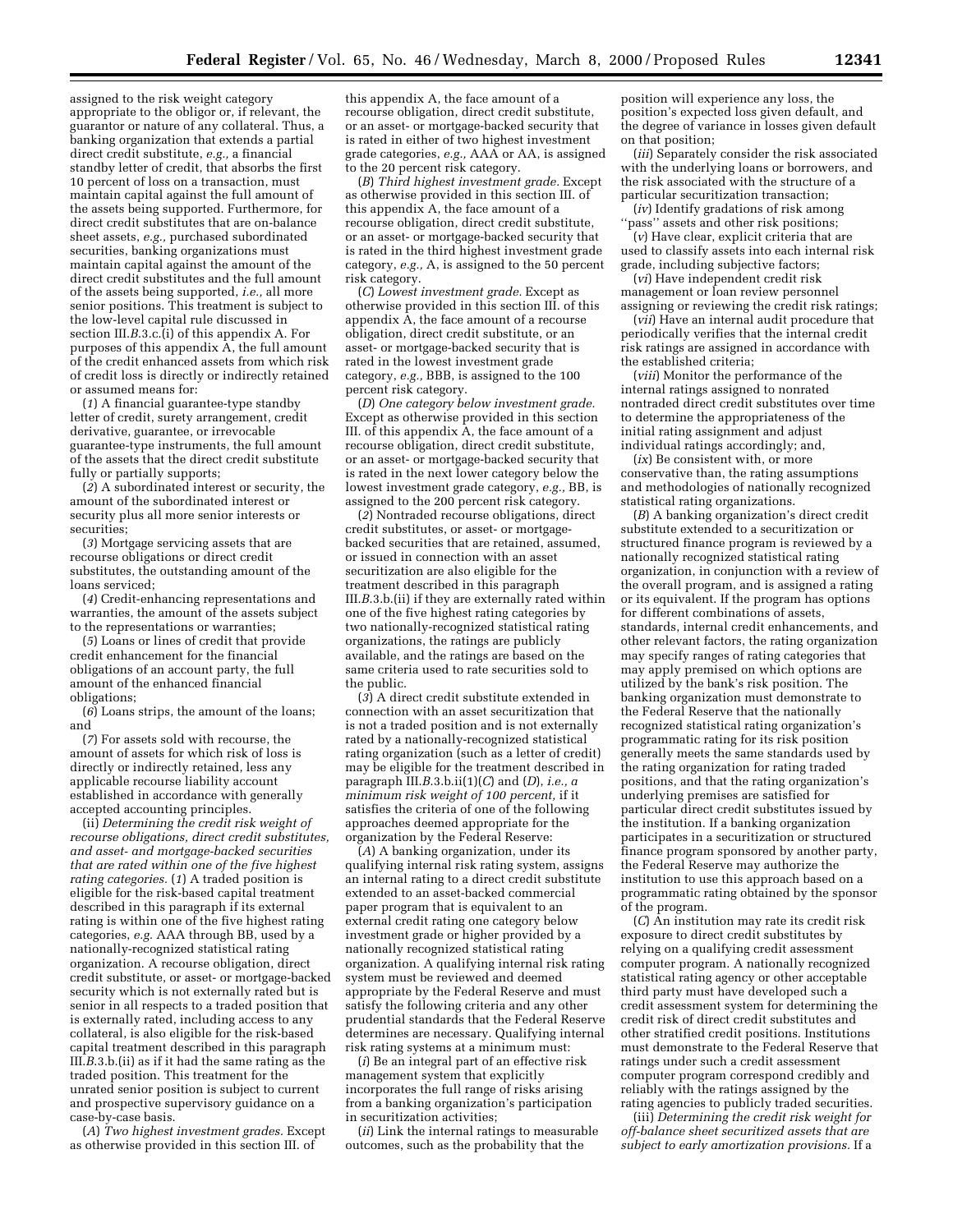assigned to the risk weight category appropriate to the obligor or, if relevant, the guarantor or nature of any collateral. Thus, a banking organization that extends a partial direct credit substitute, *e.g.,* a financial standby letter of credit, that absorbs the first 10 percent of loss on a transaction, must maintain capital against the full amount of the assets being supported. Furthermore, for direct credit substitutes that are on-balance sheet assets, *e.g.,* purchased subordinated securities, banking organizations must maintain capital against the amount of the direct credit substitutes and the full amount of the assets being supported, *i.e.,* all more senior positions. This treatment is subject to the low-level capital rule discussed in section III.*B*.3.c.(i) of this appendix A. For purposes of this appendix A, the full amount of the credit enhanced assets from which risk of credit loss is directly or indirectly retained or assumed means for:

(*1*) A financial guarantee-type standby letter of credit, surety arrangement, credit derivative, guarantee, or irrevocable guarantee-type instruments, the full amount of the assets that the direct credit substitute fully or partially supports;

(*2*) A subordinated interest or security, the amount of the subordinated interest or security plus all more senior interests or securities;

(*3*) Mortgage servicing assets that are recourse obligations or direct credit substitutes, the outstanding amount of the loans serviced;

(*4*) Credit-enhancing representations and warranties, the amount of the assets subject to the representations or warranties;

(*5*) Loans or lines of credit that provide credit enhancement for the financial obligations of an account party, the full amount of the enhanced financial obligations;

(*6*) Loans strips, the amount of the loans; and

(*7*) For assets sold with recourse, the amount of assets for which risk of loss is directly or indirectly retained, less any applicable recourse liability account established in accordance with generally accepted accounting principles.

(ii) *Determining the credit risk weight of recourse obligations, direct credit substitutes, and asset- and mortgage-backed securities that are rated within one of the five highest rating categories.* (*1*) A traded position is eligible for the risk-based capital treatment described in this paragraph if its external rating is within one of the five highest rating categories, *e.g.* AAA through BB, used by a nationally-recognized statistical rating organization. A recourse obligation, direct credit substitute, or asset- or mortgage-backed security which is not externally rated but is senior in all respects to a traded position that is externally rated, including access to any collateral, is also eligible for the risk-based capital treatment described in this paragraph III.*B*.3.b.(ii) as if it had the same rating as the traded position. This treatment for the unrated senior position is subject to current and prospective supervisory guidance on a case-by-case basis.

(*A*) *Two highest investment grades.* Except as otherwise provided in this section III. of this appendix A, the face amount of a recourse obligation, direct credit substitute, or an asset- or mortgage-backed security that is rated in either of two highest investment grade categories, *e.g.,* AAA or AA, is assigned to the 20 percent risk category.

(*B*) *Third highest investment grade.* Except as otherwise provided in this section III. of this appendix A, the face amount of a recourse obligation, direct credit substitute, or an asset- or mortgage-backed security that is rated in the third highest investment grade category, *e.g.,* A, is assigned to the 50 percent risk category.

(*C*) *Lowest investment grade.* Except as otherwise provided in this section III. of this appendix A, the face amount of a recourse obligation, direct credit substitute, or an asset- or mortgage-backed security that is rated in the lowest investment grade category, *e.g.,* BBB, is assigned to the 100 percent risk category.

(*D*) *One category below investment grade.* Except as otherwise provided in this section III. of this appendix A, the face amount of a recourse obligation, direct credit substitute, or an asset- or mortgage-backed security that is rated in the next lower category below the lowest investment grade category, *e.g.,* BB, is assigned to the 200 percent risk category.

(*2*) Nontraded recourse obligations, direct credit substitutes, or asset- or mortgage-backed securities that are retained, assumed, or issued in connection with an asset securitization are also eligible for the treatment described in this paragraph III.*B*.3.b.(ii) if they are externally rated within one of the five highest rating categories by two nationally-recognized statistical rating organizations, the ratings are publicly available, and the ratings are based on the same criteria used to rate securities sold to the public.

(*3*) A direct credit substitute extended in connection with an asset securitization that is not a traded position and is not externally rated by a nationally-recognized statistical rating organization (such as a letter of credit) may be eligible for the treatment described in paragraph III.*B*.3.b.ii(1)(*C*) and (*D*), *i.e., a minimum risk weight of 100 percent,* if it satisfies the criteria of one of the following approaches deemed appropriate for the organization by the Federal Reserve:

(*A*) A banking organization, under its qualifying internal risk rating system, assigns an internal rating to a direct credit substitute extended to an asset-backed commercial paper program that is equivalent to an external credit rating one category below investment grade or higher provided by a nationally recognized statistical rating organization. A qualifying internal risk rating system must be reviewed and deemed appropriate by the Federal Reserve and must satisfy the following criteria and any other prudential standards that the Federal Reserve determines are necessary. Qualifying internal risk rating systems at a minimum must:

(*i*) Be an integral part of an effective risk management system that explicitly incorporates the full range of risks arising from a banking organization's participation in securitization activities;

(*ii*) Link the internal ratings to measurable outcomes, such as the probability that the position will experience any loss, the position's expected loss given default, and the degree of variance in losses given default on that position;

(*iii*) Separately consider the risk associated with the underlying loans or borrowers, and the risk associated with the structure of a particular securitization transaction;

(*iv*) Identify gradations of risk among ''pass'' assets and other risk positions;

(*v*) Have clear, explicit criteria that are used to classify assets into each internal risk grade, including subjective factors;

(*vi*) Have independent credit risk management or loan review personnel assigning or reviewing the credit risk ratings;

(*vii*) Have an internal audit procedure that periodically verifies that the internal credit risk ratings are assigned in accordance with the established criteria;

(*viii*) Monitor the performance of the internal ratings assigned to nonrated nontraded direct credit substitutes over time to determine the appropriateness of the initial rating assignment and adjust individual ratings accordingly; and,

(*ix*) Be consistent with, or more conservative than, the rating assumptions and methodologies of nationally recognized statistical rating organizations.

(*B*) A banking organization's direct credit substitute extended to a securitization or structured finance program is reviewed by a nationally recognized statistical rating organization, in conjunction with a review of the overall program, and is assigned a rating or its equivalent. If the program has options for different combinations of assets, standards, internal credit enhancements, and other relevant factors, the rating organization may specify ranges of rating categories that may apply premised on which options are utilized by the bank's risk position. The banking organization must demonstrate to the Federal Reserve that the nationally recognized statistical rating organization's programmatic rating for its risk position generally meets the same standards used by the rating organization for rating traded positions, and that the rating organization's underlying premises are satisfied for particular direct credit substitutes issued by the institution. If a banking organization participates in a securitization or structured finance program sponsored by another party, the Federal Reserve may authorize the institution to use this approach based on a programmatic rating obtained by the sponsor of the program.

(*C*) An institution may rate its credit risk exposure to direct credit substitutes by relying on a qualifying credit assessment computer program. A nationally recognized statistical rating agency or other acceptable third party must have developed such a credit assessment system for determining the credit risk of direct credit substitutes and other stratified credit positions. Institutions must demonstrate to the Federal Reserve that ratings under such a credit assessment computer program correspond credibly and reliably with the ratings assigned by the rating agencies to publicly traded securities.

(iii) *Determining the credit risk weight for off-balance sheet securitized assets that are subject to early amortization provisions.* If a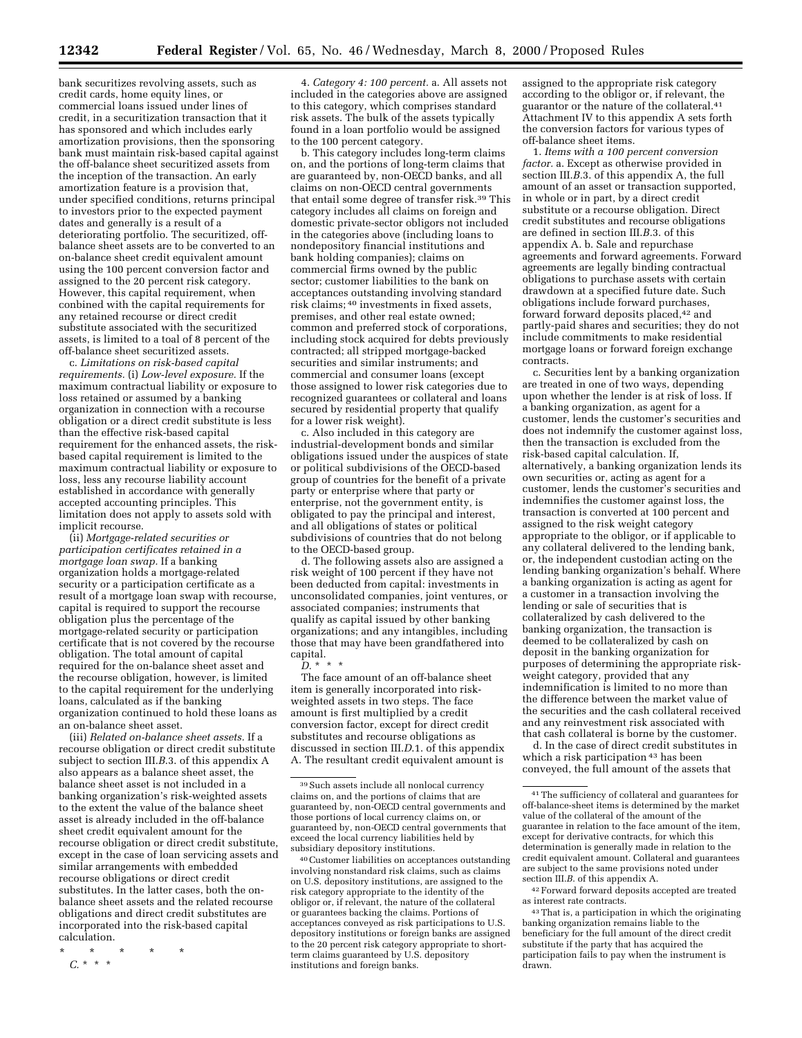bank securitizes revolving assets, such as credit cards, home equity lines, or commercial loans issued under lines of credit, in a securitization transaction that it has sponsored and which includes early amortization provisions, then the sponsoring bank must maintain risk-based capital against the off-balance sheet securitized assets from the inception of the transaction. An early amortization feature is a provision that, under specified conditions, returns principal to investors prior to the expected payment dates and generally is a result of a deteriorating portfolio. The securitized, off-balance sheet assets are to be converted to an on-balance sheet credit equivalent amount using the 100 percent conversion factor and assigned to the 20 percent risk category. However, this capital requirement, when conbined with the capital requirements for any retained recourse or direct credit substitute associated with the securitized assets, is limited to a toal of 8 percent of the off-balance sheet securitized assets.

c. *Limitations on risk-based capital requirements.* (i) *Low-level exposure.* If the maximum contractual liability or exposure to loss retained or assumed by a banking organization in connection with a recourse obligation or a direct credit substitute is less than the effective risk-based capital requirement for the enhanced assets, the risk-based capital requirement is limited to the maximum contractual liability or exposure to loss, less any recourse liability account established in accordance with generally accepted accounting principles. This limitation does not apply to assets sold with implicit recourse.

(ii) *Mortgage-related securities or participation certificates retained in a mortgage loan swap.* If a banking organization holds a mortgage-related security or a participation certificate as a result of a mortgage loan swap with recourse, capital is required to support the recourse obligation plus the percentage of the mortgage-related security or participation certificate that is not covered by the recourse obligation. The total amount of capital required for the on-balance sheet asset and the recourse obligation, however, is limited to the capital requirement for the underlying loans, calculated as if the banking organization continued to hold these loans as an on-balance sheet asset.

(iii) *Related on-balance sheet assets.* If a recourse obligation or direct credit substitute subject to section III.*B*.3. of this appendix A also appears as a balance sheet asset, the balance sheet asset is not included in a banking organization's risk-weighted assets to the extent the value of the balance sheet asset is already included in the off-balance sheet credit equivalent amount for the recourse obligation or direct credit substitute, except in the case of loan servicing assets and similar arrangements with embedded recourse obligations or direct credit substitutes. In the latter cases, both the on-balance sheet assets and the related recourse obligations and direct credit substitutes are incorporated into the risk-based capital calculation.

\* \* \* \* \*

*C.* \* \* \*

4. *Category 4: 100 percent.* a. All assets not included in the categories above are assigned to this category, which comprises standard risk assets. The bulk of the assets typically found in a loan portfolio would be assigned to the 100 percent category.

b. This category includes long-term claims on, and the portions of long-term claims that are guaranteed by, non-OECD banks, and all claims on non-OECD central governments that entail some degree of transfer risk.[39] This category includes all claims on foreign and domestic private-sector obligors not included in the categories above (including loans to nondepository financial institutions and bank holding companies); claims on commercial firms owned by the public sector; customer liabilities to the bank on acceptances outstanding involving standard risk claims;[40] investments in fixed assets, premises, and other real estate owned; common and preferred stock of corporations, including stock acquired for debts previously contracted; all stripped mortgage-backed securities and similar instruments; and commercial and consumer loans (except those assigned to lower risk categories due to recognized guarantees or collateral and loans secured by residential property that qualify for a lower risk weight).

c. Also included in this category are industrial-development bonds and similar obligations issued under the auspices of state or political subdivisions of the OECD-based group of countries for the benefit of a private party or enterprise where that party or enterprise, not the government entity, is obligated to pay the principal and interest, and all obligations of states or political subdivisions of countries that do not belong to the OECD-based group.

d. The following assets also are assigned a risk weight of 100 percent if they have not been deducted from capital: investments in unconsolidated companies, joint ventures, or associated companies; instruments that qualify as capital issued by other banking organizations; and any intangibles, including those that may have been grandfathered into capital.

*D.* \* \* \*

The face amount of an off-balance sheet item is generally incorporated into risk-weighted assets in two steps. The face amount is first multiplied by a credit conversion factor, except for direct credit substitutes and recourse obligations as discussed in section III.*D*.1. of this appendix A. The resultant credit equivalent amount is assigned to the appropriate risk category according to the obligor or, if relevant, the guarantor or the nature of the collateral.[41] Attachment IV to this appendix A sets forth the conversion factors for various types of off-balance sheet items.

1. *Items with a 100 percent conversion factor.* a. Except as otherwise provided in section III.*B*.3. of this appendix A, the full amount of an asset or transaction supported, in whole or in part, by a direct credit substitute or a recourse obligation. Direct credit substitutes and recourse obligations are defined in section III.*B*.3. of this appendix A. b. Sale and repurchase agreements and forward agreements. Forward agreements are legally binding contractual obligations to purchase assets with certain drawdown at a specified future date. Such obligations include forward purchases, forward forward deposits placed,[42] and partly-paid shares and securities; they do not include commitments to make residential mortgage loans or forward foreign exchange contracts.

c. Securities lent by a banking organization are treated in one of two ways, depending upon whether the lender is at risk of loss. If a banking organization, as agent for a customer, lends the customer's securities and does not indemnify the customer against loss, then the transaction is excluded from the risk-based capital calculation. If, alternatively, a banking organization lends its own securities or, acting as agent for a customer, lends the customer's securities and indemnifies the customer against loss, the transaction is converted at 100 percent and assigned to the risk weight category appropriate to the obligor, or if applicable to any collateral delivered to the lending bank, or, the independent custodian acting on the lending banking organization's behalf. Where a banking organization is acting as agent for a customer in a transaction involving the lending or sale of securities that is collateralized by cash delivered to the banking organization, the transaction is deemed to be collateralized by cash on deposit in the banking organization for purposes of determining the appropriate risk-weight category, provided that any indemnification is limited to no more than the difference between the market value of the securities and the cash collateral received and any reinvestment risk associated with that cash collateral is borne by the customer.

d. In the case of direct credit substitutes in which a risk participation[43] has been conveyed, the full amount of the assets that

---

[39] Such assets include all nonlocal currency claims on, and the portions of claims that are guaranteed by, non-OECD central governments and those portions of local currency claims on, or guaranteed by, non-OECD central governments that exceed the local currency liabilities held by subsidiary depository institutions.

[40] Customer liabilities on acceptances outstanding involving nonstandard risk claims, such as claims on U.S. depository institutions, are assigned to the risk category appropriate to the identity of the obligor or, if relevant, the nature of the collateral or guarantees backing the claims. Portions of acceptances conveyed as risk participations to U.S. depository institutions or foreign banks are assigned to the 20 percent risk category appropriate to short-term claims guaranteed by U.S. depository institutions and foreign banks.

[41] The sufficiency of collateral and guarantees for off-balance-sheet items is determined by the market value of the collateral of the amount of the guarantee in relation to the face amount of the item, except for derivative contracts, for which this determination is generally made in relation to the credit equivalent amount. Collateral and guarantees are subject to the same provisions noted under section III.*B*. of this appendix A.

[42] Forward forward deposits accepted are treated as interest rate contracts.

[43] That is, a participation in which the originating banking organization remains liable to the beneficiary for the full amount of the direct credit substitute if the party that has acquired the participation fails to pay when the instrument is drawn.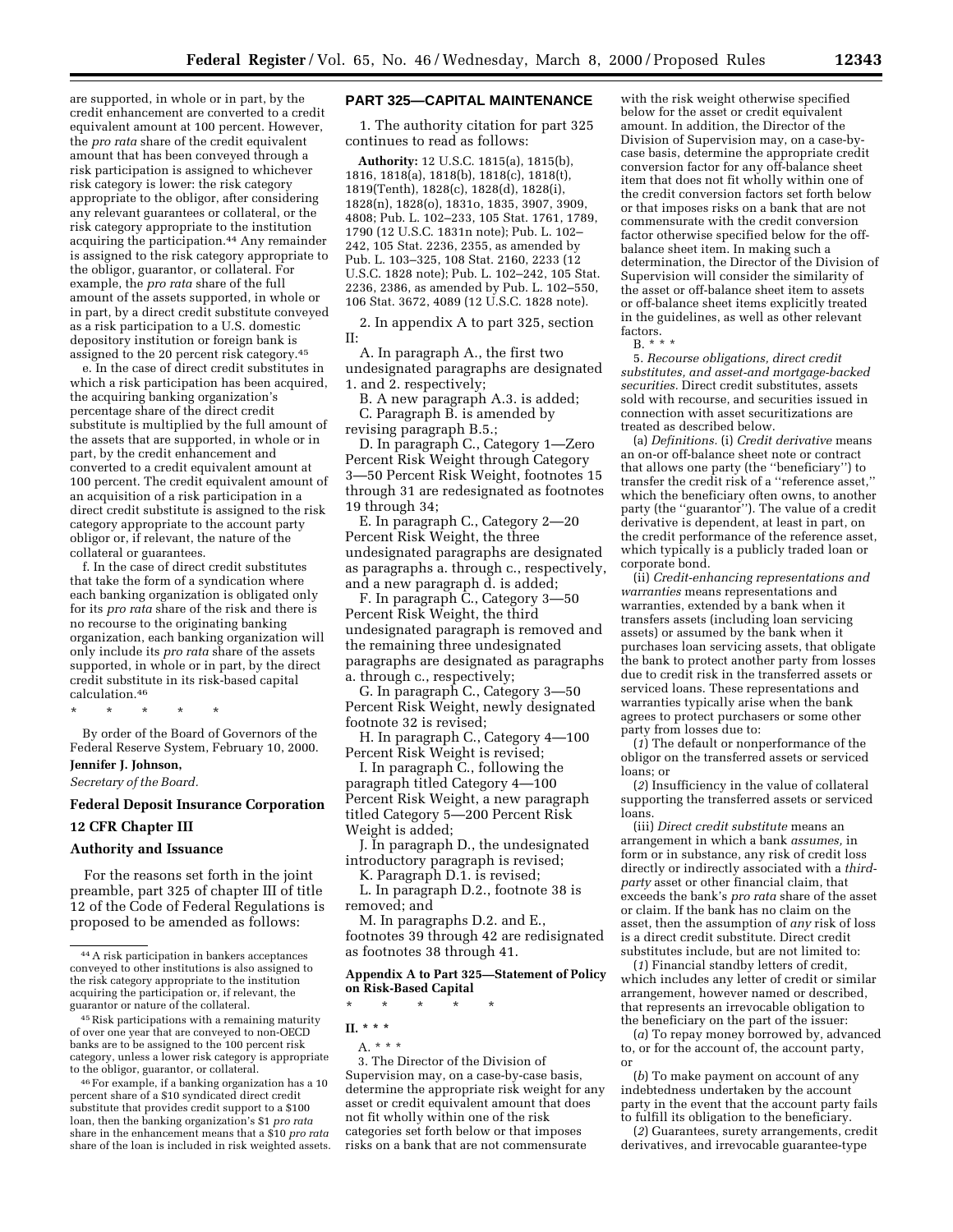are supported, in whole or in part, by the credit enhancement are converted to a credit equivalent amount at 100 percent. However, the *pro rata* share of the credit equivalent amount that has been conveyed through a risk participation is assigned to whichever risk category is lower: the risk category appropriate to the obligor, after considering any relevant guarantees or collateral, or the risk category appropriate to the institution acquiring the participation.[44] Any remainder is assigned to the risk category appropriate to the obligor, guarantor, or collateral. For example, the *pro rata* share of the full amount of the assets supported, in whole or in part, by a direct credit substitute conveyed as a risk participation to a U.S. domestic depository institution or foreign bank is assigned to the 20 percent risk category.[45]

e. In the case of direct credit substitutes in which a risk participation has been acquired, the acquiring banking organization's percentage share of the direct credit substitute is multiplied by the full amount of the assets that are supported, in whole or in part, by the credit enhancement and converted to a credit equivalent amount at 100 percent. The credit equivalent amount of an acquisition of a risk participation in a direct credit substitute is assigned to the risk category appropriate to the account party obligor or, if relevant, the nature of the collateral or guarantees.

f. In the case of direct credit substitutes that take the form of a syndication where each banking organization is obligated only for its *pro rata* share of the risk and there is no recourse to the originating banking organization, each banking organization will only include its *pro rata* share of the assets supported, in whole or in part, by the direct credit substitute in its risk-based capital calculation.[46]

\* \* \* \* \*

By order of the Board of Governors of the Federal Reserve System, February 10, 2000.

**Jennifer J. Johnson,**

*Secretary of the Board.*

## Federal Deposit Insurance Corporation

## 12 CFR Chapter III

## Authority and Issuance

For the reasons set forth in the joint preamble, part 325 of chapter III of title 12 of the Code of Federal Regulations is proposed to be amended as follows:

[44] A risk participation in bankers acceptances conveyed to other institutions is also assigned to the risk category appropriate to the institution acquiring the participation or, if relevant, the guarantor or nature of the collateral.

[45] Risk participations with a remaining maturity of over one year that are conveyed to non-OECD banks are to be assigned to the 100 percent risk category, unless a lower risk category is appropriate to the obligor, guarantor, or collateral.

[46] For example, if a banking organization has a 10 percent share of a $10 syndicated direct credit substitute that provides credit support to a $100 loan, then the banking organization's $1 *pro rata* share in the enhancement means that a $10 *pro rata* share of the loan is included in risk weighted assets.

## PART 325—CAPITAL MAINTENANCE

1. The authority citation for part 325 continues to read as follows:

**Authority:** 12 U.S.C. 1815(a), 1815(b), 1816, 1818(a), 1818(b), 1818(c), 1818(t), 1819(Tenth), 1828(c), 1828(d), 1828(i), 1828(n), 1828(o), 1831o, 1835, 3907, 3909, 4808; Pub. L. 102–233, 105 Stat. 1761, 1789, 1790 (12 U.S.C. 1831n note); Pub. L. 102–242, 105 Stat. 2236, 2355, as amended by Pub. L. 103–325, 108 Stat. 2160, 2233 (12 U.S.C. 1828 note); Pub. L. 102–242, 105 Stat. 2236, 2386, as amended by Pub. L. 102–550, 106 Stat. 3672, 4089 (12 U.S.C. 1828 note).

2. In appendix A to part 325, section II:

A. In paragraph A., the first two undesignated paragraphs are designated 1. and 2. respectively;

B. A new paragraph A.3. is added;

C. Paragraph B. is amended by revising paragraph B.5.;

D. In paragraph C., Category 1—Zero Percent Risk Weight through Category 3—50 Percent Risk Weight, footnotes 15 through 31 are redesignated as footnotes 19 through 34;

E. In paragraph C., Category 2—20 Percent Risk Weight, the three undesignated paragraphs are designated as paragraphs a. through c., respectively, and a new paragraph d. is added;

F. In paragraph C., Category 3—50 Percent Risk Weight, the third undesignated paragraph is removed and the remaining three undesignated paragraphs are designated as paragraphs a. through c., respectively;

G. In paragraph C., Category 3—50 Percent Risk Weight, newly designated footnote 32 is revised;

H. In paragraph C., Category 4—100 Percent Risk Weight is revised;

I. In paragraph C., following the paragraph titled Category 4—100 Percent Risk Weight, a new paragraph titled Category 5—200 Percent Risk Weight is added;

J. In paragraph D., the undesignated introductory paragraph is revised;

K. Paragraph D.1. is revised;

L. In paragraph D.2., footnote 38 is removed; and

M. In paragraphs D.2. and E., footnotes 39 through 42 are redisignated as footnotes 38 through 41.

### Appendix A to Part 325—Statement of Policy on Risk-Based Capital

\* \* \* \* \*

**II. \* \* \***

A. \* \* \*

3. The Director of the Division of Supervision may, on a case-by-case basis, determine the appropriate risk weight for any asset or credit equivalent amount that does not fit wholly within one of the risk categories set forth below or that imposes risks on a bank that are not commensurate with the risk weight otherwise specified below for the asset or credit equivalent amount. In addition, the Director of the Division of Supervision may, on a case-by-case basis, determine the appropriate credit conversion factor for any off-balance sheet item that does not fit wholly within one of the credit conversion factors set forth below or that imposes risks on a bank that are not commensurate with the credit conversion factor otherwise specified below for the off-balance sheet item. In making such a determination, the Director of the Division of Supervision will consider the similarity of the asset or off-balance sheet item to assets or off-balance sheet items explicitly treated in the guidelines, as well as other relevant factors.

B. \* \* \*

5. *Recourse obligations, direct credit substitutes, and asset-and mortgage-backed securities.* Direct credit substitutes, assets sold with recourse, and securities issued in connection with asset securitizations are treated as described below.

(a) *Definitions.* (i) *Credit derivative* means an on-or off-balance sheet note or contract that allows one party (the ''beneficiary'') to transfer the credit risk of a ''reference asset,'' which the beneficiary often owns, to another party (the ''guarantor''). The value of a credit derivative is dependent, at least in part, on the credit performance of the reference asset, which typically is a publicly traded loan or corporate bond.

(ii) *Credit-enhancing representations and warranties* means representations and warranties, extended by a bank when it transfers assets (including loan servicing assets) or assumed by the bank when it purchases loan servicing assets, that obligate the bank to protect another party from losses due to credit risk in the transferred assets or serviced loans. These representations and warranties typically arise when the bank agrees to protect purchasers or some other party from losses due to:

(*1*) The default or nonperformance of the obligor on the transferred assets or serviced loans; or

(*2*) Insufficiency in the value of collateral supporting the transferred assets or serviced loans.

(iii) *Direct credit substitute* means an arrangement in which a bank *assumes,* in form or in substance, any risk of credit loss directly or indirectly associated with a *third-party* asset or other financial claim, that exceeds the bank's *pro rata* share of the asset or claim. If the bank has no claim on the asset, then the assumption of *any* risk of loss is a direct credit substitute. Direct credit substitutes include, but are not limited to:

(*1*) Financial standby letters of credit, which includes any letter of credit or similar arrangement, however named or described, that represents an irrevocable obligation to the beneficiary on the part of the issuer:

(*a*) To repay money borrowed by, advanced to, or for the account of, the account party, or

(*b*) To make payment on account of any indebtedness undertaken by the account party in the event that the account party fails to fulfill its obligation to the beneficiary.

(*2*) Guarantees, surety arrangements, credit derivatives, and irrevocable guarantee-type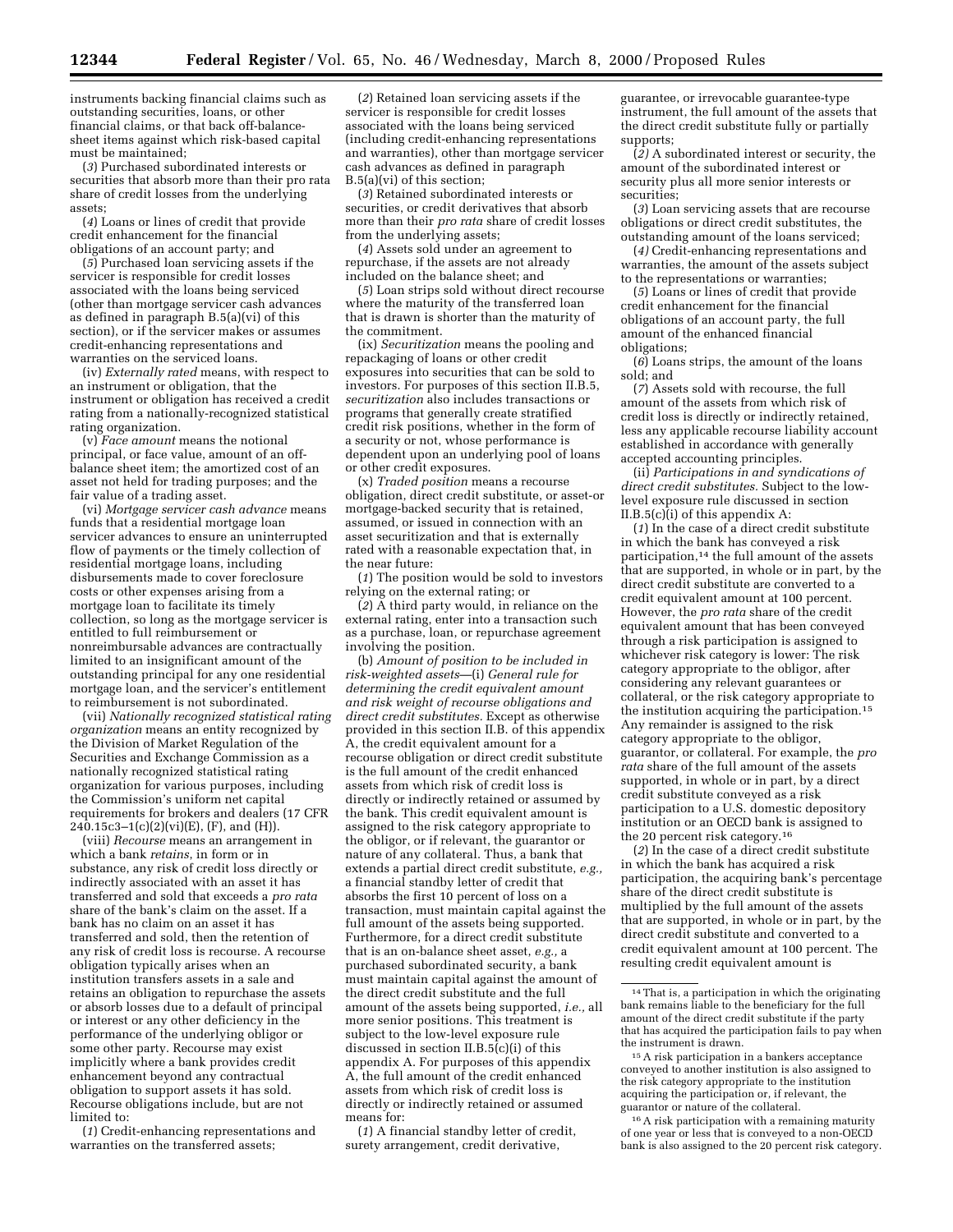instruments backing financial claims such as outstanding securities, loans, or other financial claims, or that back off-balance-sheet items against which risk-based capital must be maintained;

(*3*) Purchased subordinated interests or securities that absorb more than their pro rata share of credit losses from the underlying assets;

(*4*) Loans or lines of credit that provide credit enhancement for the financial obligations of an account party; and

(*5*) Purchased loan servicing assets if the servicer is responsible for credit losses associated with the loans being serviced (other than mortgage servicer cash advances as defined in paragraph B.5(a)(vi) of this section), or if the servicer makes or assumes credit-enhancing representations and warranties on the serviced loans.

(iv) *Externally rated* means, with respect to an instrument or obligation, that the instrument or obligation has received a credit rating from a nationally-recognized statistical rating organization.

(v) *Face amount* means the notional principal, or face value, amount of an off-balance sheet item; the amortized cost of an asset not held for trading purposes; and the fair value of a trading asset.

(vi) *Mortgage servicer cash advance* means funds that a residential mortgage loan servicer advances to ensure an uninterrupted flow of payments or the timely collection of residential mortgage loans, including disbursements made to cover foreclosure costs or other expenses arising from a mortgage loan to facilitate its timely collection, so long as the mortgage servicer is entitled to full reimbursement or nonreimbursable advances are contractually limited to an insignificant amount of the outstanding principal for any one residential mortgage loan, and the servicer's entitlement to reimbursement is not subordinated.

(vii) *Nationally recognized statistical rating organization* means an entity recognized by the Division of Market Regulation of the Securities and Exchange Commission as a nationally recognized statistical rating organization for various purposes, including the Commission's uniform net capital requirements for brokers and dealers (17 CFR 240.15c3–1(c)(2)(vi)(E), (F), and (H)).

(viii) *Recourse* means an arrangement in which a bank *retains*, in form or in substance, any risk of credit loss directly or indirectly associated with an asset it has transferred and sold that exceeds a *pro rata* share of the bank's claim on the asset. If a bank has no claim on an asset it has transferred and sold, then the retention of any risk of credit loss is recourse. A recourse obligation typically arises when an institution transfers assets in a sale and retains an obligation to repurchase the assets or absorb losses due to a default of principal or interest or any other deficiency in the performance of the underlying obligor or some other party. Recourse may exist implicitly where a bank provides credit enhancement beyond any contractual obligation to support assets it has sold. Recourse obligations include, but are not limited to:

(*1*) Credit-enhancing representations and warranties on the transferred assets;

(*2*) Retained loan servicing assets if the servicer is responsible for credit losses associated with the loans being serviced (including credit-enhancing representations and warranties), other than mortgage servicer cash advances as defined in paragraph B.5(a)(vi) of this section;

(*3*) Retained subordinated interests or securities, or credit derivatives that absorb more than their *pro rata* share of credit losses from the underlying assets;

(*4*) Assets sold under an agreement to repurchase, if the assets are not already included on the balance sheet; and

(*5*) Loan strips sold without direct recourse where the maturity of the transferred loan that is drawn is shorter than the maturity of the commitment.

(ix) *Securitization* means the pooling and repackaging of loans or other credit exposures into securities that can be sold to investors. For purposes of this section II.B.5, *securitization* also includes transactions or programs that generally create stratified credit risk positions, whether in the form of a security or not, whose performance is dependent upon an underlying pool of loans or other credit exposures.

(x) *Traded position* means a recourse obligation, direct credit substitute, or asset-or mortgage-backed security that is retained, assumed, or issued in connection with an asset securitization and that is externally rated with a reasonable expectation that, in the near future:

(*1*) The position would be sold to investors relying on the external rating; or

(*2*) A third party would, in reliance on the external rating, enter into a transaction such as a purchase, loan, or repurchase agreement involving the position.

(b) *Amount of position to be included in risk-weighted assets*—(i) *General rule for determining the credit equivalent amount and risk weight of recourse obligations and direct credit substitutes.* Except as otherwise provided in this section II.B. of this appendix A, the credit equivalent amount for a recourse obligation or direct credit substitute is the full amount of the credit enhanced assets from which risk of credit loss is directly or indirectly retained or assumed by the bank. This credit equivalent amount is assigned to the risk category appropriate to the obligor, or if relevant, the guarantor or nature of any collateral. Thus, a bank that extends a partial direct credit substitute, *e.g.,* a financial standby letter of credit that absorbs the first 10 percent of loss on a transaction, must maintain capital against the full amount of the assets being supported. Furthermore, for a direct credit substitute that is an on-balance sheet asset, *e.g.,* a purchased subordinated security, a bank must maintain capital against the amount of the direct credit substitute and the full amount of the assets being supported, *i.e.,* all more senior positions. This treatment is subject to the low-level exposure rule discussed in section II.B.5(c)(i) of this appendix A. For purposes of this appendix A, the full amount of the credit enhanced assets from which risk of credit loss is directly or indirectly retained or assumed means for:

(*1*) A financial standby letter of credit, surety arrangement, credit derivative, guarantee, or irrevocable guarantee-type instrument, the full amount of the assets that the direct credit substitute fully or partially supports;

(*2*) A subordinated interest or security, the amount of the subordinated interest or security plus all more senior interests or securities;

(*3*) Loan servicing assets that are recourse obligations or direct credit substitutes, the outstanding amount of the loans serviced;

(*4*) Credit-enhancing representations and warranties, the amount of the assets subject to the representations or warranties;

(*5*) Loans or lines of credit that provide credit enhancement for the financial obligations of an account party, the full amount of the enhanced financial obligations;

(*6*) Loans strips, the amount of the loans sold; and

(*7*) Assets sold with recourse, the full amount of the assets from which risk of credit loss is directly or indirectly retained, less any applicable recourse liability account established in accordance with generally accepted accounting principles.

(ii) *Participations in and syndications of direct credit substitutes.* Subject to the low-level exposure rule discussed in section II.B.5(c)(i) of this appendix A:

(*1*) In the case of a direct credit substitute in which the bank has conveyed a risk participation,[14] the full amount of the assets that are supported, in whole or in part, by the direct credit substitute are converted to a credit equivalent amount at 100 percent. However, the *pro rata* share of the credit equivalent amount that has been conveyed through a risk participation is assigned to whichever risk category is lower: The risk category appropriate to the obligor, after considering any relevant guarantees or collateral, or the risk category appropriate to the institution acquiring the participation.[15] Any remainder is assigned to the risk category appropriate to the obligor, guarantor, or collateral. For example, the *pro rata* share of the full amount of the assets supported, in whole or in part, by a direct credit substitute conveyed as a risk participation to a U.S. domestic depository institution or an OECD bank is assigned to the 20 percent risk category.[16]

(*2*) In the case of a direct credit substitute in which the bank has acquired a risk participation, the acquiring bank's percentage share of the direct credit substitute is multiplied by the full amount of the assets that are supported, in whole or in part, by the direct credit substitute and converted to a credit equivalent amount at 100 percent. The resulting credit equivalent amount is

---

[14] That is, a participation in which the originating bank remains liable to the beneficiary for the full amount of the direct credit substitute if the party that has acquired the participation fails to pay when the instrument is drawn.

[15] A risk participation in a bankers acceptance conveyed to another institution is also assigned to the risk category appropriate to the institution acquiring the participation or, if relevant, the guarantor or nature of the collateral.

[16] A risk participation with a remaining maturity of one year or less that is conveyed to a non-OECD bank is also assigned to the 20 percent risk category.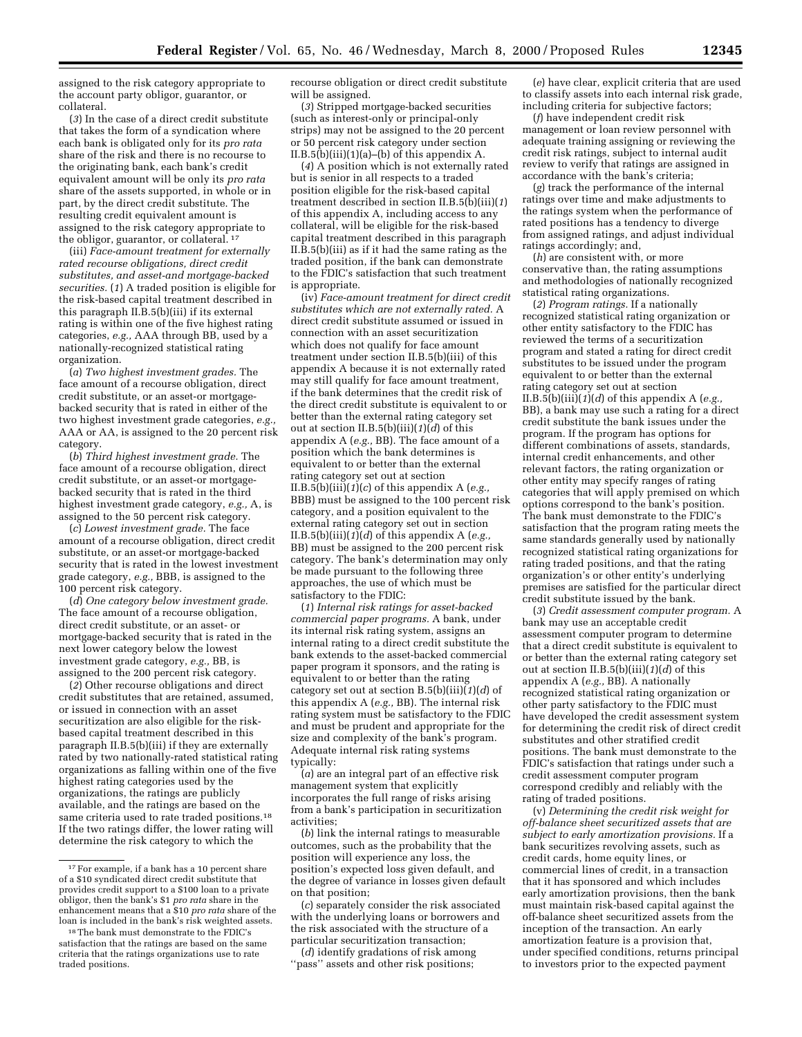assigned to the risk category appropriate to the account party obligor, guarantor, or collateral.

(*3*) In the case of a direct credit substitute that takes the form of a syndication where each bank is obligated only for its *pro rata* share of the risk and there is no recourse to the originating bank, each bank's credit equivalent amount will be only its *pro rata* share of the assets supported, in whole or in part, by the direct credit substitute. The resulting credit equivalent amount is assigned to the risk category appropriate to the obligor, guarantor, or collateral. [17]

(iii) *Face-amount treatment for externally rated recourse obligations, direct credit substitutes, and asset-and mortgage-backed securities.* (*1*) A traded position is eligible for the risk-based capital treatment described in this paragraph II.B.5(b)(iii) if its external rating is within one of the five highest rating categories, *e.g.,* AAA through BB, used by a nationally-recognized statistical rating organization.

(*a*) *Two highest investment grades.* The face amount of a recourse obligation, direct credit substitute, or an asset-or mortgage-backed security that is rated in either of the two highest investment grade categories, *e.g.,* AAA or AA, is assigned to the 20 percent risk category.

(*b*) *Third highest investment grade.* The face amount of a recourse obligation, direct credit substitute, or an asset-or mortgage-backed security that is rated in the third highest investment grade category, *e.g.,* A, is assigned to the 50 percent risk category.

(*c*) *Lowest investment grade.* The face amount of a recourse obligation, direct credit substitute, or an asset-or mortgage-backed security that is rated in the lowest investment grade category, *e.g.,* BBB, is assigned to the 100 percent risk category.

(*d*) *One category below investment grade.* The face amount of a recourse obligation, direct credit substitute, or an asset- or mortgage-backed security that is rated in the next lower category below the lowest investment grade category, *e.g.,* BB, is assigned to the 200 percent risk category.

(*2*) Other recourse obligations and direct credit substitutes that are retained, assumed, or issued in connection with an asset securitization are also eligible for the risk-based capital treatment described in this paragraph II.B.5(b)(iii) if they are externally rated by two nationally-rated statistical rating organizations as falling within one of the five highest rating categories used by the organizations, the ratings are publicly available, and the ratings are based on the same criteria used to rate traded positions.[18] If the two ratings differ, the lower rating will determine the risk category to which the recourse obligation or direct credit substitute will be assigned.

(*3*) Stripped mortgage-backed securities (such as interest-only or principal-only strips) may not be assigned to the 20 percent or 50 percent risk category under section II.B.5(b)(iii)(1)(a)–(b) of this appendix A.

(*4*) A position which is not externally rated but is senior in all respects to a traded position eligible for the risk-based capital treatment described in section II.B.5(b)(iii)(*1*) of this appendix A, including access to any collateral, will be eligible for the risk-based capital treatment described in this paragraph II.B.5(b)(iii) as if it had the same rating as the traded position, if the bank can demonstrate to the FDIC's satisfaction that such treatment is appropriate.

(iv) *Face-amount treatment for direct credit substitutes which are not externally rated.* A direct credit substitute assumed or issued in connection with an asset securitization which does not qualify for face amount treatment under section II.B.5(b)(iii) of this appendix A because it is not externally rated may still qualify for face amount treatment, if the bank determines that the credit risk of the direct credit substitute is equivalent to or better than the external rating category set out at section II.B.5(b)(iii)(*1*)(*d*) of this appendix A (*e.g.,* BB). The face amount of a position which the bank determines is equivalent to or better than the external rating category set out at section II.B.5(b)(iii)(*1*)(*c*) of this appendix A (*e.g.,* BBB) must be assigned to the 100 percent risk category, and a position equivalent to the external rating category set out in section II.B.5(b)(iii)(*1*)(*d*) of this appendix A (*e.g.,* BB) must be assigned to the 200 percent risk category. The bank's determination may only be made pursuant to the following three approaches, the use of which must be satisfactory to the FDIC:

(*1*) *Internal risk ratings for asset-backed commercial paper programs.* A bank, under its internal risk rating system, assigns an internal rating to a direct credit substitute the bank extends to the asset-backed commercial paper program it sponsors, and the rating is equivalent to or better than the rating category set out at section B.5(b)(iii)(*1*)(*d*) of this appendix A (*e.g.,* BB). The internal risk rating system must be satisfactory to the FDIC and must be prudent and appropriate for the size and complexity of the bank's program. Adequate internal risk rating systems typically:

(*a*) are an integral part of an effective risk management system that explicitly incorporates the full range of risks arising from a bank's participation in securitization activities;

(*b*) link the internal ratings to measurable outcomes, such as the probability that the position will experience any loss, the position's expected loss given default, and the degree of variance in losses given default on that position;

(*c*) separately consider the risk associated with the underlying loans or borrowers and the risk associated with the structure of a particular securitization transaction;

(*d*) identify gradations of risk among "pass" assets and other risk positions;

(*e*) have clear, explicit criteria that are used to classify assets into each internal risk grade, including criteria for subjective factors;

(*f*) have independent credit risk management or loan review personnel with adequate training assigning or reviewing the credit risk ratings, subject to internal audit review to verify that ratings are assigned in accordance with the bank's criteria;

(*g*) track the performance of the internal ratings over time and make adjustments to the ratings system when the performance of rated positions has a tendency to diverge from assigned ratings, and adjust individual ratings accordingly; and,

(*h*) are consistent with, or more conservative than, the rating assumptions and methodologies of nationally recognized statistical rating organizations.

(*2*) *Program ratings.* If a nationally recognized statistical rating organization or other entity satisfactory to the FDIC has reviewed the terms of a securitization program and stated a rating for direct credit substitutes to be issued under the program equivalent to or better than the external rating category set out at section II.B.5(b)(iii)(*1*)(*d*) of this appendix A (*e.g.,* BB), a bank may use such a rating for a direct credit substitute the bank issues under the program. If the program has options for different combinations of assets, standards, internal credit enhancements, and other relevant factors, the rating organization or other entity may specify ranges of rating categories that will apply premised on which options correspond to the bank's position. The bank must demonstrate to the FDIC's satisfaction that the program rating meets the same standards generally used by nationally recognized statistical rating organizations for rating traded positions, and that the rating organization's or other entity's underlying premises are satisfied for the particular direct credit substitute issued by the bank.

(*3*) *Credit assessment computer program.* A bank may use an acceptable credit assessment computer program to determine that a direct credit substitute is equivalent to or better than the external rating category set out at section II.B.5(b)(iii)(*1*)(*d*) of this appendix A (*e.g.,* BB). A nationally recognized statistical rating organization or other party satisfactory to the FDIC must have developed the credit assessment system for determining the credit risk of direct credit substitutes and other stratified credit positions. The bank must demonstrate to the FDIC's satisfaction that ratings under such a credit assessment computer program correspond credibly and reliably with the rating of traded positions.

(v) *Determining the credit risk weight for off-balance sheet securitized assets that are subject to early amortization provisions.* If a bank securitizes revolving assets, such as credit cards, home equity lines, or commercial lines of credit, in a transaction that it has sponsored and which includes early amortization provisions, then the bank must maintain risk-based capital against the off-balance sheet securitized assets from the inception of the transaction. An early amortization feature is a provision that, under specified conditions, returns principal to investors prior to the expected payment

---

[17] For example, if a bank has a 10 percent share of a $10 syndicated direct credit substitute that provides credit support to a $100 loan to a private obligor, then the bank's $1 *pro rata* share in the enhancement means that a $10 *pro rata* share of the loan is included in the bank's risk weighted assets.

[18] The bank must demonstrate to the FDIC's satisfaction that the ratings are based on the same criteria that the ratings organizations use to rate traded positions.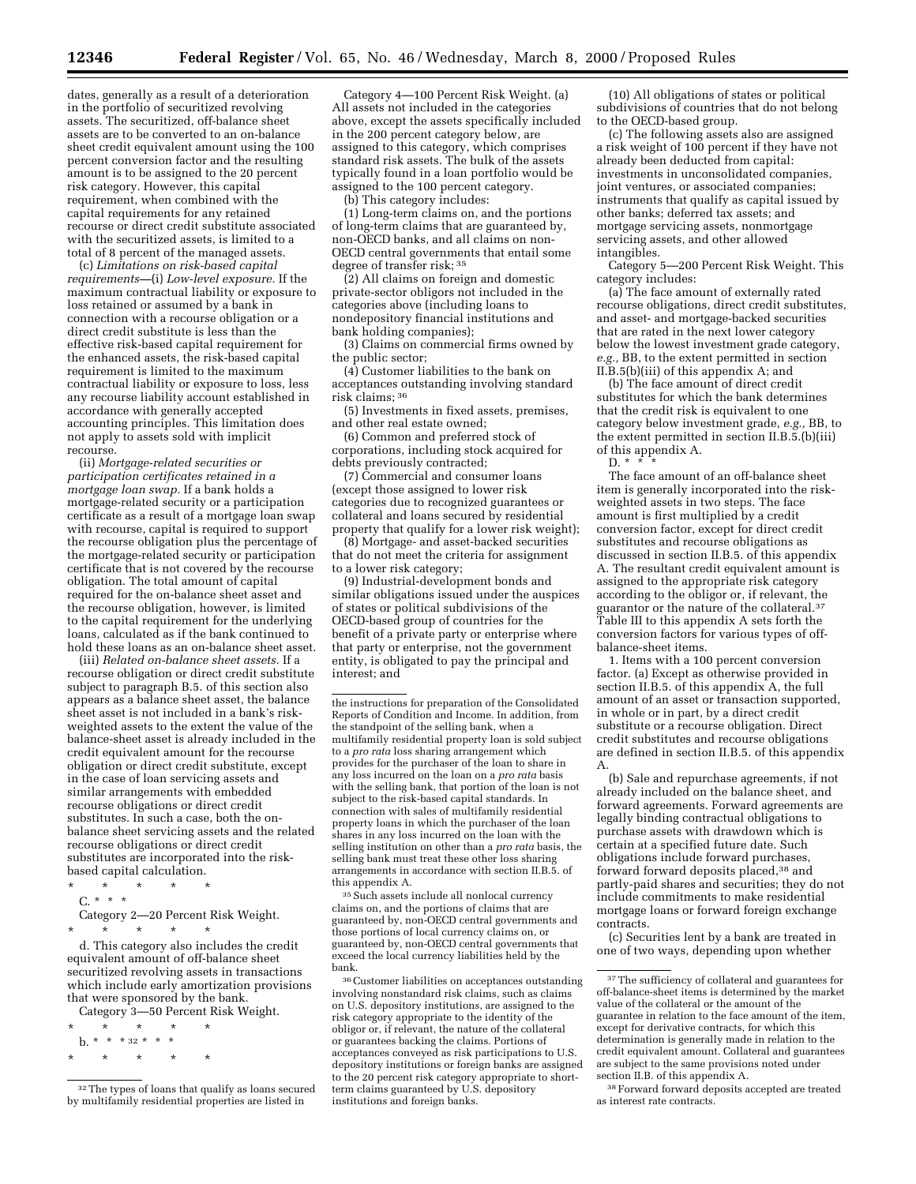dates, generally as a result of a deterioration in the portfolio of securitized revolving assets. The securitized, off-balance sheet assets are to be converted to an on-balance sheet credit equivalent amount using the 100 percent conversion factor and the resulting amount is to be assigned to the 20 percent risk category. However, this capital requirement, when combined with the capital requirements for any retained recourse or direct credit substitute associated with the securitized assets, is limited to a total of 8 percent of the managed assets.

(c) *Limitations on risk-based capital requirements*—(i) *Low-level exposure.* If the maximum contractual liability or exposure to loss retained or assumed by a bank in connection with a recourse obligation or a direct credit substitute is less than the effective risk-based capital requirement for the enhanced assets, the risk-based capital requirement is limited to the maximum contractual liability or exposure to loss, less any recourse liability account established in accordance with generally accepted accounting principles. This limitation does not apply to assets sold with implicit recourse.

(ii) *Mortgage-related securities or participation certificates retained in a mortgage loan swap.* If a bank holds a mortgage-related security or a participation certificate as a result of a mortgage loan swap with recourse, capital is required to support the recourse obligation plus the percentage of the mortgage-related security or participation certificate that is not covered by the recourse obligation. The total amount of capital required for the on-balance sheet asset and the recourse obligation, however, is limited to the capital requirement for the underlying loans, calculated as if the bank continued to hold these loans as an on-balance sheet asset.

(iii) *Related on-balance sheet assets.* If a recourse obligation or direct credit substitute subject to paragraph B.5. of this section also appears as a balance sheet asset, the balance sheet asset is not included in a bank's risk-weighted assets to the extent the value of the balance-sheet asset is already included in the credit equivalent amount for the recourse obligation or direct credit substitute, except in the case of loan servicing assets and similar arrangements with embedded recourse obligations or direct credit substitutes. In such a case, both the on-balance sheet servicing assets and the related recourse obligations or direct credit substitutes are incorporated into the risk-based capital calculation.

\* \* \* \* \*

C. \* \* \*

Category 2—20 Percent Risk Weight.

\* \* \* \* \*

d. This category also includes the credit equivalent amount of off-balance sheet securitized revolving assets in transactions which include early amortization provisions that were sponsored by the bank.

Category 3—50 Percent Risk Weight.

\* \* \* \* \*

b. \* \* \* [32] \* \* \*

\* \* \* \* \*

Category 4—100 Percent Risk Weight. (a) All assets not included in the categories above, except the assets specifically included in the 200 percent category below, are assigned to this category, which comprises standard risk assets. The bulk of the assets typically found in a loan portfolio would be assigned to the 100 percent category.

(b) This category includes:

(1) Long-term claims on, and the portions of long-term claims that are guaranteed by, non-OECD banks, and all claims on non-OECD central governments that entail some degree of transfer risk; [35]

(2) All claims on foreign and domestic private-sector obligors not included in the categories above (including loans to nondepository financial institutions and bank holding companies);

(3) Claims on commercial firms owned by the public sector;

(4) Customer liabilities to the bank on acceptances outstanding involving standard risk claims; [36]

(5) Investments in fixed assets, premises, and other real estate owned;

(6) Common and preferred stock of corporations, including stock acquired for debts previously contracted;

(7) Commercial and consumer loans (except those assigned to lower risk categories due to recognized guarantees or collateral and loans secured by residential property that qualify for a lower risk weight);

(8) Mortgage- and asset-backed securities that do not meet the criteria for assignment to a lower risk category;

(9) Industrial-development bonds and similar obligations issued under the auspices of states or political subdivisions of the OECD-based group of countries for the benefit of a private party or enterprise where that party or enterprise, not the government entity, is obligated to pay the principal and interest; and

(10) All obligations of states or political subdivisions of countries that do not belong to the OECD-based group.

(c) The following assets also are assigned a risk weight of 100 percent if they have not already been deducted from capital: investments in unconsolidated companies, joint ventures, or associated companies; instruments that qualify as capital issued by other banks; deferred tax assets; and mortgage servicing assets, nonmortgage servicing assets, and other allowed intangibles.

Category 5—200 Percent Risk Weight. This category includes:

(a) The face amount of externally rated recourse obligations, direct credit substitutes, and asset- and mortgage-backed securities that are rated in the next lower category below the lowest investment grade category, *e.g.,* BB, to the extent permitted in section II.B.5(b)(iii) of this appendix A; and

(b) The face amount of direct credit substitutes for which the bank determines that the credit risk is equivalent to one category below investment grade, *e.g.,* BB, to the extent permitted in section II.B.5.(b)(iii) of this appendix A.

D. \* \* \*

The face amount of an off-balance sheet item is generally incorporated into the risk-weighted assets in two steps. The face amount is first multiplied by a credit conversion factor, except for direct credit substitutes and recourse obligations as discussed in section II.B.5. of this appendix A. The resultant credit equivalent amount is assigned to the appropriate risk category according to the obligor or, if relevant, the guarantor or the nature of the collateral.[37] Table III to this appendix A sets forth the conversion factors for various types of off-balance-sheet items.

1. Items with a 100 percent conversion factor. (a) Except as otherwise provided in section II.B.5. of this appendix A, the full amount of an asset or transaction supported, in whole or in part, by a direct credit substitute or a recourse obligation. Direct credit substitutes and recourse obligations are defined in section II.B.5. of this appendix A.

(b) Sale and repurchase agreements, if not already included on the balance sheet, and forward agreements. Forward agreements are legally binding contractual obligations to purchase assets with drawdown which is certain at a specified future date. Such obligations include forward purchases, forward forward deposits placed,[38] and partly-paid shares and securities; they do not include commitments to make residential mortgage loans or forward foreign exchange contracts.

(c) Securities lent by a bank are treated in one of two ways, depending upon whether

---

[32] The types of loans that qualify as loans secured by multifamily residential properties are listed in the instructions for preparation of the Consolidated Reports of Condition and Income. In addition, from the standpoint of the selling bank, when a multifamily residential property loan is sold subject to a *pro rata* loss sharing arrangement which provides for the purchaser of the loan to share in any loss incurred on the loan on a *pro rata* basis with the selling bank, that portion of the loan is not subject to the risk-based capital standards. In connection with sales of multifamily residential property loans in which the purchaser of the loan shares in any loss incurred on the loan with the selling institution on other than a *pro rata* basis, the selling bank must treat these other loss sharing arrangements in accordance with section II.B.5. of this appendix A.

[35] Such assets include all nonlocal currency claims on, and the portions of claims that are guaranteed by, non-OECD central governments and those portions of local currency claims on, or guaranteed by, non-OECD central governments that exceed the local currency liabilities held by the bank.

[36] Customer liabilities on acceptances outstanding involving nonstandard risk claims, such as claims on U.S. depository institutions, are assigned to the risk category appropriate to the identity of the obligor or, if relevant, the nature of the collateral or guarantees backing the claims. Portions of acceptances conveyed as risk participations to U.S. depository institutions or foreign banks are assigned to the 20 percent risk category appropriate to short-term claims guaranteed by U.S. depository institutions and foreign banks.

[37] The sufficiency of collateral and guarantees for off-balance-sheet items is determined by the market value of the collateral or the amount of the guarantee in relation to the face amount of the item, except for derivative contracts, for which this determination is generally made in relation to the credit equivalent amount. Collateral and guarantees are subject to the same provisions noted under section II.B. of this appendix A.

[38] Forward forward deposits accepted are treated as interest rate contracts.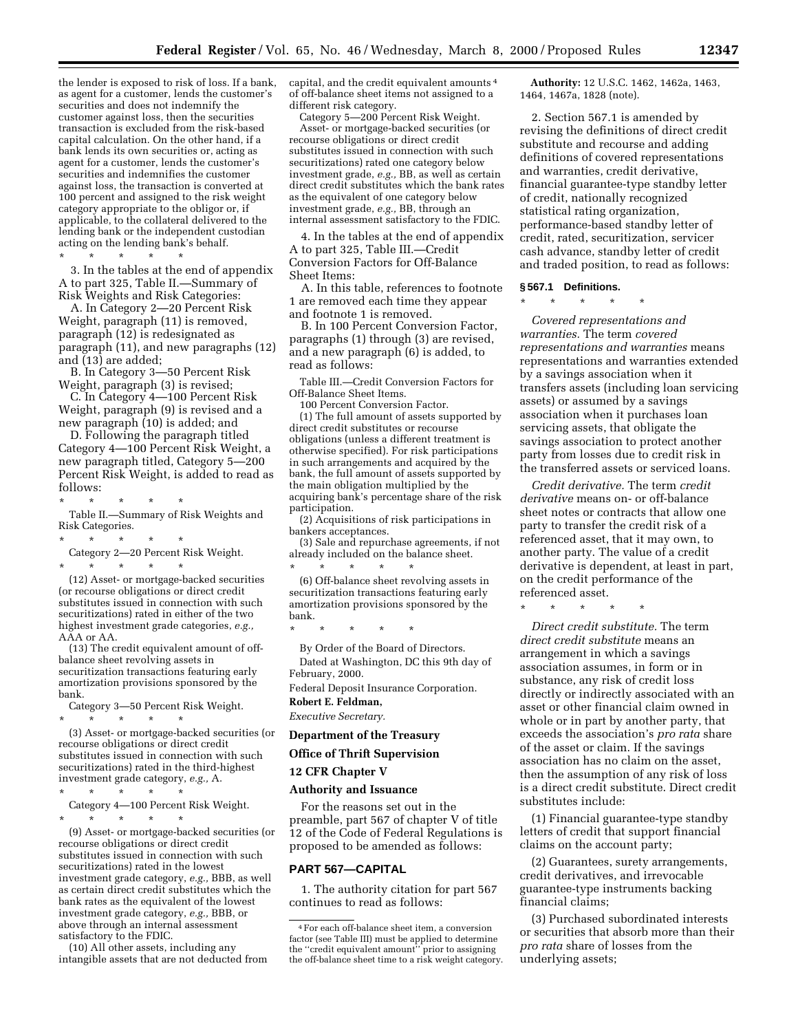the lender is exposed to risk of loss. If a bank, as agent for a customer, lends the customer's securities and does not indemnify the customer against loss, then the securities transaction is excluded from the risk-based capital calculation. On the other hand, if a bank lends its own securities or, acting as agent for a customer, lends the customer's securities and indemnifies the customer against loss, the transaction is converted at 100 percent and assigned to the risk weight category appropriate to the obligor or, if applicable, to the collateral delivered to the lending bank or the independent custodian acting on the lending bank's behalf.

\* \* \* \* \*

3. In the tables at the end of appendix A to part 325, Table II.—Summary of Risk Weights and Risk Categories:

A. In Category 2—20 Percent Risk Weight, paragraph (11) is removed, paragraph (12) is redesignated as paragraph (11), and new paragraphs (12) and (13) are added;

B. In Category 3—50 Percent Risk Weight, paragraph (3) is revised;

C. In Category 4—100 Percent Risk Weight, paragraph (9) is revised and a new paragraph (10) is added; and

D. Following the paragraph titled Category 4—100 Percent Risk Weight, a new paragraph titled, Category 5—200 Percent Risk Weight, is added to read as follows:

\* \* \* \* \*

Table II.—Summary of Risk Weights and Risk Categories.

\* \* \* \* \*

Category 2—20 Percent Risk Weight.

\* \* \* \* \*

(12) Asset- or mortgage-backed securities (or recourse obligations or direct credit substitutes issued in connection with such securitizations) rated in either of the two highest investment grade categories, *e.g.,* AAA or AA.

(13) The credit equivalent amount of off-balance sheet revolving assets in securitization transactions featuring early amortization provisions sponsored by the bank.

Category 3—50 Percent Risk Weight.

\* \* \* \* \*

(3) Asset- or mortgage-backed securities (or recourse obligations or direct credit substitutes issued in connection with such securitizations) rated in the third-highest investment grade category, *e.g.,* A.

\* \* \* \* \*

Category 4—100 Percent Risk Weight.

\* \* \* \* \*

(9) Asset- or mortgage-backed securities (or recourse obligations or direct credit substitutes issued in connection with such securitizations) rated in the lowest investment grade category, *e.g.,* BBB, as well as certain direct credit substitutes which the bank rates as the equivalent of the lowest investment grade category, *e.g.,* BBB, or above through an internal assessment satisfactory to the FDIC.

(10) All other assets, including any intangible assets that are not deducted from capital, and the credit equivalent amounts[4] of off-balance sheet items not assigned to a different risk category.

Category 5—200 Percent Risk Weight.

Asset- or mortgage-backed securities (or recourse obligations or direct credit substitutes issued in connection with such securitizations) rated one category below investment grade, *e.g.,* BB, as well as certain direct credit substitutes which the bank rates as the equivalent of one category below investment grade, *e.g.,* BB, through an internal assessment satisfactory to the FDIC.

4. In the tables at the end of appendix A to part 325, Table III.—Credit Conversion Factors for Off-Balance Sheet Items:

A. In this table, references to footnote 1 are removed each time they appear and footnote 1 is removed.

B. In 100 Percent Conversion Factor, paragraphs (1) through (3) are revised, and a new paragraph (6) is added, to read as follows:

Table III.—Credit Conversion Factors for Off-Balance Sheet Items.

100 Percent Conversion Factor.

(1) The full amount of assets supported by direct credit substitutes or recourse obligations (unless a different treatment is otherwise specified). For risk participations in such arrangements and acquired by the bank, the full amount of assets supported by the main obligation multiplied by the acquiring bank's percentage share of the risk participation.

(2) Acquisitions of risk participations in bankers acceptances.

(3) Sale and repurchase agreements, if not already included on the balance sheet.

\* \* \* \* \*

(6) Off-balance sheet revolving assets in securitization transactions featuring early amortization provisions sponsored by the bank.

\* \* \* \* \*

By Order of the Board of Directors.

Dated at Washington, DC this 9th day of February, 2000.

Federal Deposit Insurance Corporation.

**Robert E. Feldman,**

*Executive Secretary.*

[4] For each off-balance sheet item, a conversion factor (see Table III) must be applied to determine the ''credit equivalent amount'' prior to assigning the off-balance sheet time to a risk weight category.

## Department of the Treasury

## Office of Thrift Supervision

## 12 CFR Chapter V

## Authority and Issuance

For the reasons set out in the preamble, part 567 of chapter V of title 12 of the Code of Federal Regulations is proposed to be amended as follows:

## PART 567—CAPITAL

1. The authority citation for part 567 continues to read as follows:

**Authority:** 12 U.S.C. 1462, 1462a, 1463, 1464, 1467a, 1828 (note).

2. Section 567.1 is amended by revising the definitions of direct credit substitute and recourse and adding definitions of covered representations and warranties, credit derivative, financial guarantee-type standby letter of credit, nationally recognized statistical rating organization, performance-based standby letter of credit, rated, securitization, servicer cash advance, standby letter of credit and traded position, to read as follows:

### § 567.1 Definitions.

\* \* \* \* \*

*Covered representations and warranties.* The term *covered representations and warranties* means representations and warranties extended by a savings association when it transfers assets (including loan servicing assets) or assumed by a savings association when it purchases loan servicing assets, that obligate the savings association to protect another party from losses due to credit risk in the transferred assets or serviced loans.

*Credit derivative.* The term *credit derivative* means on- or off-balance sheet notes or contracts that allow one party to transfer the credit risk of a referenced asset, that it may own, to another party. The value of a credit derivative is dependent, at least in part, on the credit performance of the referenced asset.

\* \* \* \* \*

*Direct credit substitute.* The term *direct credit substitute* means an arrangement in which a savings association assumes, in form or in substance, any risk of credit loss directly or indirectly associated with an asset or other financial claim owned in whole or in part by another party, that exceeds the association's *pro rata* share of the asset or claim. If the savings association has no claim on the asset, then the assumption of any risk of loss is a direct credit substitute. Direct credit substitutes include:

(1) Financial guarantee-type standby letters of credit that support financial claims on the account party;

(2) Guarantees, surety arrangements, credit derivatives, and irrevocable guarantee-type instruments backing financial claims;

(3) Purchased subordinated interests or securities that absorb more than their *pro rata* share of losses from the underlying assets;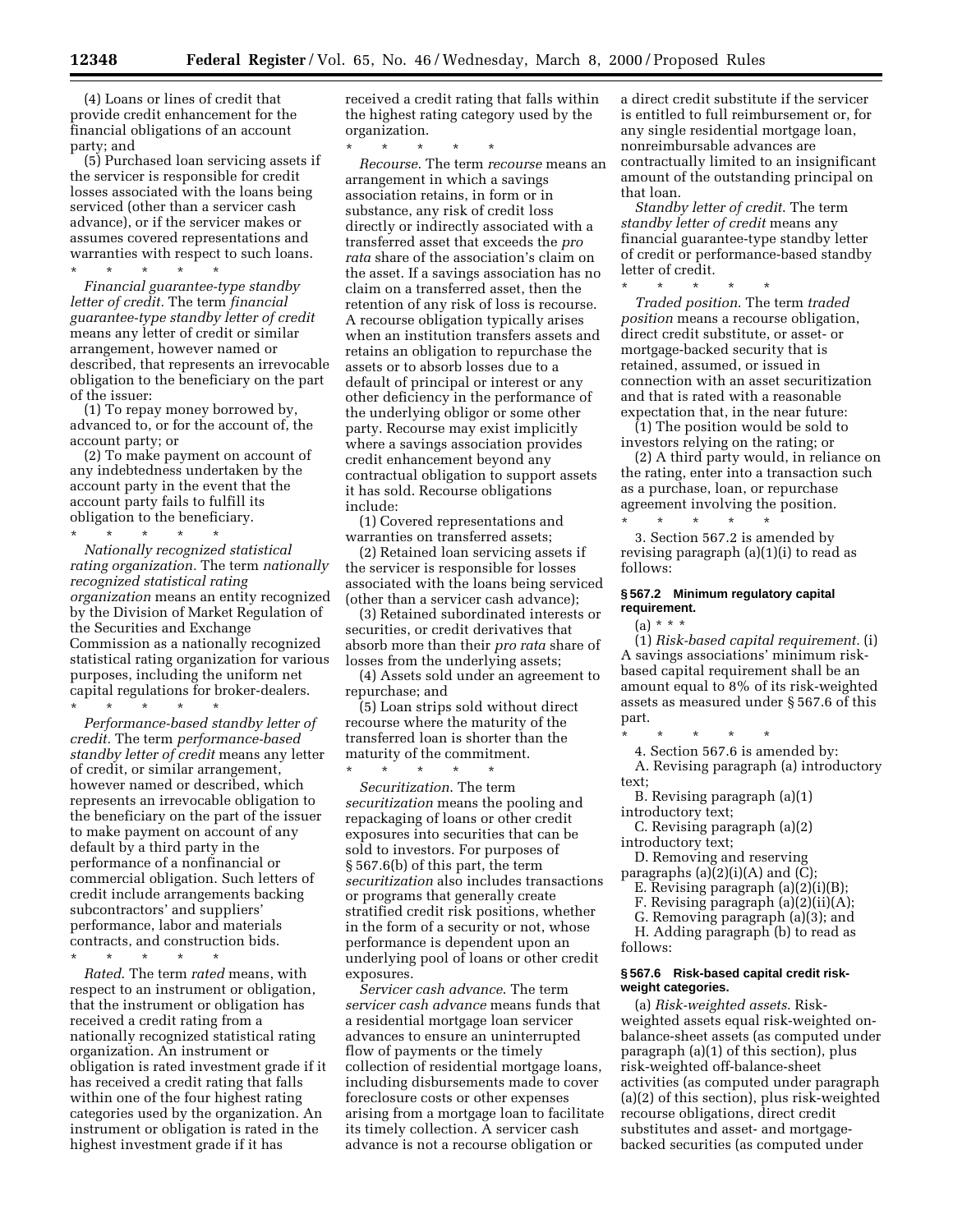(4) Loans or lines of credit that provide credit enhancement for the financial obligations of an account party; and

(5) Purchased loan servicing assets if the servicer is responsible for credit losses associated with the loans being serviced (other than a servicer cash advance), or if the servicer makes or assumes covered representations and warranties with respect to such loans.

\* \* \* \* \*

*Financial guarantee-type standby letter of credit.* The term *financial guarantee-type standby letter of credit* means any letter of credit or similar arrangement, however named or described, that represents an irrevocable obligation to the beneficiary on the part of the issuer:

(1) To repay money borrowed by, advanced to, or for the account of, the account party; or

(2) To make payment on account of any indebtedness undertaken by the account party in the event that the account party fails to fulfill its obligation to the beneficiary.

\* \* \* \* \*

*Nationally recognized statistical rating organization.* The term *nationally recognized statistical rating organization* means an entity recognized by the Division of Market Regulation of the Securities and Exchange Commission as a nationally recognized statistical rating organization for various purposes, including the uniform net capital regulations for broker-dealers.

\* \* \* \* \*

*Performance-based standby letter of credit.* The term *performance-based standby letter of credit* means any letter of credit, or similar arrangement, however named or described, which represents an irrevocable obligation to the beneficiary on the part of the issuer to make payment on account of any default by a third party in the performance of a nonfinancial or commercial obligation. Such letters of credit include arrangements backing subcontractors' and suppliers' performance, labor and materials contracts, and construction bids.

\* \* \* \* \*

*Rated.* The term *rated* means, with respect to an instrument or obligation, that the instrument or obligation has received a credit rating from a nationally recognized statistical rating organization. An instrument or obligation is rated investment grade if it has received a credit rating that falls within one of the four highest rating categories used by the organization. An instrument or obligation is rated in the highest investment grade if it has received a credit rating that falls within the highest rating category used by the organization.

\* \* \* \* \*

*Recourse.* The term *recourse* means an arrangement in which a savings association retains, in form or in substance, any risk of credit loss directly or indirectly associated with a transferred asset that exceeds the *pro rata* share of the association's claim on the asset. If a savings association has no claim on a transferred asset, then the retention of any risk of loss is recourse. A recourse obligation typically arises when an institution transfers assets and retains an obligation to repurchase the assets or to absorb losses due to a default of principal or interest or any other deficiency in the performance of the underlying obligor or some other party. Recourse may exist implicitly where a savings association provides credit enhancement beyond any contractual obligation to support assets it has sold. Recourse obligations include:

(1) Covered representations and warranties on transferred assets;

(2) Retained loan servicing assets if the servicer is responsible for losses associated with the loans being serviced (other than a servicer cash advance);

(3) Retained subordinated interests or securities, or credit derivatives that absorb more than their *pro rata* share of losses from the underlying assets;

(4) Assets sold under an agreement to repurchase; and

(5) Loan strips sold without direct recourse where the maturity of the transferred loan is shorter than the maturity of the commitment.

\* \* \* \* \*

*Securitization.* The term *securitization* means the pooling and repackaging of loans or other credit exposures into securities that can be sold to investors. For purposes of § 567.6(b) of this part, the term *securitization* also includes transactions or programs that generally create stratified credit risk positions, whether in the form of a security or not, whose performance is dependent upon an underlying pool of loans or other credit exposures.

*Servicer cash advance.* The term *servicer cash advance* means funds that a residential mortgage loan servicer advances to ensure an uninterrupted flow of payments or the timely collection of residential mortgage loans, including disbursements made to cover foreclosure costs or other expenses arising from a mortgage loan to facilitate its timely collection. A servicer cash advance is not a recourse obligation or a direct credit substitute if the servicer is entitled to full reimbursement or, for any single residential mortgage loan, nonreimbursable advances are contractually limited to an insignificant amount of the outstanding principal on that loan.

*Standby letter of credit.* The term *standby letter of credit* means any financial guarantee-type standby letter of credit or performance-based standby letter of credit.

\* \* \* \* \*

*Traded position.* The term *traded position* means a recourse obligation, direct credit substitute, or asset- or mortgage-backed security that is retained, assumed, or issued in connection with an asset securitization and that is rated with a reasonable expectation that, in the near future:

(1) The position would be sold to investors relying on the rating; or

(2) A third party would, in reliance on the rating, enter into a transaction such as a purchase, loan, or repurchase agreement involving the position.

\* \* \* \* \*

3. Section 567.2 is amended by revising paragraph (a)(1)(i) to read as follows:

#### § 567.2 Minimum regulatory capital requirement.

(a) \* \* \*

(1) *Risk-based capital requirement.* (i) A savings associations' minimum risk-based capital requirement shall be an amount equal to 8% of its risk-weighted assets as measured under § 567.6 of this part.

\* \* \* \* \*

4. Section 567.6 is amended by:

A. Revising paragraph (a) introductory text;

B. Revising paragraph (a)(1) introductory text;

C. Revising paragraph (a)(2) introductory text;

D. Removing and reserving paragraphs (a)(2)(i)(A) and (C);

E. Revising paragraph (a)(2)(i)(B);

F. Revising paragraph (a)(2)(ii)(A);

G. Removing paragraph (a)(3); and

H. Adding paragraph (b) to read as follows:

#### § 567.6 Risk-based capital credit risk-weight categories.

(a) *Risk-weighted assets.* Risk-weighted assets equal risk-weighted on-balance-sheet assets (as computed under paragraph (a)(1) of this section), plus risk-weighted off-balance-sheet activities (as computed under paragraph (a)(2) of this section), plus risk-weighted recourse obligations, direct credit substitutes and asset- and mortgage-backed securities (as computed under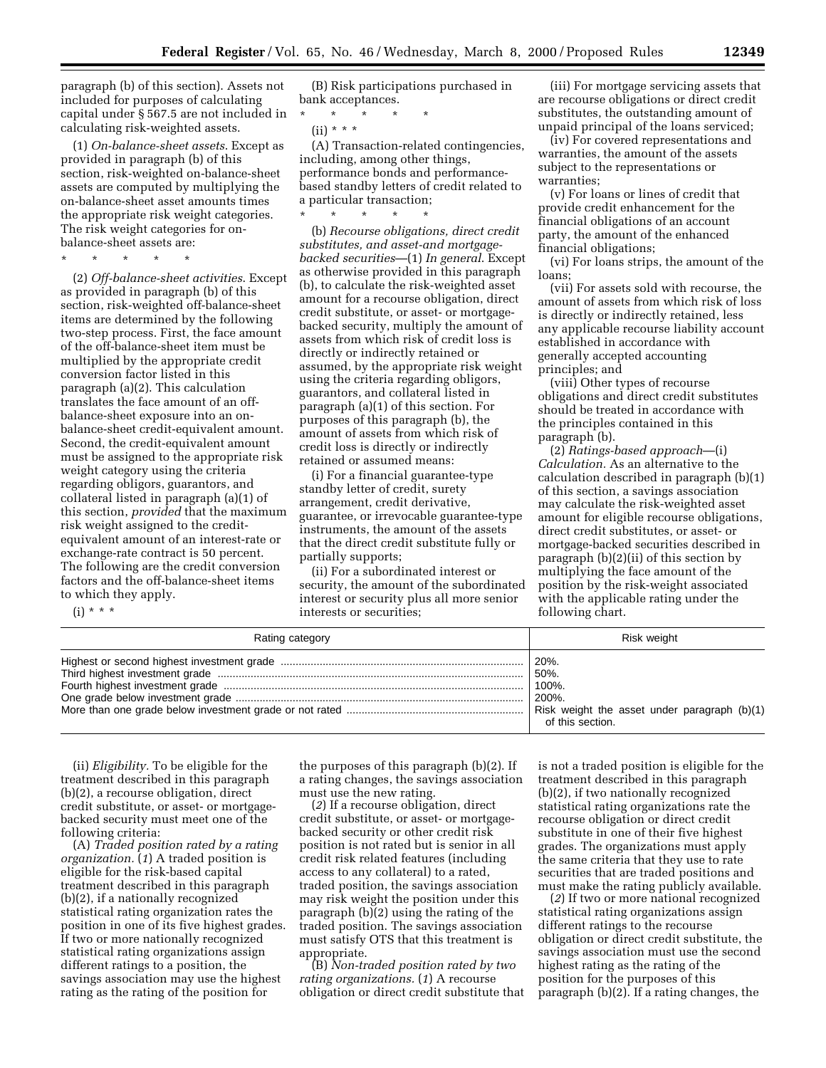paragraph (b) of this section). Assets not included for purposes of calculating capital under § 567.5 are not included in calculating risk-weighted assets.

(1) *On-balance-sheet assets.* Except as provided in paragraph (b) of this section, risk-weighted on-balance-sheet assets are computed by multiplying the on-balance-sheet asset amounts times the appropriate risk weight categories. The risk weight categories for on-balance-sheet assets are:

\* \* \* \* \*

(2) *Off-balance-sheet activities.* Except as provided in paragraph (b) of this section, risk-weighted off-balance-sheet items are determined by the following two-step process. First, the face amount of the off-balance-sheet item must be multiplied by the appropriate credit conversion factor listed in this paragraph (a)(2). This calculation translates the face amount of an off-balance-sheet exposure into an on-balance-sheet credit-equivalent amount. Second, the credit-equivalent amount must be assigned to the appropriate risk weight category using the criteria regarding obligors, guarantors, and collateral listed in paragraph (a)(1) of this section, *provided* that the maximum risk weight assigned to the credit-equivalent amount of an interest-rate or exchange-rate contract is 50 percent. The following are the credit conversion factors and the off-balance-sheet items to which they apply.

(i) \* \* \*

(B) Risk participations purchased in bank acceptances.

\* \* \* \* \*

(ii) \* \* \*

(A) Transaction-related contingencies, including, among other things, performance bonds and performance-based standby letters of credit related to a particular transaction;

\* \* \* \* \*

(b) *Recourse obligations, direct credit substitutes, and asset-and mortgage-backed securities*—(1) *In general.* Except as otherwise provided in this paragraph (b), to calculate the risk-weighted asset amount for a recourse obligation, direct credit substitute, or asset- or mortgage-backed security, multiply the amount of assets from which risk of credit loss is directly or indirectly retained or assumed, by the appropriate risk weight using the criteria regarding obligors, guarantors, and collateral listed in paragraph (a)(1) of this section. For purposes of this paragraph (b), the amount of assets from which risk of credit loss is directly or indirectly retained or assumed means:

(i) For a financial guarantee-type standby letter of credit, surety arrangement, credit derivative, guarantee, or irrevocable guarantee-type instruments, the amount of the assets that the direct credit substitute fully or partially supports;

(ii) For a subordinated interest or security, the amount of the subordinated interest or security plus all more senior interests or securities;

(iii) For mortgage servicing assets that are recourse obligations or direct credit substitutes, the outstanding amount of unpaid principal of the loans serviced;

(iv) For covered representations and warranties, the amount of the assets subject to the representations or warranties;

(v) For loans or lines of credit that provide credit enhancement for the financial obligations of an account party, the amount of the enhanced financial obligations;

(vi) For loans strips, the amount of the loans;

(vii) For assets sold with recourse, the amount of assets from which risk of loss is directly or indirectly retained, less any applicable recourse liability account established in accordance with generally accepted accounting principles; and

(viii) Other types of recourse obligations and direct credit substitutes should be treated in accordance with the principles contained in this paragraph (b).

(2) *Ratings-based approach*—(i) *Calculation.* As an alternative to the calculation described in paragraph (b)(1) of this section, a savings association may calculate the risk-weighted asset amount for eligible recourse obligations, direct credit substitutes, or asset- or mortgage-backed securities described in paragraph (b)(2)(ii) of this section by multiplying the face amount of the position by the risk-weight associated with the applicable rating under the following chart.

| Rating category | Risk weight |
|---|---|
| Highest or second highest investment grade | 20%. |
| Third highest investment grade | 50%. |
| Fourth highest investment grade | 100%. |
| One grade below investment grade | 200%. |
| More than one grade below investment grade or not rated | Risk weight the asset under paragraph (b)(1) of this section. |

(ii) *Eligibility.* To be eligible for the treatment described in this paragraph (b)(2), a recourse obligation, direct credit substitute, or asset- or mortgage-backed security must meet one of the following criteria:

(A) *Traded position rated by a rating organization.* (*1*) A traded position is eligible for the risk-based capital treatment described in this paragraph (b)(2), if a nationally recognized statistical rating organization rates the position in one of its five highest grades. If two or more nationally recognized statistical rating organizations assign different ratings to a position, the savings association may use the highest rating as the rating of the position for the purposes of this paragraph (b)(2). If a rating changes, the savings association must use the new rating.

(*2*) If a recourse obligation, direct credit substitute, or asset- or mortgage-backed security or other credit risk position is not rated but is senior in all credit risk related features (including access to any collateral) to a rated, traded position, the savings association may risk weight the position under this paragraph (b)(2) using the rating of the traded position. The savings association must satisfy OTS that this treatment is appropriate.

(B) *Non-traded position rated by two rating organizations.* (*1*) A recourse obligation or direct credit substitute that is not a traded position is eligible for the treatment described in this paragraph (b)(2), if two nationally recognized statistical rating organizations rate the recourse obligation or direct credit substitute in one of their five highest grades. The organizations must apply the same criteria that they use to rate securities that are traded positions and must make the rating publicly available.

(*2*) If two or more national recognized statistical rating organizations assign different ratings to the recourse obligation or direct credit substitute, the savings association must use the second highest rating as the rating of the position for the purposes of this paragraph (b)(2). If a rating changes, the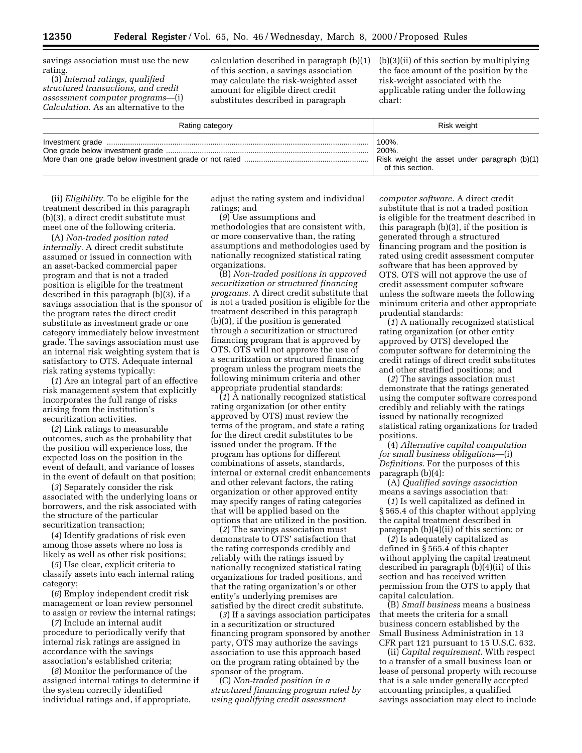savings association must use the new rating.

(3) *Internal ratings, qualified structured transactions, and credit assessment computer programs*—(i) *Calculation.* As an alternative to the calculation described in paragraph (b)(1) of this section, a savings association may calculate the risk-weighted asset amount for eligible direct credit substitutes described in paragraph (b)(3)(ii) of this section by multiplying the face amount of the position by the risk-weight associated with the applicable rating under the following chart:

| Rating category | Risk weight |
| --- | --- |
| Investment grade | 100%. |
| One grade below investment grade | 200%. |
| More than one grade below investment grade or not rated | Risk weight the asset under paragraph (b)(1) of this section. |

(ii) *Eligibility.* To be eligible for the treatment described in this paragraph (b)(3), a direct credit substitute must meet one of the following criteria.

(A) *Non-traded position rated internally.* A direct credit substitute assumed or issued in connection with an asset-backed commercial paper program and that is not a traded position is eligible for the treatment described in this paragraph (b)(3), if a savings association that is the sponsor of the program rates the direct credit substitute as investment grade or one category immediately below investment grade. The savings association must use an internal risk weighting system that is satisfactory to OTS. Adequate internal risk rating systems typically:

(*1*) Are an integral part of an effective risk management system that explicitly incorporates the full range of risks arising from the institution's securitization activities.

(*2*) Link ratings to measurable outcomes, such as the probability that the position will experience loss, the expected loss on the position in the event of default, and variance of losses in the event of default on that position;

(*3*) Separately consider the risk associated with the underlying loans or borrowers, and the risk associated with the structure of the particular securitization transaction;

(*4*) Identify gradations of risk even among those assets where no loss is likely as well as other risk positions;

(*5*) Use clear, explicit criteria to classify assets into each internal rating category;

(*6*) Employ independent credit risk management or loan review personnel to assign or review the internal ratings;

(*7*) Include an internal audit procedure to periodically verify that internal risk ratings are assigned in accordance with the savings association's established criteria;

(*8*) Monitor the performance of the assigned internal ratings to determine if the system correctly identified individual ratings and, if appropriate, adjust the rating system and individual ratings; and

(*9*) Use assumptions and methodologies that are consistent with, or more conservative than, the rating assumptions and methodologies used by nationally recognized statistical rating organizations.

(B) *Non-traded positions in approved securitization or structured financing programs.* A direct credit substitute that is not a traded position is eligible for the treatment described in this paragraph (b)(3), if the position is generated through a securitization or structured financing program that is approved by OTS. OTS will not approve the use of a securitization or structured financing program unless the program meets the following minimum criteria and other appropriate prudential standards:

(*1*) A nationally recognized statistical rating organization (or other entity approved by OTS) must review the terms of the program, and state a rating for the direct credit substitutes to be issued under the program. If the program has options for different combinations of assets, standards, internal or external credit enhancements and other relevant factors, the rating organization or other approved entity may specify ranges of rating categories that will be applied based on the options that are utilized in the position.

(*2*) The savings association must demonstrate to OTS' satisfaction that the rating corresponds credibly and reliably with the ratings issued by nationally recognized statistical rating organizations for traded positions, and that the rating organization's or other entity's underlying premises are satisfied by the direct credit substitute.

(*3*) If a savings association participates in a securitization or structured financing program sponsored by another party, OTS may authorize the savings association to use this approach based on the program rating obtained by the sponsor of the program.

(C) *Non-traded position in a structured financing program rated by using qualifying credit assessment computer software.* A direct credit substitute that is not a traded position is eligible for the treatment described in this paragraph (b)(3), if the position is generated through a structured financing program and the position is rated using credit assessment computer software that has been approved by OTS. OTS will not approve the use of credit assessment computer software unless the software meets the following minimum criteria and other appropriate prudential standards:

(*1*) A nationally recognized statistical rating organization (or other entity approved by OTS) developed the computer software for determining the credit ratings of direct credit substitutes and other stratified positions; and

(*2*) The savings association must demonstrate that the ratings generated using the computer software correspond credibly and reliably with the ratings issued by nationally recognized statistical rating organizations for traded positions.

(4) *Alternative capital computation for small business obligations*—(i) *Definitions.* For the purposes of this paragraph (b)(4):

(A) *Qualified savings association* means a savings association that:

(*1*) Is well capitalized as defined in § 565.4 of this chapter without applying the capital treatment described in paragraph (b)(4)(ii) of this section; or

(*2*) Is adequately capitalized as defined in § 565.4 of this chapter without applying the capital treatment described in paragraph (b)(4)(ii) of this section and has received written permission from the OTS to apply that capital calculation.

(B) *Small business* means a business that meets the criteria for a small business concern established by the Small Business Administration in 13 CFR part 121 pursuant to 15 U.S.C. 632.

(ii) *Capital requirement.* With respect to a transfer of a small business loan or lease of personal property with recourse that is a sale under generally accepted accounting principles, a qualified savings association may elect to include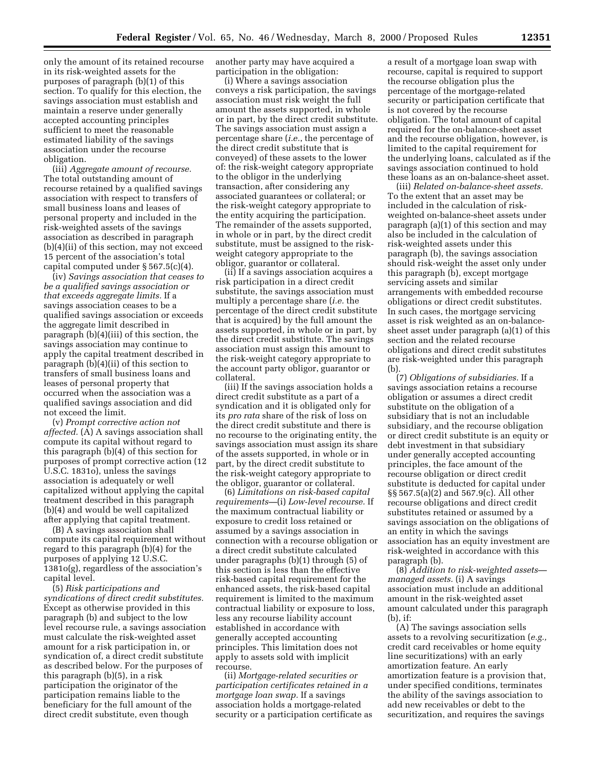only the amount of its retained recourse in its risk-weighted assets for the purposes of paragraph (b)(1) of this section. To qualify for this election, the savings association must establish and maintain a reserve under generally accepted accounting principles sufficient to meet the reasonable estimated liability of the savings association under the recourse obligation.

(iii) *Aggregate amount of recourse.* The total outstanding amount of recourse retained by a qualified savings association with respect to transfers of small business loans and leases of personal property and included in the risk-weighted assets of the savings association as described in paragraph (b)(4)(ii) of this section, may not exceed 15 percent of the association's total capital computed under § 567.5(c)(4).

(iv) *Savings association that ceases to be a qualified savings association or that exceeds aggregate limits.* If a savings association ceases to be a qualified savings association or exceeds the aggregate limit described in paragraph (b)(4)(iii) of this section, the savings association may continue to apply the capital treatment described in paragraph (b)(4)(ii) of this section to transfers of small business loans and leases of personal property that occurred when the association was a qualified savings association and did not exceed the limit.

(v) *Prompt corrective action not affected.* (A) A savings association shall compute its capital without regard to this paragraph (b)(4) of this section for purposes of prompt corrective action (12 U.S.C. 1831o), unless the savings association is adequately or well capitalized without applying the capital treatment described in this paragraph (b)(4) and would be well capitalized after applying that capital treatment.

(B) A savings association shall compute its capital requirement without regard to this paragraph (b)(4) for the purposes of applying 12 U.S.C. 1381o(g), regardless of the association's capital level.

(5) *Risk participations and syndications of direct credit substitutes.* Except as otherwise provided in this paragraph (b) and subject to the low level recourse rule, a savings association must calculate the risk-weighted asset amount for a risk participation in, or syndication of, a direct credit substitute as described below. For the purposes of this paragraph (b)(5), in a risk participation the originator of the participation remains liable to the beneficiary for the full amount of the direct credit substitute, even though another party may have acquired a participation in the obligation:

(i) Where a savings association conveys a risk participation, the savings association must risk weight the full amount the assets supported, in whole or in part, by the direct credit substitute. The savings association must assign a percentage share (*i.e.*, the percentage of the direct credit substitute that is conveyed) of these assets to the lower of: the risk-weight category appropriate to the obligor in the underlying transaction, after considering any associated guarantees or collateral; or the risk-weight category appropriate to the entity acquiring the participation. The remainder of the assets supported, in whole or in part, by the direct credit substitute, must be assigned to the risk-weight category appropriate to the obligor, guarantor or collateral.

(ii) If a savings association acquires a risk participation in a direct credit substitute, the savings association must multiply a percentage share (*i.e.* the percentage of the direct credit substitute that is acquired) by the full amount the assets supported, in whole or in part, by the direct credit substitute. The savings association must assign this amount to the risk-weight category appropriate to the account party obligor, guarantor or collateral.

(iii) If the savings association holds a direct credit substitute as a part of a syndication and it is obligated only for its *pro rata* share of the risk of loss on the direct credit substitute and there is no recourse to the originating entity, the savings association must assign its share of the assets supported, in whole or in part, by the direct credit substitute to the risk-weight category appropriate to the obligor, guarantor or collateral.

(6) *Limitations on risk-based capital requirements*—(i) *Low-level recourse.* If the maximum contractual liability or exposure to credit loss retained or assumed by a savings association in connection with a recourse obligation or a direct credit substitute calculated under paragraphs (b)(1) through (5) of this section is less than the effective risk-based capital requirement for the enhanced assets, the risk-based capital requirement is limited to the maximum contractual liability or exposure to loss, less any recourse liability account established in accordance with generally accepted accounting principles. This limitation does not apply to assets sold with implicit recourse.

(ii) *Mortgage-related securities or participation certificates retained in a mortgage loan swap.* If a savings association holds a mortgage-related security or a participation certificate as a result of a mortgage loan swap with recourse, capital is required to support the recourse obligation plus the percentage of the mortgage-related security or participation certificate that is not covered by the recourse obligation. The total amount of capital required for the on-balance-sheet asset and the recourse obligation, however, is limited to the capital requirement for the underlying loans, calculated as if the savings association continued to hold these loans as an on-balance-sheet asset.

(iii) *Related on-balance-sheet assets.* To the extent that an asset may be included in the calculation of risk-weighted on-balance-sheet assets under paragraph (a)(1) of this section and may also be included in the calculation of risk-weighted assets under this paragraph (b), the savings association should risk-weight the asset only under this paragraph (b), except mortgage servicing assets and similar arrangements with embedded recourse obligations or direct credit substitutes. In such cases, the mortgage servicing asset is risk weighted as an on-balance-sheet asset under paragraph (a)(1) of this section and the related recourse obligations and direct credit substitutes are risk-weighted under this paragraph (b).

(7) *Obligations of subsidiaries.* If a savings association retains a recourse obligation or assumes a direct credit substitute on the obligation of a subsidiary that is not an includable subsidiary, and the recourse obligation or direct credit substitute is an equity or debt investment in that subsidiary under generally accepted accounting principles, the face amount of the recourse obligation or direct credit substitute is deducted for capital under §§ 567.5(a)(2) and 567.9(c) of this section. All other recourse obligations and direct credit substitutes retained or assumed by a savings association on the obligations of an entity in which the savings association has an equity investment are risk-weighted in accordance with this paragraph (b).

(8) *Addition to risk-weighted assets—managed assets.* (i) A savings association must include an additional amount in the risk-weighted asset amount calculated under this paragraph (b), if:

(A) The savings association sells assets to a revolving securitization (*e.g.,* credit card receivables or home equity line securitizations) with an early amortization feature. An early amortization feature is a provision that, under specified conditions, terminates the ability of the savings association to add new receivables or debt to the securitization, and requires the savings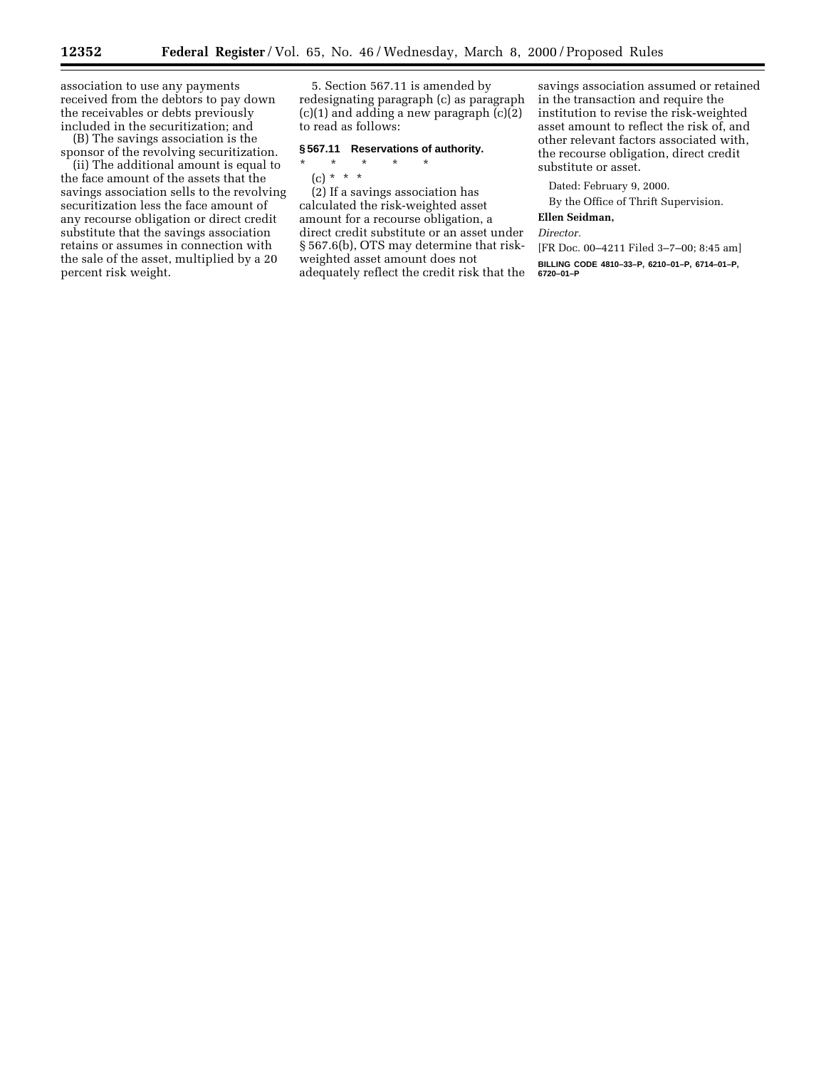association to use any payments received from the debtors to pay down the receivables or debts previously included in the securitization; and

(B) The savings association is the sponsor of the revolving securitization.

(ii) The additional amount is equal to the face amount of the assets that the savings association sells to the revolving securitization less the face amount of any recourse obligation or direct credit substitute that the savings association retains or assumes in connection with the sale of the asset, multiplied by a 20 percent risk weight.

5. Section 567.11 is amended by redesignating paragraph (c) as paragraph (c)(1) and adding a new paragraph (c)(2) to read as follows:

### § 567.11 Reservations of authority.

\* \* \* \* \*

(c) \* \* \*

(2) If a savings association has calculated the risk-weighted asset amount for a recourse obligation, a direct credit substitute or an asset under § 567.6(b), OTS may determine that risk-weighted asset amount does not adequately reflect the credit risk that the savings association assumed or retained in the transaction and require the institution to revise the risk-weighted asset amount to reflect the risk of, and other relevant factors associated with, the recourse obligation, direct credit substitute or asset.

Dated: February 9, 2000.

By the Office of Thrift Supervision.

**Ellen Seidman,**

*Director.*

[FR Doc. 00–4211 Filed 3–7–00; 8:45 am]

**BILLING CODE 4810–33–P, 6210–01–P, 6714–01–P, 6720–01–P**